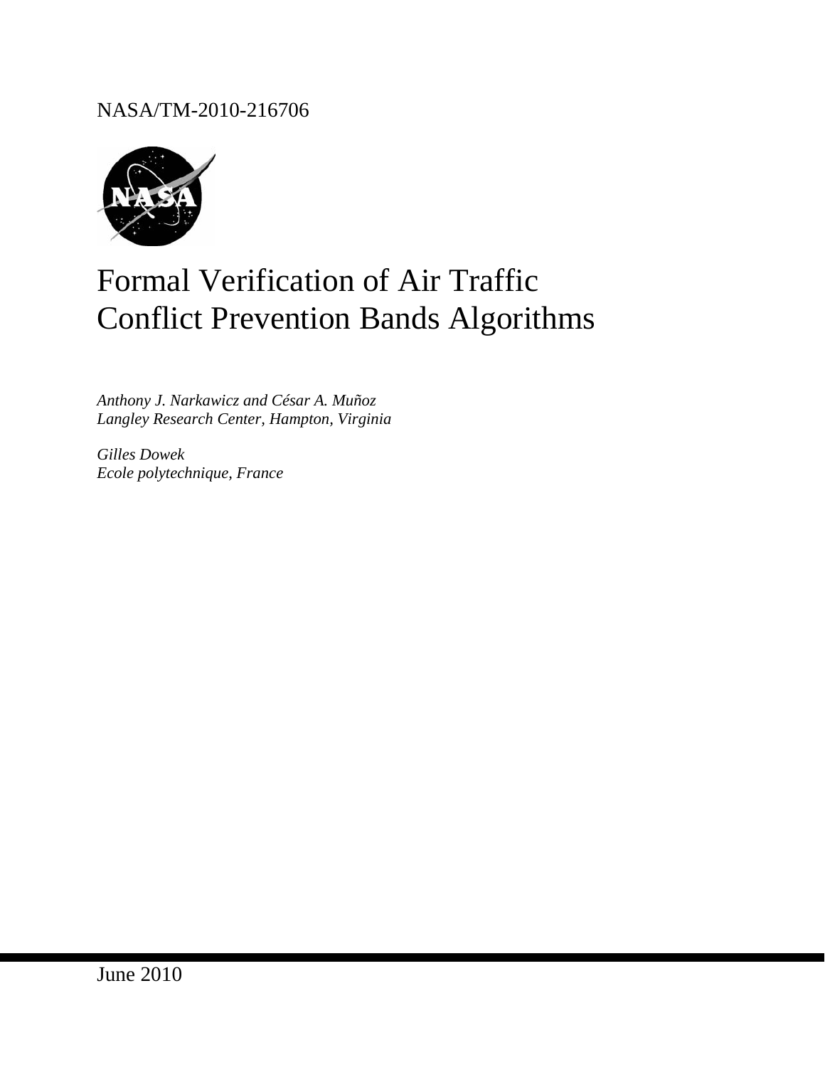NASA/TM-2010-216706

# Formal Verification of Air Traffic Conflict Prevention Bands Algorithms

*Anthony J. Narkawicz and César A. Muñoz*
*Langley Research Center, Hampton, Virginia*

*Gilles Dowek*
*Ecole polytechnique, France*

June 2010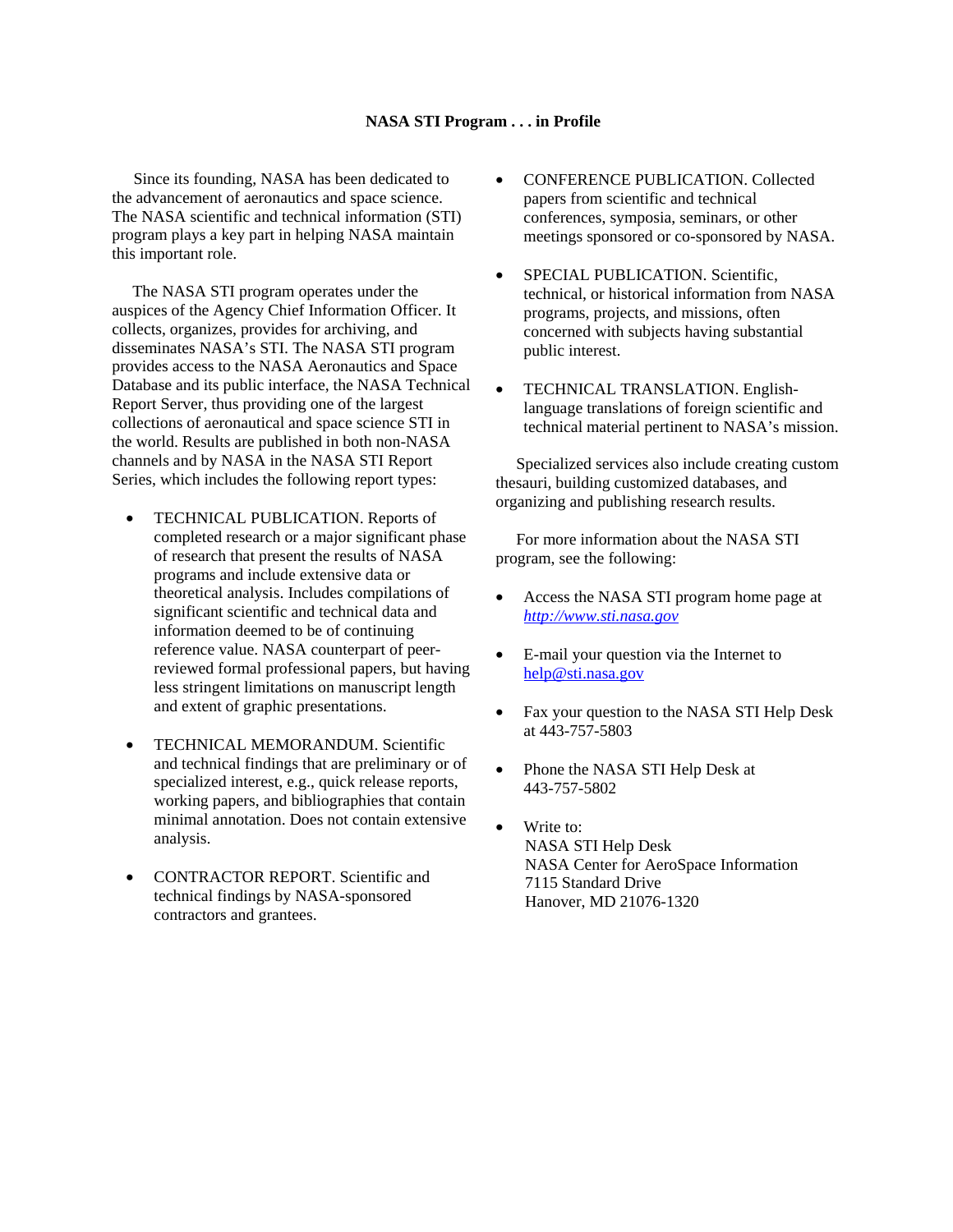## NASA STI Program . . . in Profile

Since its founding, NASA has been dedicated to the advancement of aeronautics and space science. The NASA scientific and technical information (STI) program plays a key part in helping NASA maintain this important role.

The NASA STI program operates under the auspices of the Agency Chief Information Officer. It collects, organizes, provides for archiving, and disseminates NASA's STI. The NASA STI program provides access to the NASA Aeronautics and Space Database and its public interface, the NASA Technical Report Server, thus providing one of the largest collections of aeronautical and space science STI in the world. Results are published in both non-NASA channels and by NASA in the NASA STI Report Series, which includes the following report types:

- TECHNICAL PUBLICATION. Reports of completed research or a major significant phase of research that present the results of NASA programs and include extensive data or theoretical analysis. Includes compilations of significant scientific and technical data and information deemed to be of continuing reference value. NASA counterpart of peer-reviewed formal professional papers, but having less stringent limitations on manuscript length and extent of graphic presentations.

- TECHNICAL MEMORANDUM. Scientific and technical findings that are preliminary or of specialized interest, e.g., quick release reports, working papers, and bibliographies that contain minimal annotation. Does not contain extensive analysis.

- CONTRACTOR REPORT. Scientific and technical findings by NASA-sponsored contractors and grantees.

- CONFERENCE PUBLICATION. Collected papers from scientific and technical conferences, symposia, seminars, or other meetings sponsored or co-sponsored by NASA.

- SPECIAL PUBLICATION. Scientific, technical, or historical information from NASA programs, projects, and missions, often concerned with subjects having substantial public interest.

- TECHNICAL TRANSLATION. English-language translations of foreign scientific and technical material pertinent to NASA's mission.

Specialized services also include creating custom thesauri, building customized databases, and organizing and publishing research results.

For more information about the NASA STI program, see the following:

- Access the NASA STI program home page at *http://www.sti.nasa.gov*

- E-mail your question via the Internet to help@sti.nasa.gov

- Fax your question to the NASA STI Help Desk at 443-757-5803

- Phone the NASA STI Help Desk at 443-757-5802

- Write to:
  NASA STI Help Desk
  NASA Center for AeroSpace Information
  7115 Standard Drive
  Hanover, MD 21076-1320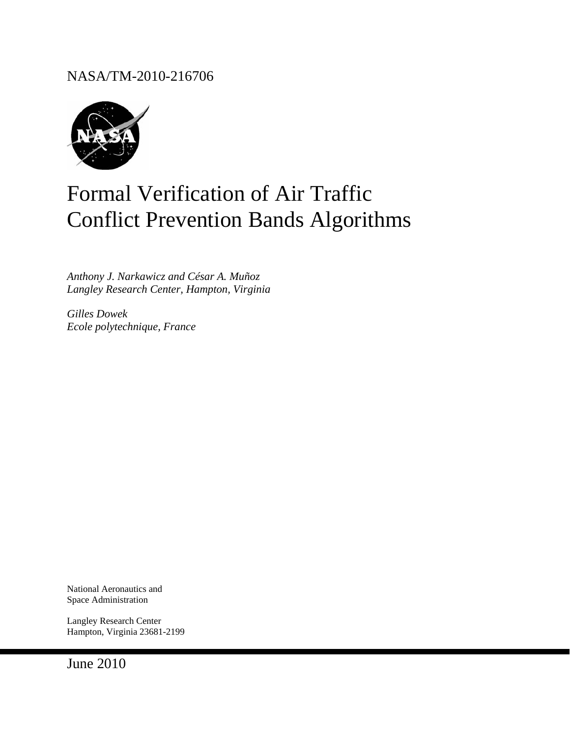NASA/TM-2010-216706

# Formal Verification of Air Traffic Conflict Prevention Bands Algorithms

*Anthony J. Narkawicz and César A. Muñoz*
*Langley Research Center, Hampton, Virginia*

*Gilles Dowek*
*Ecole polytechnique, France*

National Aeronautics and
Space Administration

Langley Research Center
Hampton, Virginia 23681-2199

June 2010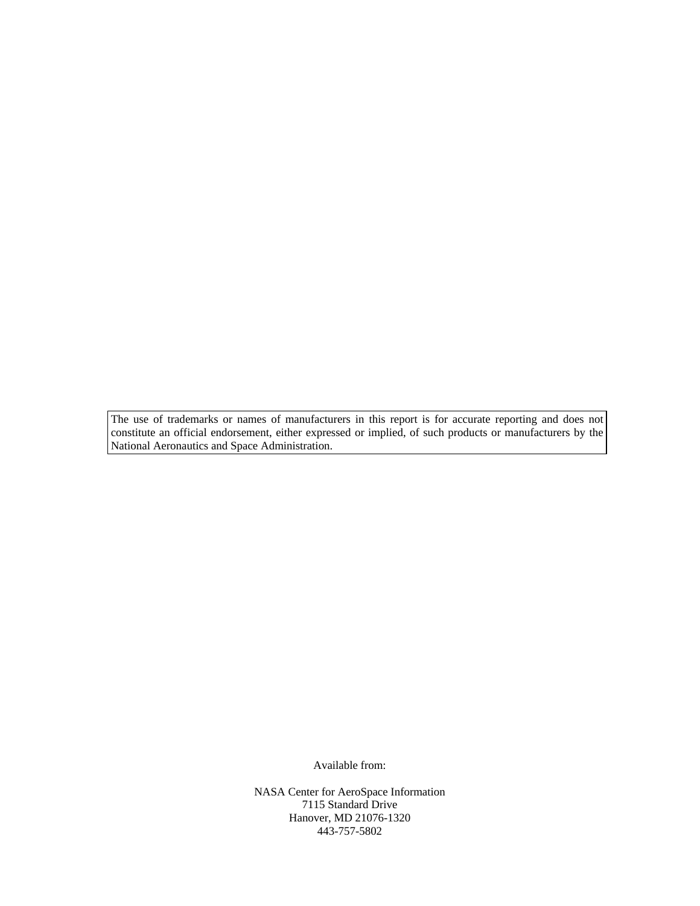The use of trademarks or names of manufacturers in this report is for accurate reporting and does not constitute an official endorsement, either expressed or implied, of such products or manufacturers by the National Aeronautics and Space Administration.

Available from:

NASA Center for AeroSpace Information
7115 Standard Drive
Hanover, MD 21076-1320
443-757-5802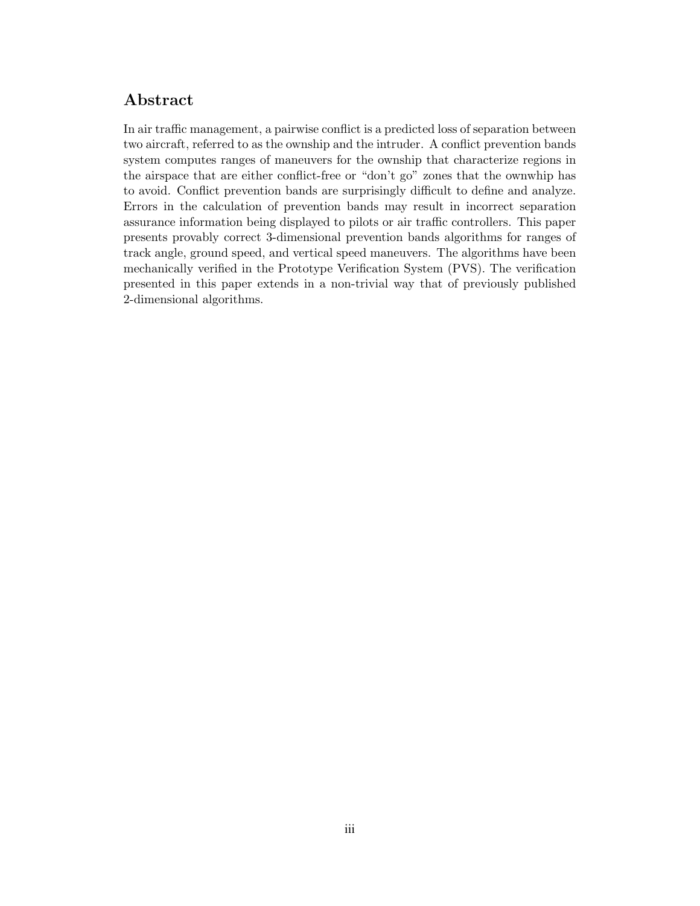## Abstract

In air traffic management, a pairwise conflict is a predicted loss of separation between two aircraft, referred to as the ownship and the intruder. A conflict prevention bands system computes ranges of maneuvers for the ownship that characterize regions in the airspace that are either conflict-free or "don't go" zones that the ownwhip has to avoid. Conflict prevention bands are surprisingly difficult to define and analyze. Errors in the calculation of prevention bands may result in incorrect separation assurance information being displayed to pilots or air traffic controllers. This paper presents provably correct 3-dimensional prevention bands algorithms for ranges of track angle, ground speed, and vertical speed maneuvers. The algorithms have been mechanically verified in the Prototype Verification System (PVS). The verification presented in this paper extends in a non-trivial way that of previously published 2-dimensional algorithms.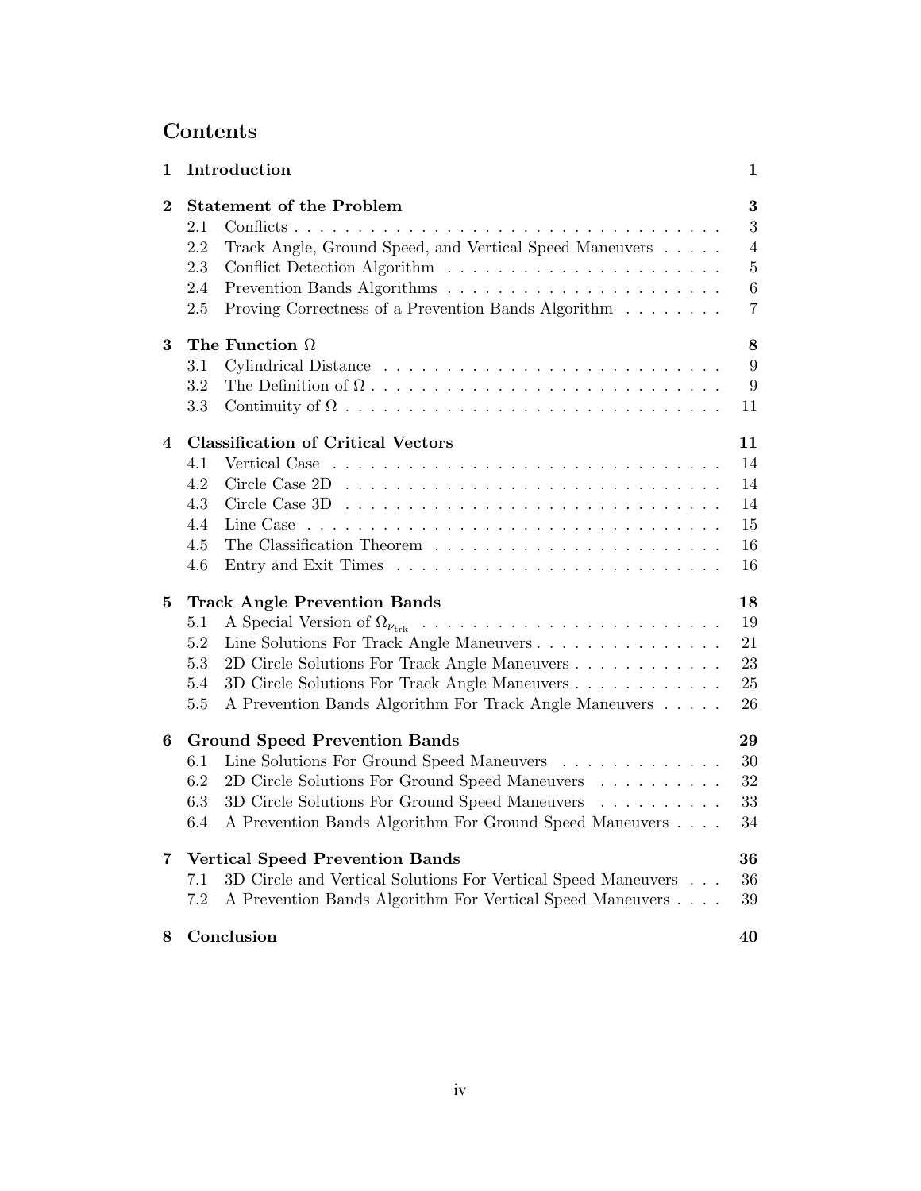# Contents

| | | |
|---|---|---|
| **1** | **Introduction** | **1** |
| **2** | **Statement of the Problem** | **3** |
| 2.1 | Conflicts | 3 |
| 2.2 | Track Angle, Ground Speed, and Vertical Speed Maneuvers | 4 |
| 2.3 | Conflict Detection Algorithm | 5 |
| 2.4 | Prevention Bands Algorithms | 6 |
| 2.5 | Proving Correctness of a Prevention Bands Algorithm | 7 |
| **3** | **The Function $\Omega$** | **8** |
| 3.1 | Cylindrical Distance | 9 |
| 3.2 | The Definition of $\Omega$ | 9 |
| 3.3 | Continuity of $\Omega$ | 11 |
| **4** | **Classification of Critical Vectors** | **11** |
| 4.1 | Vertical Case | 14 |
| 4.2 | Circle Case 2D | 14 |
| 4.3 | Circle Case 3D | 14 |
| 4.4 | Line Case | 15 |
| 4.5 | The Classification Theorem | 16 |
| 4.6 | Entry and Exit Times | 16 |
| **5** | **Track Angle Prevention Bands** | **18** |
| 5.1 | A Special Version of $\Omega_{\nu_{\mathrm{trk}}}$ | 19 |
| 5.2 | Line Solutions For Track Angle Maneuvers | 21 |
| 5.3 | 2D Circle Solutions For Track Angle Maneuvers | 23 |
| 5.4 | 3D Circle Solutions For Track Angle Maneuvers | 25 |
| 5.5 | A Prevention Bands Algorithm For Track Angle Maneuvers | 26 |
| **6** | **Ground Speed Prevention Bands** | **29** |
| 6.1 | Line Solutions For Ground Speed Maneuvers | 30 |
| 6.2 | 2D Circle Solutions For Ground Speed Maneuvers | 32 |
| 6.3 | 3D Circle Solutions For Ground Speed Maneuvers | 33 |
| 6.4 | A Prevention Bands Algorithm For Ground Speed Maneuvers | 34 |
| **7** | **Vertical Speed Prevention Bands** | **36** |
| 7.1 | 3D Circle and Vertical Solutions For Vertical Speed Maneuvers | 36 |
| 7.2 | A Prevention Bands Algorithm For Vertical Speed Maneuvers | 39 |
| **8** | **Conclusion** | **40** |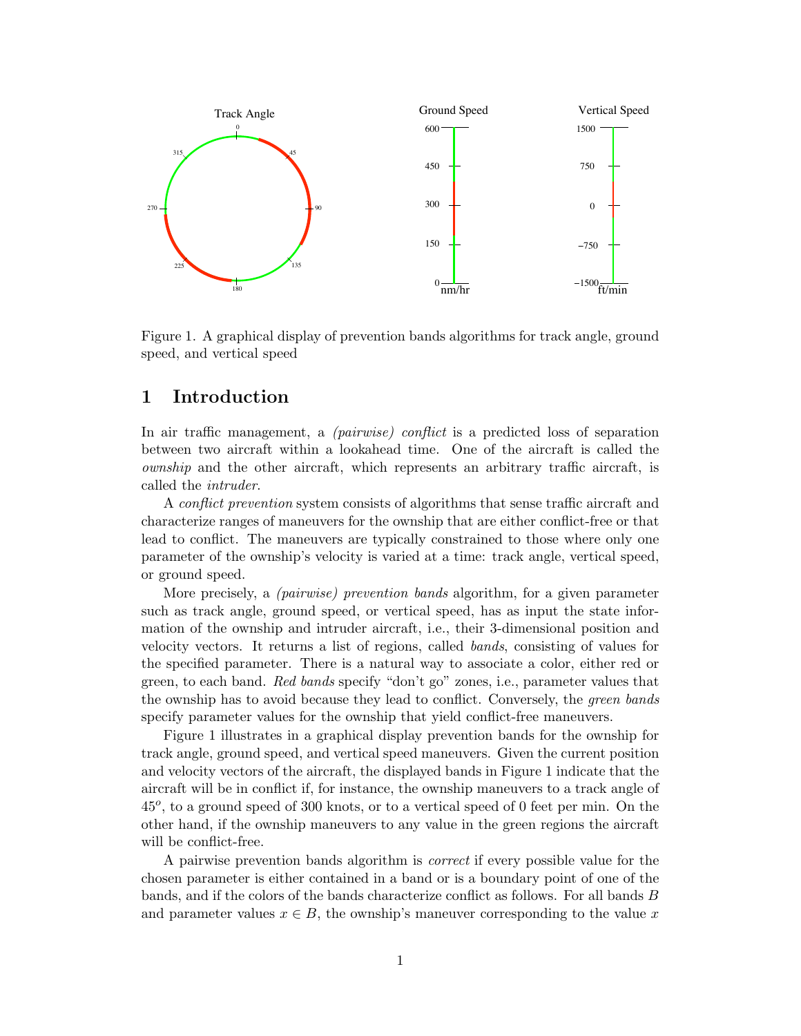Figure 1. A graphical display of prevention bands algorithms for track angle, ground speed, and vertical speed

## 1 Introduction

In air traffic management, a *(pairwise) conflict* is a predicted loss of separation between two aircraft within a lookahead time. One of the aircraft is called the *ownship* and the other aircraft, which represents an arbitrary traffic aircraft, is called the *intruder*.

A *conflict prevention* system consists of algorithms that sense traffic aircraft and characterize ranges of maneuvers for the ownship that are either conflict-free or that lead to conflict. The maneuvers are typically constrained to those where only one parameter of the ownship's velocity is varied at a time: track angle, vertical speed, or ground speed.

More precisely, a *(pairwise) prevention bands* algorithm, for a given parameter such as track angle, ground speed, or vertical speed, has as input the state information of the ownship and intruder aircraft, i.e., their 3-dimensional position and velocity vectors. It returns a list of regions, called *bands*, consisting of values for the specified parameter. There is a natural way to associate a color, either red or green, to each band. *Red bands* specify "don't go" zones, i.e., parameter values that the ownship has to avoid because they lead to conflict. Conversely, the *green bands* specify parameter values for the ownship that yield conflict-free maneuvers.

Figure 1 illustrates in a graphical display prevention bands for the ownship for track angle, ground speed, and vertical speed maneuvers. Given the current position and velocity vectors of the aircraft, the displayed bands in Figure 1 indicate that the aircraft will be in conflict if, for instance, the ownship maneuvers to a track angle of $45^o$, to a ground speed of 300 knots, or to a vertical speed of 0 feet per min. On the other hand, if the ownship maneuvers to any value in the green regions the aircraft will be conflict-free.

A pairwise prevention bands algorithm is *correct* if every possible value for the chosen parameter is either contained in a band or is a boundary point of one of the bands, and if the colors of the bands characterize conflict as follows. For all bands $B$ and parameter values $x \in B$, the ownship's maneuver corresponding to the value $x$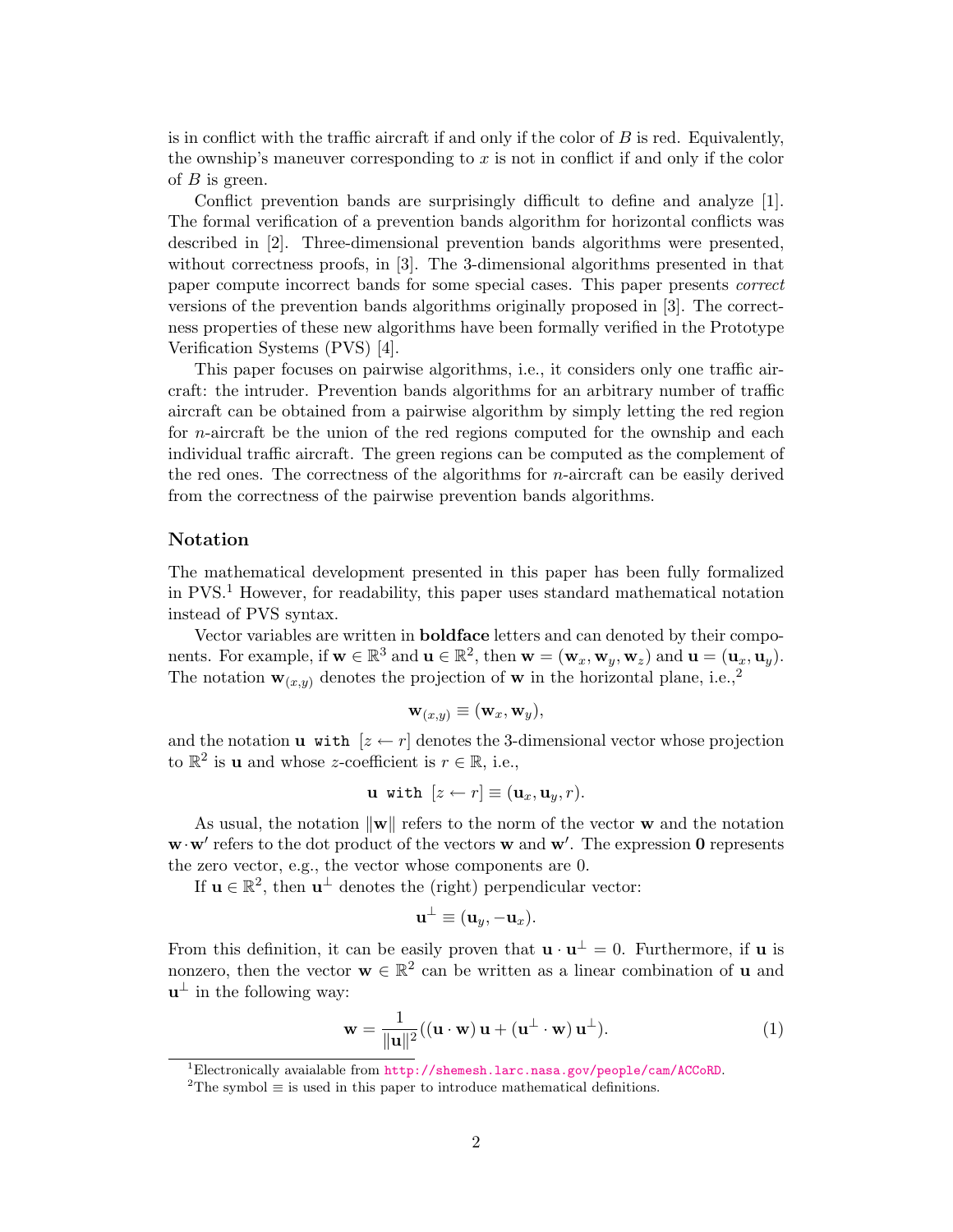is in conflict with the traffic aircraft if and only if the color of $B$ is red. Equivalently, the ownship's maneuver corresponding to $x$ is not in conflict if and only if the color of $B$ is green.

Conflict prevention bands are surprisingly difficult to define and analyze [1]. The formal verification of a prevention bands algorithm for horizontal conflicts was described in [2]. Three-dimensional prevention bands algorithms were presented, without correctness proofs, in [3]. The 3-dimensional algorithms presented in that paper compute incorrect bands for some special cases. This paper presents *correct* versions of the prevention bands algorithms originally proposed in [3]. The correctness properties of these new algorithms have been formally verified in the Prototype Verification Systems (PVS) [4].

This paper focuses on pairwise algorithms, i.e., it considers only one traffic aircraft: the intruder. Prevention bands algorithms for an arbitrary number of traffic aircraft can be obtained from a pairwise algorithm by simply letting the red region for $n$-aircraft be the union of the red regions computed for the ownship and each individual traffic aircraft. The green regions can be computed as the complement of the red ones. The correctness of the algorithms for $n$-aircraft can be easily derived from the correctness of the pairwise prevention bands algorithms.

## Notation

The mathematical development presented in this paper has been fully formalized in PVS.[1] However, for readability, this paper uses standard mathematical notation instead of PVS syntax.

Vector variables are written in **boldface** letters and can denoted by their components. For example, if $\mathbf{w} \in \mathbb{R}^3$ and $\mathbf{u} \in \mathbb{R}^2$, then $\mathbf{w} = (\mathbf{w}_x, \mathbf{w}_y, \mathbf{w}_z)$ and $\mathbf{u} = (\mathbf{u}_x, \mathbf{u}_y)$. The notation $\mathbf{w}_{(x,y)}$ denotes the projection of $\mathbf{w}$ in the horizontal plane, i.e.,[2]

$$\mathbf{w}_{(x,y)} \equiv (\mathbf{w}_x, \mathbf{w}_y),$$

and the notation $\mathbf{u}$ `with` $[z \leftarrow r]$ denotes the 3-dimensional vector whose projection to $\mathbb{R}^2$ is $\mathbf{u}$ and whose $z$-coefficient is $r \in \mathbb{R}$, i.e.,

$$\mathbf{u} \texttt{ with } [z \leftarrow r] \equiv (\mathbf{u}_x, \mathbf{u}_y, r).$$

As usual, the notation $\|\mathbf{w}\|$ refers to the norm of the vector $\mathbf{w}$ and the notation $\mathbf{w} \cdot \mathbf{w}'$ refers to the dot product of the vectors $\mathbf{w}$ and $\mathbf{w}'$. The expression $\mathbf{0}$ represents the zero vector, e.g., the vector whose components are 0.

If $\mathbf{u} \in \mathbb{R}^2$, then $\mathbf{u}^\perp$ denotes the (right) perpendicular vector:

$$\mathbf{u}^\perp \equiv (\mathbf{u}_y, -\mathbf{u}_x).$$

From this definition, it can be easily proven that $\mathbf{u} \cdot \mathbf{u}^\perp = 0$. Furthermore, if $\mathbf{u}$ is nonzero, then the vector $\mathbf{w} \in \mathbb{R}^2$ can be written as a linear combination of $\mathbf{u}$ and $\mathbf{u}^\perp$ in the following way:

$$\mathbf{w} = \frac{1}{\|\mathbf{u}\|^2}((\mathbf{u} \cdot \mathbf{w})\,\mathbf{u} + (\mathbf{u}^\perp \cdot \mathbf{w})\,\mathbf{u}^\perp). \tag{1}$$

[1] Electronically avaialable from http://shemesh.larc.nasa.gov/people/cam/ACCoRD.

[2] The symbol $\equiv$ is used in this paper to introduce mathematical definitions.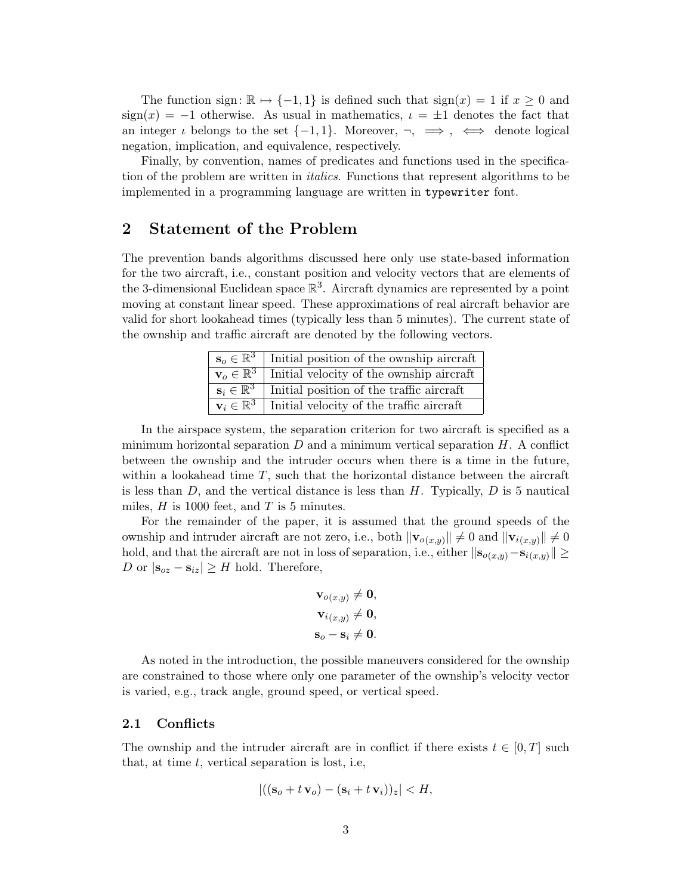The function sign: $\mathbb{R} \mapsto \{-1, 1\}$ is defined such that $\text{sign}(x) = 1$ if $x \geq 0$ and $\text{sign}(x) = -1$ otherwise. As usual in mathematics, $\iota = \pm 1$ denotes the fact that an integer $\iota$ belongs to the set $\{-1, 1\}$. Moreover, $\neg$, $\implies$, $\iff$ denote logical negation, implication, and equivalence, respectively.

Finally, by convention, names of predicates and functions used in the specification of the problem are written in *italics*. Functions that represent algorithms to be implemented in a programming language are written in `typewriter` font.

## 2 Statement of the Problem

The prevention bands algorithms discussed here only use state-based information for the two aircraft, i.e., constant position and velocity vectors that are elements of the 3-dimensional Euclidean space $\mathbb{R}^3$. Aircraft dynamics are represented by a point moving at constant linear speed. These approximations of real aircraft behavior are valid for short lookahead times (typically less than 5 minutes). The current state of the ownship and traffic aircraft are denoted by the following vectors.

| | |
|---|---|
| $\mathbf{s}_o \in \mathbb{R}^3$ | Initial position of the ownship aircraft |
| $\mathbf{v}_o \in \mathbb{R}^3$ | Initial velocity of the ownship aircraft |
| $\mathbf{s}_i \in \mathbb{R}^3$ | Initial position of the traffic aircraft |
| $\mathbf{v}_i \in \mathbb{R}^3$ | Initial velocity of the traffic aircraft |

In the airspace system, the separation criterion for two aircraft is specified as a minimum horizontal separation $D$ and a minimum vertical separation $H$. A conflict between the ownship and the intruder occurs when there is a time in the future, within a lookahead time $T$, such that the horizontal distance between the aircraft is less than $D$, and the vertical distance is less than $H$. Typically, $D$ is 5 nautical miles, $H$ is 1000 feet, and $T$ is 5 minutes.

For the remainder of the paper, it is assumed that the ground speeds of the ownship and intruder aircraft are not zero, i.e., both $\|\mathbf{v}_{o(x,y)}\| \neq 0$ and $\|\mathbf{v}_{i(x,y)}\| \neq 0$ hold, and that the aircraft are not in loss of separation, i.e., either $\|\mathbf{s}_{o(x,y)} - \mathbf{s}_{i(x,y)}\| \geq D$ or $|\mathbf{s}_{oz} - \mathbf{s}_{iz}| \geq H$ hold. Therefore,

$$
\begin{aligned}
\mathbf{v}_{o(x,y)} &\neq \mathbf{0}, \\
\mathbf{v}_{i(x,y)} &\neq \mathbf{0}, \\
\mathbf{s}_o - \mathbf{s}_i &\neq \mathbf{0}.
\end{aligned}
$$

As noted in the introduction, the possible maneuvers considered for the ownship are constrained to those where only one parameter of the ownship's velocity vector is varied, e.g., track angle, ground speed, or vertical speed.

### 2.1 Conflicts

The ownship and the intruder aircraft are in conflict if there exists $t \in [0, T]$ such that, at time $t$, vertical separation is lost, i.e,

$$
|((\mathbf{s}_o + t\,\mathbf{v}_o) - (\mathbf{s}_i + t\,\mathbf{v}_i))_z| < H,
$$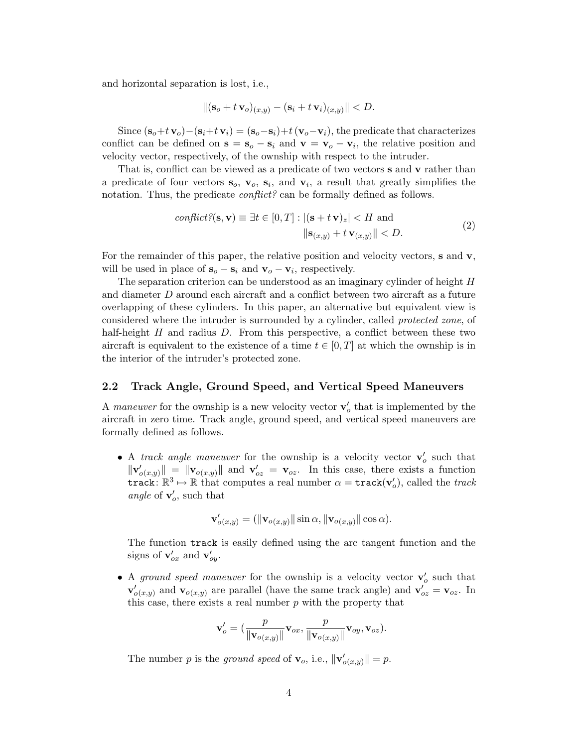and horizontal separation is lost, i.e.,

$$\|(\mathbf{s}_o + t\,\mathbf{v}_o)_{(x,y)} - (\mathbf{s}_i + t\,\mathbf{v}_i)_{(x,y)}\| < D.$$

Since $(\mathbf{s}_o + t\,\mathbf{v}_o) - (\mathbf{s}_i + t\,\mathbf{v}_i) = (\mathbf{s}_o - \mathbf{s}_i) + t\,(\mathbf{v}_o - \mathbf{v}_i)$, the predicate that characterizes conflict can be defined on $\mathbf{s} = \mathbf{s}_o - \mathbf{s}_i$ and $\mathbf{v} = \mathbf{v}_o - \mathbf{v}_i$, the relative position and velocity vector, respectively, of the ownship with respect to the intruder.

That is, conflict can be viewed as a predicate of two vectors $\mathbf{s}$ and $\mathbf{v}$ rather than a predicate of four vectors $\mathbf{s}_o$, $\mathbf{v}_o$, $\mathbf{s}_i$, and $\mathbf{v}_i$, a result that greatly simplifies the notation. Thus, the predicate *conflict?* can be formally defined as follows.

$$\begin{aligned} \textit{conflict?}(\mathbf{s}, \mathbf{v}) \equiv \exists t \in [0, T] : & |(\mathbf{s} + t\,\mathbf{v})_z| < H \text{ and} \\ & \|\mathbf{s}_{(x,y)} + t\,\mathbf{v}_{(x,y)}\| < D. \end{aligned} \tag{2}$$

For the remainder of this paper, the relative position and velocity vectors, $\mathbf{s}$ and $\mathbf{v}$, will be used in place of $\mathbf{s}_o - \mathbf{s}_i$ and $\mathbf{v}_o - \mathbf{v}_i$, respectively.

The separation criterion can be understood as an imaginary cylinder of height $H$ and diameter $D$ around each aircraft and a conflict between two aircraft as a future overlapping of these cylinders. In this paper, an alternative but equivalent view is considered where the intruder is surrounded by a cylinder, called *protected zone*, of half-height $H$ and radius $D$. From this perspective, a conflict between these two aircraft is equivalent to the existence of a time $t \in [0, T]$ at which the ownship is in the interior of the intruder's protected zone.

### 2.2 Track Angle, Ground Speed, and Vertical Speed Maneuvers

A *maneuver* for the ownship is a new velocity vector $\mathbf{v}'_o$ that is implemented by the aircraft in zero time. Track angle, ground speed, and vertical speed maneuvers are formally defined as follows.

- A *track angle maneuver* for the ownship is a velocity vector $\mathbf{v}'_o$ such that $\|\mathbf{v}'_{o(x,y)}\| = \|\mathbf{v}_{o(x,y)}\|$ and $\mathbf{v}'_{oz} = \mathbf{v}_{oz}$. In this case, there exists a function $\texttt{track}\colon \mathbb{R}^3 \mapsto \mathbb{R}$ that computes a real number $\alpha = \texttt{track}(\mathbf{v}'_o)$, called the *track angle* of $\mathbf{v}'_o$, such that

$$\mathbf{v}'_{o(x,y)} = (\|\mathbf{v}_{o(x,y)}\| \sin\alpha, \|\mathbf{v}_{o(x,y)}\| \cos\alpha).$$

  The function `track` is easily defined using the arc tangent function and the signs of $\mathbf{v}'_{ox}$ and $\mathbf{v}'_{oy}$.

- A *ground speed maneuver* for the ownship is a velocity vector $\mathbf{v}'_o$ such that $\mathbf{v}'_{o(x,y)}$ and $\mathbf{v}_{o(x,y)}$ are parallel (have the same track angle) and $\mathbf{v}'_{oz} = \mathbf{v}_{oz}$. In this case, there exists a real number $p$ with the property that

$$\mathbf{v}'_o = (\frac{p}{\|\mathbf{v}_{o(x,y)}\|}\mathbf{v}_{ox}, \frac{p}{\|\mathbf{v}_{o(x,y)}\|}\mathbf{v}_{oy}, \mathbf{v}_{oz}).$$

  The number $p$ is the *ground speed* of $\mathbf{v}_o$, i.e., $\|\mathbf{v}'_{o(x,y)}\| = p$.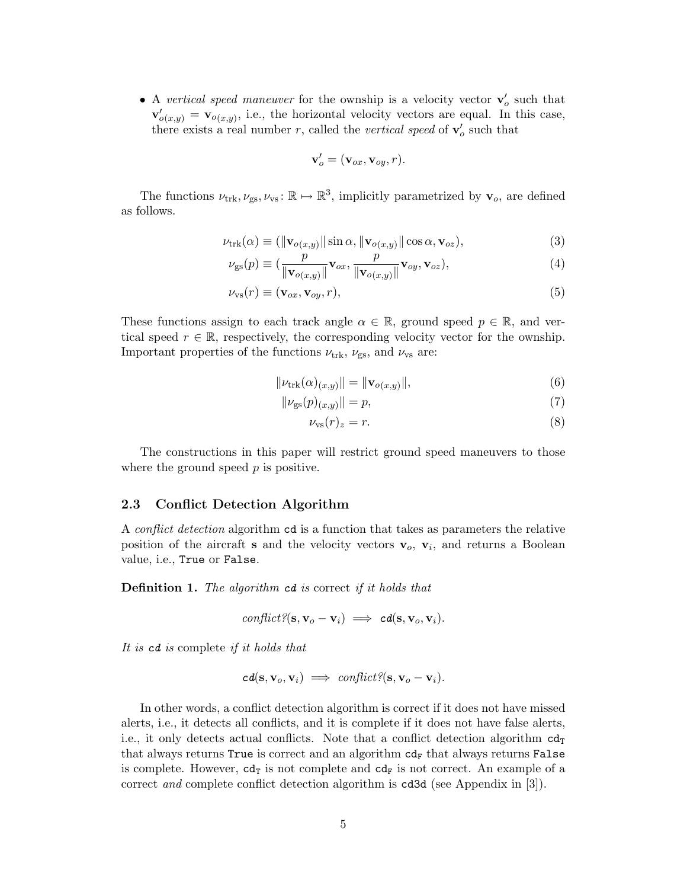- A *vertical speed maneuver* for the ownship is a velocity vector $\mathbf{v}'_o$ such that $\mathbf{v}'_{o(x,y)} = \mathbf{v}_{o(x,y)}$, i.e., the horizontal velocity vectors are equal. In this case, there exists a real number $r$, called the *vertical speed* of $\mathbf{v}'_o$ such that

$$\mathbf{v}'_o = (\mathbf{v}_{ox}, \mathbf{v}_{oy}, r).$$

The functions $\nu_{\text{trk}}, \nu_{\text{gs}}, \nu_{\text{vs}} \colon \mathbb{R} \mapsto \mathbb{R}^3$, implicitly parametrized by $\mathbf{v}_o$, are defined as follows.

$$\nu_{\text{trk}}(\alpha) \equiv (\|\mathbf{v}_{o(x,y)}\| \sin\alpha, \|\mathbf{v}_{o(x,y)}\| \cos\alpha, \mathbf{v}_{oz}), \tag{3}$$

$$\nu_{\text{gs}}(p) \equiv (\frac{p}{\|\mathbf{v}_{o(x,y)}\|}\mathbf{v}_{ox}, \frac{p}{\|\mathbf{v}_{o(x,y)}\|}\mathbf{v}_{oy}, \mathbf{v}_{oz}), \tag{4}$$

$$\nu_{\text{vs}}(r) \equiv (\mathbf{v}_{ox}, \mathbf{v}_{oy}, r), \tag{5}$$

These functions assign to each track angle $\alpha \in \mathbb{R}$, ground speed $p \in \mathbb{R}$, and vertical speed $r \in \mathbb{R}$, respectively, the corresponding velocity vector for the ownship. Important properties of the functions $\nu_{\text{trk}}$, $\nu_{\text{gs}}$, and $\nu_{\text{vs}}$ are:

$$\|\nu_{\text{trk}}(\alpha)_{(x,y)}\| = \|\mathbf{v}_{o(x,y)}\|, \tag{6}$$

$$\|\nu_{\text{gs}}(p)_{(x,y)}\| = p, \tag{7}$$

$$\nu_{\text{vs}}(r)_z = r. \tag{8}$$

The constructions in this paper will restrict ground speed maneuvers to those where the ground speed $p$ is positive.

### 2.3 Conflict Detection Algorithm

A *conflict detection* algorithm `cd` is a function that takes as parameters the relative position of the aircraft $\mathbf{s}$ and the velocity vectors $\mathbf{v}_o$, $\mathbf{v}_i$, and returns a Boolean value, i.e., `True` or `False`.

**Definition 1.** *The algorithm* `cd` *is* correct *if it holds that*

$$\textit{conflict?}(\mathbf{s}, \mathbf{v}_o - \mathbf{v}_i) \implies \texttt{cd}(\mathbf{s}, \mathbf{v}_o, \mathbf{v}_i).$$

*It is* `cd` *is* complete *if it holds that*

$$\texttt{cd}(\mathbf{s}, \mathbf{v}_o, \mathbf{v}_i) \implies \textit{conflict?}(\mathbf{s}, \mathbf{v}_o - \mathbf{v}_i).$$

In other words, a conflict detection algorithm is correct if it does not have missed alerts, i.e., it detects all conflicts, and it is complete if it does not have false alerts, i.e., it only detects actual conflicts. Note that a conflict detection algorithm $\texttt{cd}_\texttt{T}$ that always returns `True` is correct and an algorithm $\texttt{cd}_\texttt{F}$ that always returns `False` is complete. However, $\texttt{cd}_\texttt{T}$ is not complete and $\texttt{cd}_\texttt{F}$ is not correct. An example of a correct *and* complete conflict detection algorithm is `cd3d` (see Appendix in [3]).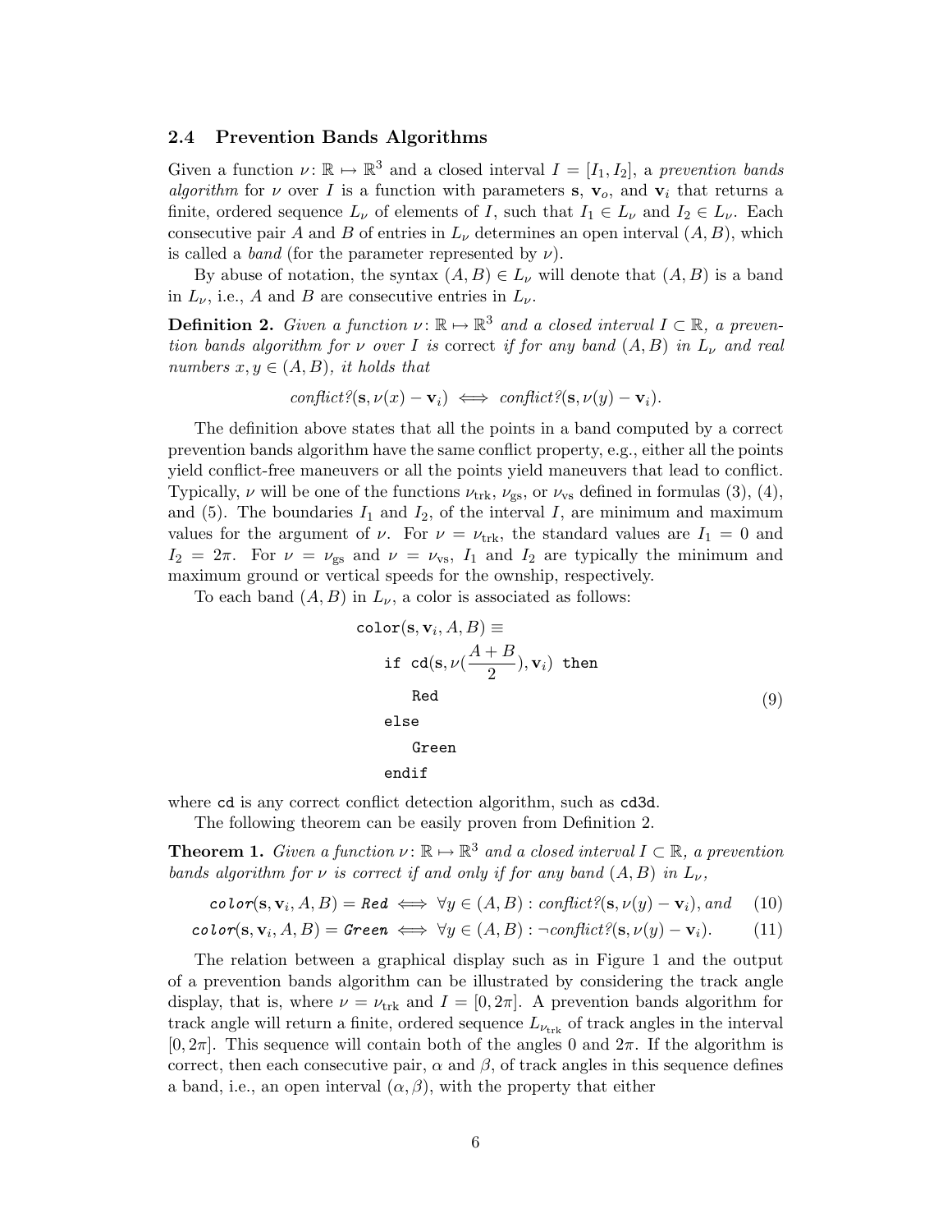### 2.4 Prevention Bands Algorithms

Given a function $\nu\colon \mathbb{R} \mapsto \mathbb{R}^3$ and a closed interval $I = [I_1, I_2]$, a *prevention bands algorithm* for $\nu$ over $I$ is a function with parameters $\mathbf{s}$, $\mathbf{v}_o$, and $\mathbf{v}_i$ that returns a finite, ordered sequence $L_\nu$ of elements of $I$, such that $I_1 \in L_\nu$ and $I_2 \in L_\nu$. Each consecutive pair $A$ and $B$ of entries in $L_\nu$ determines an open interval $(A, B)$, which is called a *band* (for the parameter represented by $\nu$).

By abuse of notation, the syntax $(A, B) \in L_\nu$ will denote that $(A, B)$ is a band in $L_\nu$, i.e., $A$ and $B$ are consecutive entries in $L_\nu$.

**Definition 2.** *Given a function $\nu\colon \mathbb{R} \mapsto \mathbb{R}^3$ and a closed interval $I \subset \mathbb{R}$, a prevention bands algorithm for $\nu$ over $I$ is* correct *if for any band $(A, B)$ in $L_\nu$ and real numbers $x, y \in (A, B)$, it holds that*

$$conflict?(\mathbf{s}, \nu(x) - \mathbf{v}_i) \iff conflict?(\mathbf{s}, \nu(y) - \mathbf{v}_i).$$

The definition above states that all the points in a band computed by a correct prevention bands algorithm have the same conflict property, e.g., either all the points yield conflict-free maneuvers or all the points yield maneuvers that lead to conflict. Typically, $\nu$ will be one of the functions $\nu_{\text{trk}}$, $\nu_{\text{gs}}$, or $\nu_{\text{vs}}$ defined in formulas (3), (4), and (5). The boundaries $I_1$ and $I_2$, of the interval $I$, are minimum and maximum values for the argument of $\nu$. For $\nu = \nu_{\text{trk}}$, the standard values are $I_1 = 0$ and $I_2 = 2\pi$. For $\nu = \nu_{\text{gs}}$ and $\nu = \nu_{\text{vs}}$, $I_1$ and $I_2$ are typically the minimum and maximum ground or vertical speeds for the ownship, respectively.

To each band $(A, B)$ in $L_\nu$, a color is associated as follows:

$$\begin{array}{l}
\texttt{color}(\mathbf{s}, \mathbf{v}_i, A, B) \equiv \\
\quad \texttt{if } \texttt{cd}(\mathbf{s}, \nu(\frac{A+B}{2}), \mathbf{v}_i) \texttt{ then} \\
\quad\quad \texttt{Red} \\
\quad \texttt{else} \\
\quad\quad \texttt{Green} \\
\quad \texttt{endif}
\end{array} \tag{9}$$

where `cd` is any correct conflict detection algorithm, such as `cd3d`.

The following theorem can be easily proven from Definition 2.

**Theorem 1.** *Given a function $\nu\colon \mathbb{R} \mapsto \mathbb{R}^3$ and a closed interval $I \subset \mathbb{R}$, a prevention bands algorithm for $\nu$ is correct if and only if for any band $(A, B)$ in $L_\nu$,*

$$\texttt{color}(\mathbf{s}, \mathbf{v}_i, A, B) = \texttt{Red} \iff \forall y \in (A, B) : conflict?(\mathbf{s}, \nu(y) - \mathbf{v}_i), \text{ and} \tag{10}$$

$$\texttt{color}(\mathbf{s}, \mathbf{v}_i, A, B) = \texttt{Green} \iff \forall y \in (A, B) : \neg conflict?(\mathbf{s}, \nu(y) - \mathbf{v}_i). \tag{11}$$

The relation between a graphical display such as in Figure 1 and the output of a prevention bands algorithm can be illustrated by considering the track angle display, that is, where $\nu = \nu_{\text{trk}}$ and $I = [0, 2\pi]$. A prevention bands algorithm for track angle will return a finite, ordered sequence $L_{\nu_{\text{trk}}}$ of track angles in the interval $[0, 2\pi]$. This sequence will contain both of the angles 0 and $2\pi$. If the algorithm is correct, then each consecutive pair, $\alpha$ and $\beta$, of track angles in this sequence defines a band, i.e., an open interval $(\alpha, \beta)$, with the property that either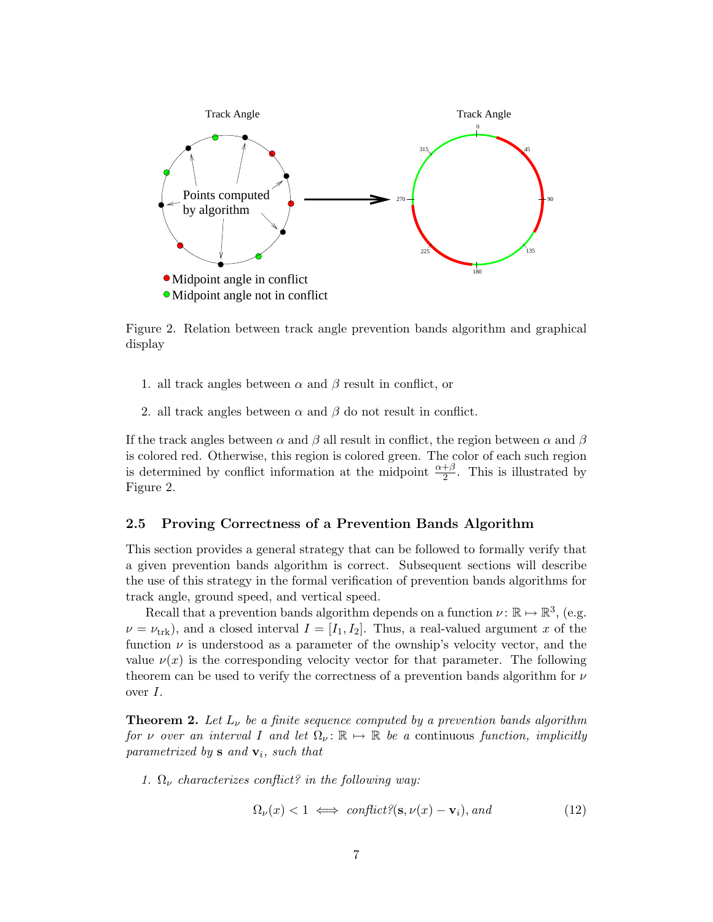Figure 2. Relation between track angle prevention bands algorithm and graphical display

1. all track angles between $\alpha$ and $\beta$ result in conflict, or
2. all track angles between $\alpha$ and $\beta$ do not result in conflict.

If the track angles between $\alpha$ and $\beta$ all result in conflict, the region between $\alpha$ and $\beta$ is colored red. Otherwise, this region is colored green. The color of each such region is determined by conflict information at the midpoint $\frac{\alpha+\beta}{2}$. This is illustrated by Figure 2.

### 2.5 Proving Correctness of a Prevention Bands Algorithm

This section provides a general strategy that can be followed to formally verify that a given prevention bands algorithm is correct. Subsequent sections will describe the use of this strategy in the formal verification of prevention bands algorithms for track angle, ground speed, and vertical speed.

Recall that a prevention bands algorithm depends on a function $\nu \colon \mathbb{R} \mapsto \mathbb{R}^3$, (e.g. $\nu = \nu_{\text{trk}}$), and a closed interval $I = [I_1, I_2]$. Thus, a real-valued argument $x$ of the function $\nu$ is understood as a parameter of the ownship's velocity vector, and the value $\nu(x)$ is the corresponding velocity vector for that parameter. The following theorem can be used to verify the correctness of a prevention bands algorithm for $\nu$ over $I$.

**Theorem 2.** *Let $L_\nu$ be a finite sequence computed by a prevention bands algorithm for $\nu$ over an interval $I$ and let $\Omega_\nu \colon \mathbb{R} \mapsto \mathbb{R}$ be a* continuous *function, implicitly parametrized by $\mathbf{s}$ and $\mathbf{v}_i$, such that*

1. *$\Omega_\nu$ characterizes conflict? in the following way:*

$$\Omega_\nu(x) < 1 \iff \textit{conflict?}(\mathbf{s}, \nu(x) - \mathbf{v}_i), \textit{and} \tag{12}$$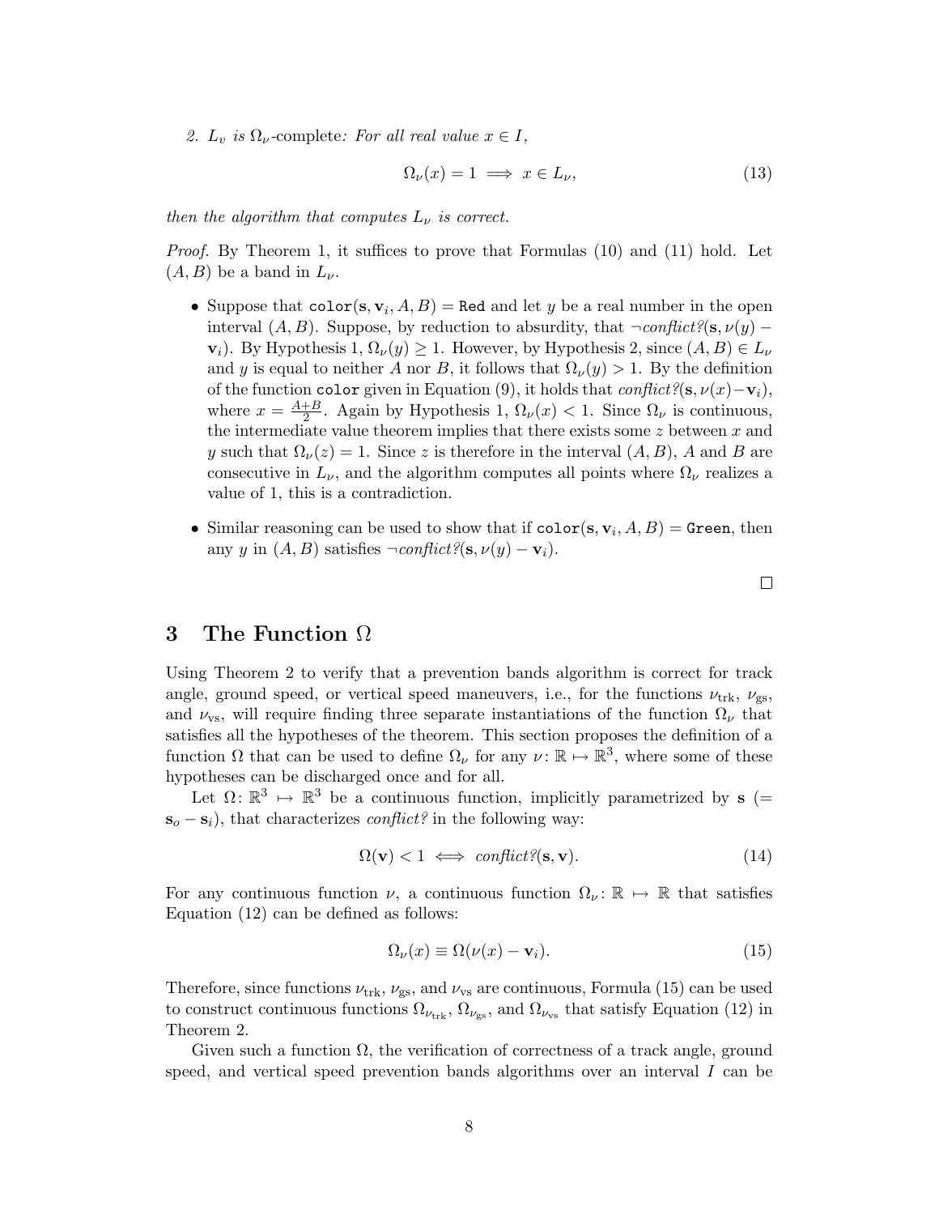2. *$L_v$ is $\Omega_\nu$-*complete*: For all real value $x \in I$,*

$$\Omega_\nu(x) = 1 \implies x \in L_\nu, \tag{13}$$

*then the algorithm that computes $L_\nu$ is correct.*

*Proof.* By Theorem 1, it suffices to prove that Formulas (10) and (11) hold. Let $(A, B)$ be a band in $L_\nu$.

- Suppose that $\texttt{color}(\mathbf{s}, \mathbf{v}_i, A, B) = \texttt{Red}$ and let $y$ be a real number in the open interval $(A, B)$. Suppose, by reduction to absurdity, that $\neg$*conflict?*$(\mathbf{s}, \nu(y) - \mathbf{v}_i)$. By Hypothesis 1, $\Omega_\nu(y) \geq 1$. However, by Hypothesis 2, since $(A, B) \in L_\nu$ and $y$ is equal to neither $A$ nor $B$, it follows that $\Omega_\nu(y) > 1$. By the definition of the function $\texttt{color}$ given in Equation (9), it holds that *conflict?*$(\mathbf{s}, \nu(x) - \mathbf{v}_i)$, where $x = \frac{A+B}{2}$. Again by Hypothesis 1, $\Omega_\nu(x) < 1$. Since $\Omega_\nu$ is continuous, the intermediate value theorem implies that there exists some $z$ between $x$ and $y$ such that $\Omega_\nu(z) = 1$. Since $z$ is therefore in the interval $(A, B)$, $A$ and $B$ are consecutive in $L_\nu$, and the algorithm computes all points where $\Omega_\nu$ realizes a value of 1, this is a contradiction.

- Similar reasoning can be used to show that if $\texttt{color}(\mathbf{s}, \mathbf{v}_i, A, B) = \texttt{Green}$, then any $y$ in $(A, B)$ satisfies $\neg$*conflict?*$(\mathbf{s}, \nu(y) - \mathbf{v}_i)$.

□

## 3 The Function $\Omega$

Using Theorem 2 to verify that a prevention bands algorithm is correct for track angle, ground speed, or vertical speed maneuvers, i.e., for the functions $\nu_{\text{trk}}$, $\nu_{\text{gs}}$, and $\nu_{\text{vs}}$, will require finding three separate instantiations of the function $\Omega_\nu$ that satisfies all the hypotheses of the theorem. This section proposes the definition of a function $\Omega$ that can be used to define $\Omega_\nu$ for any $\nu \colon \mathbb{R} \mapsto \mathbb{R}^3$, where some of these hypotheses can be discharged once and for all.

Let $\Omega \colon \mathbb{R}^3 \mapsto \mathbb{R}^3$ be a continuous function, implicitly parametrized by $\mathbf{s}$ ($= \mathbf{s}_o - \mathbf{s}_i$), that characterizes *conflict?* in the following way:

$$\Omega(\mathbf{v}) < 1 \iff \textit{conflict?}(\mathbf{s}, \mathbf{v}). \tag{14}$$

For any continuous function $\nu$, a continuous function $\Omega_\nu \colon \mathbb{R} \mapsto \mathbb{R}$ that satisfies Equation (12) can be defined as follows:

$$\Omega_\nu(x) \equiv \Omega(\nu(x) - \mathbf{v}_i). \tag{15}$$

Therefore, since functions $\nu_{\text{trk}}$, $\nu_{\text{gs}}$, and $\nu_{\text{vs}}$ are continuous, Formula (15) can be used to construct continuous functions $\Omega_{\nu_{\text{trk}}}$, $\Omega_{\nu_{\text{gs}}}$, and $\Omega_{\nu_{\text{vs}}}$ that satisfy Equation (12) in Theorem 2.

Given such a function $\Omega$, the verification of correctness of a track angle, ground speed, and vertical speed prevention bands algorithms over an interval $I$ can be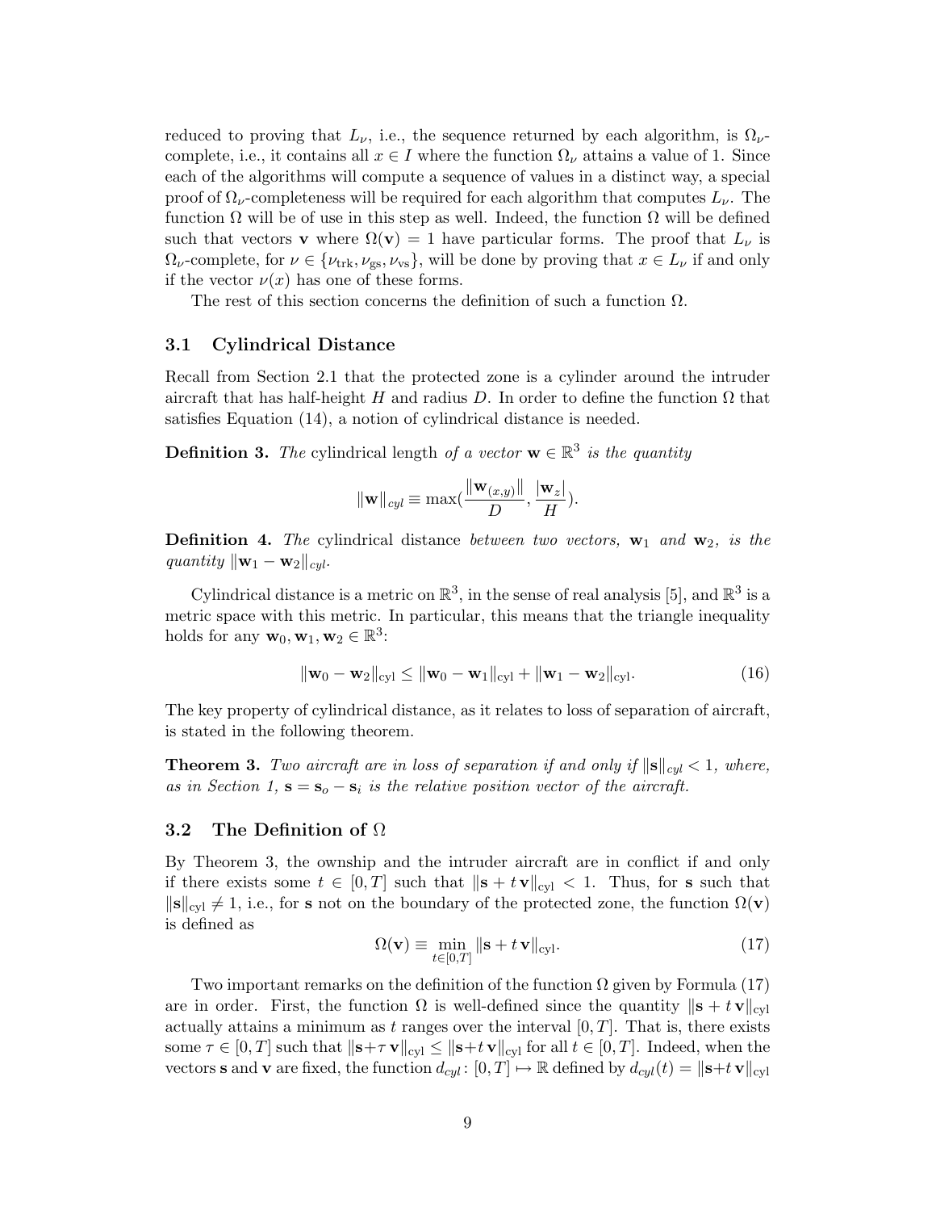reduced to proving that $L_\nu$, i.e., the sequence returned by each algorithm, is $\Omega_\nu$-complete, i.e., it contains all $x \in I$ where the function $\Omega_\nu$ attains a value of 1. Since each of the algorithms will compute a sequence of values in a distinct way, a special proof of $\Omega_\nu$-completeness will be required for each algorithm that computes $L_\nu$. The function $\Omega$ will be of use in this step as well. Indeed, the function $\Omega$ will be defined such that vectors $\mathbf{v}$ where $\Omega(\mathbf{v}) = 1$ have particular forms. The proof that $L_\nu$ is $\Omega_\nu$-complete, for $\nu \in \{\nu_{\text{trk}}, \nu_{\text{gs}}, \nu_{\text{vs}}\}$, will be done by proving that $x \in L_\nu$ if and only if the vector $\nu(x)$ has one of these forms.

The rest of this section concerns the definition of such a function $\Omega$.

### 3.1 Cylindrical Distance

Recall from Section 2.1 that the protected zone is a cylinder around the intruder aircraft that has half-height $H$ and radius $D$. In order to define the function $\Omega$ that satisfies Equation (14), a notion of cylindrical distance is needed.

**Definition 3.** *The* cylindrical length *of a vector* $\mathbf{w} \in \mathbb{R}^3$ *is the quantity*

$$\|\mathbf{w}\|_{cyl} \equiv \max\left(\frac{\|\mathbf{w}_{(x,y)}\|}{D}, \frac{|\mathbf{w}_z|}{H}\right).$$

**Definition 4.** *The* cylindrical distance *between two vectors,* $\mathbf{w}_1$ *and* $\mathbf{w}_2$*, is the quantity* $\|\mathbf{w}_1 - \mathbf{w}_2\|_{cyl}$.

Cylindrical distance is a metric on $\mathbb{R}^3$, in the sense of real analysis [5], and $\mathbb{R}^3$ is a metric space with this metric. In particular, this means that the triangle inequality holds for any $\mathbf{w}_0, \mathbf{w}_1, \mathbf{w}_2 \in \mathbb{R}^3$:

$$\|\mathbf{w}_0 - \mathbf{w}_2\|_{\text{cyl}} \leq \|\mathbf{w}_0 - \mathbf{w}_1\|_{\text{cyl}} + \|\mathbf{w}_1 - \mathbf{w}_2\|_{\text{cyl}}. \tag{16}$$

The key property of cylindrical distance, as it relates to loss of separation of aircraft, is stated in the following theorem.

**Theorem 3.** *Two aircraft are in loss of separation if and only if* $\|\mathbf{s}\|_{cyl} < 1$*, where, as in Section 1,* $\mathbf{s} = \mathbf{s}_o - \mathbf{s}_i$ *is the relative position vector of the aircraft.*

### 3.2 The Definition of $\Omega$

By Theorem 3, the ownship and the intruder aircraft are in conflict if and only if there exists some $t \in [0, T]$ such that $\|\mathbf{s} + t\,\mathbf{v}\|_{\text{cyl}} < 1$. Thus, for $\mathbf{s}$ such that $\|\mathbf{s}\|_{\text{cyl}} \neq 1$, i.e., for $\mathbf{s}$ not on the boundary of the protected zone, the function $\Omega(\mathbf{v})$ is defined as

$$\Omega(\mathbf{v}) \equiv \min_{t \in [0,T]} \|\mathbf{s} + t\,\mathbf{v}\|_{\text{cyl}}. \tag{17}$$

Two important remarks on the definition of the function $\Omega$ given by Formula (17) are in order. First, the function $\Omega$ is well-defined since the quantity $\|\mathbf{s} + t\,\mathbf{v}\|_{\text{cyl}}$ actually attains a minimum as $t$ ranges over the interval $[0, T]$. That is, there exists some $\tau \in [0, T]$ such that $\|\mathbf{s} + \tau\,\mathbf{v}\|_{\text{cyl}} \leq \|\mathbf{s} + t\,\mathbf{v}\|_{\text{cyl}}$ for all $t \in [0, T]$. Indeed, when the vectors $\mathbf{s}$ and $\mathbf{v}$ are fixed, the function $d_{cyl} : [0, T] \mapsto \mathbb{R}$ defined by $d_{cyl}(t) = \|\mathbf{s} + t\,\mathbf{v}\|_{\text{cyl}}$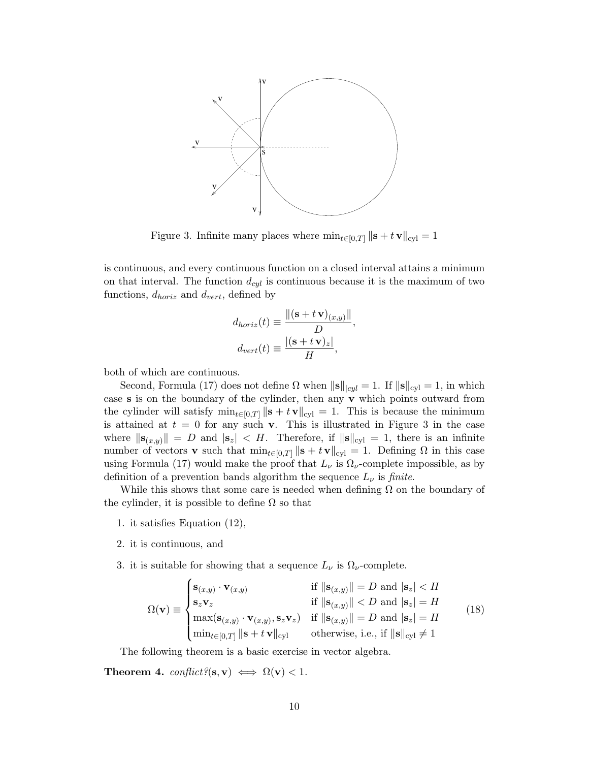Figure 3. Infinite many places where $\min_{t\in[0,T]} \|\mathbf{s} + t\,\mathbf{v}\|_{\text{cyl}} = 1$

is continuous, and every continuous function on a closed interval attains a minimum on that interval. The function $d_{cyl}$ is continuous because it is the maximum of two functions, $d_{horiz}$ and $d_{vert}$, defined by

$$
\begin{aligned}
d_{horiz}(t) &\equiv \frac{\|(\mathbf{s} + t\,\mathbf{v})_{(x,y)}\|}{D}, \\
d_{vert}(t) &\equiv \frac{|(\mathbf{s} + t\,\mathbf{v})_z|}{H},
\end{aligned}
$$

both of which are continuous.

Second, Formula (17) does not define $\Omega$ when $\|\mathbf{s}\|_{|cyl} = 1$. If $\|\mathbf{s}\|_{\text{cyl}} = 1$, in which case $\mathbf{s}$ is on the boundary of the cylinder, then any $\mathbf{v}$ which points outward from the cylinder will satisfy $\min_{t\in[0,T]} \|\mathbf{s} + t\,\mathbf{v}\|_{\text{cyl}} = 1$. This is because the minimum is attained at $t = 0$ for any such $\mathbf{v}$. This is illustrated in Figure 3 in the case where $\|\mathbf{s}_{(x,y)}\| = D$ and $|\mathbf{s}_z| < H$. Therefore, if $\|\mathbf{s}\|_{\text{cyl}} = 1$, there is an infinite number of vectors $\mathbf{v}$ such that $\min_{t\in[0,T]} \|\mathbf{s} + t\,\mathbf{v}\|_{\text{cyl}} = 1$. Defining $\Omega$ in this case using Formula (17) would make the proof that $L_\nu$ is $\Omega_\nu$-complete impossible, as by definition of a prevention bands algorithm the sequence $L_\nu$ is *finite*.

While this shows that some care is needed when defining $\Omega$ on the boundary of the cylinder, it is possible to define $\Omega$ so that

1. it satisfies Equation (12),
2. it is continuous, and
3. it is suitable for showing that a sequence $L_\nu$ is $\Omega_\nu$-complete.

$$
\Omega(\mathbf{v}) \equiv \begin{cases}
\mathbf{s}_{(x,y)} \cdot \mathbf{v}_{(x,y)} & \text{if } \|\mathbf{s}_{(x,y)}\| = D \text{ and } |\mathbf{s}_z| < H \\
\mathbf{s}_z \mathbf{v}_z & \text{if } \|\mathbf{s}_{(x,y)}\| < D \text{ and } |\mathbf{s}_z| = H \\
\max(\mathbf{s}_{(x,y)} \cdot \mathbf{v}_{(x,y)}, \mathbf{s}_z \mathbf{v}_z) & \text{if } \|\mathbf{s}_{(x,y)}\| = D \text{ and } |\mathbf{s}_z| = H \\
\min_{t\in[0,T]} \|\mathbf{s} + t\,\mathbf{v}\|_{\text{cyl}} & \text{otherwise, i.e., if } \|\mathbf{s}\|_{\text{cyl}} \neq 1
\end{cases} \tag{18}
$$

The following theorem is a basic exercise in vector algebra.

**Theorem 4.** *conflict?*$(\mathbf{s}, \mathbf{v}) \iff \Omega(\mathbf{v}) < 1$.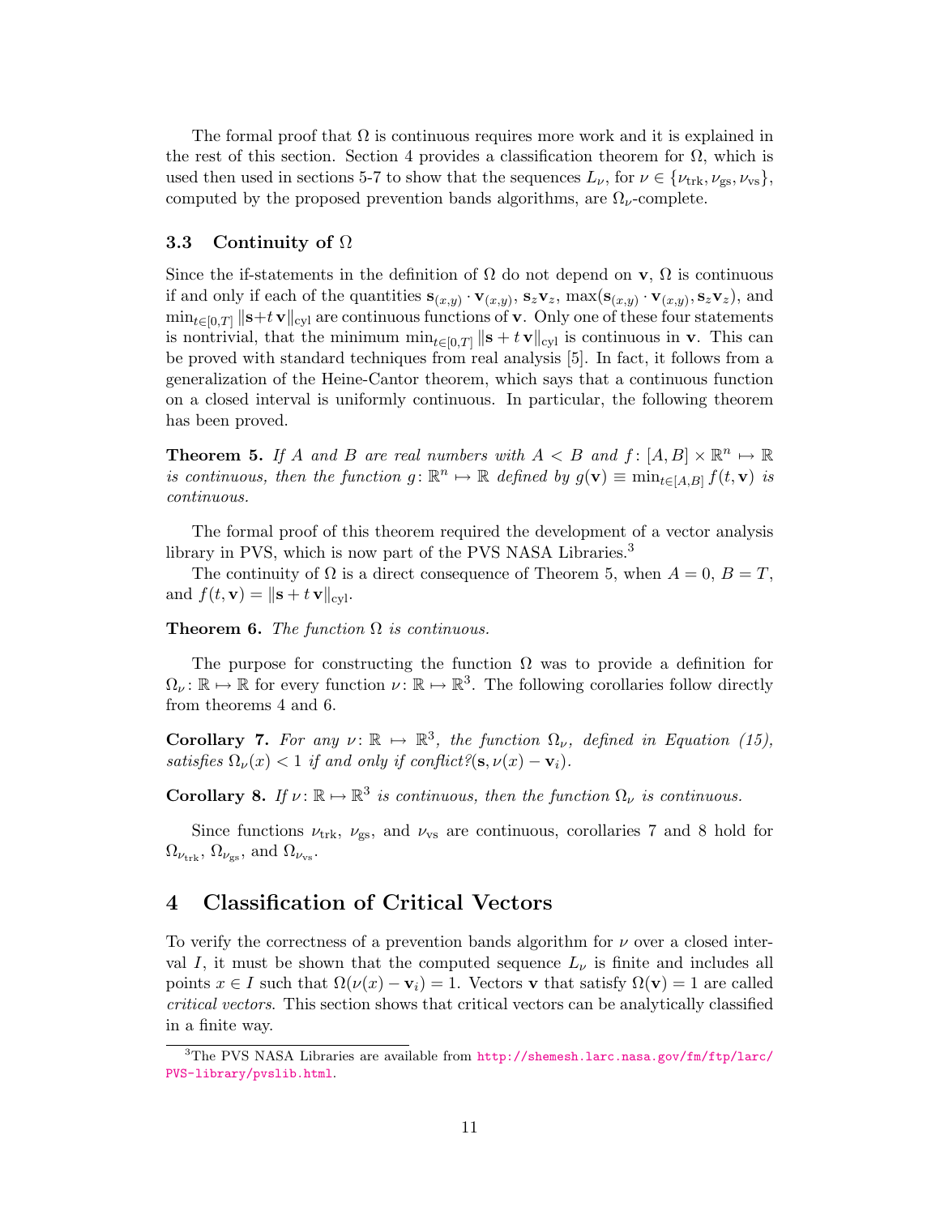The formal proof that $\Omega$ is continuous requires more work and it is explained in the rest of this section. Section 4 provides a classification theorem for $\Omega$, which is used then used in sections 5-7 to show that the sequences $L_\nu$, for $\nu \in \{\nu_{\text{trk}}, \nu_{\text{gs}}, \nu_{\text{vs}}\}$, computed by the proposed prevention bands algorithms, are $\Omega_\nu$-complete.

### 3.3 Continuity of $\Omega$

Since the if-statements in the definition of $\Omega$ do not depend on $\mathbf{v}$, $\Omega$ is continuous if and only if each of the quantities $\mathbf{s}_{(x,y)} \cdot \mathbf{v}_{(x,y)}$, $\mathbf{s}_z \mathbf{v}_z$, $\max(\mathbf{s}_{(x,y)} \cdot \mathbf{v}_{(x,y)}, \mathbf{s}_z \mathbf{v}_z)$, and $\min_{t \in [0,T]} \|\mathbf{s} + t\,\mathbf{v}\|_{\text{cyl}}$ are continuous functions of $\mathbf{v}$. Only one of these four statements is nontrivial, that the minimum $\min_{t \in [0,T]} \|\mathbf{s} + t\,\mathbf{v}\|_{\text{cyl}}$ is continuous in $\mathbf{v}$. This can be proved with standard techniques from real analysis [5]. In fact, it follows from a generalization of the Heine-Cantor theorem, which says that a continuous function on a closed interval is uniformly continuous. In particular, the following theorem has been proved.

**Theorem 5.** *If $A$ and $B$ are real numbers with $A < B$ and $f \colon [A, B] \times \mathbb{R}^n \mapsto \mathbb{R}$ is continuous, then the function $g \colon \mathbb{R}^n \mapsto \mathbb{R}$ defined by $g(\mathbf{v}) \equiv \min_{t \in [A,B]} f(t, \mathbf{v})$ is continuous.*

The formal proof of this theorem required the development of a vector analysis library in PVS, which is now part of the PVS NASA Libraries.[3]

The continuity of $\Omega$ is a direct consequence of Theorem 5, when $A = 0$, $B = T$, and $f(t, \mathbf{v}) = \|\mathbf{s} + t\,\mathbf{v}\|_{\text{cyl}}$.

**Theorem 6.** *The function $\Omega$ is continuous.*

The purpose for constructing the function $\Omega$ was to provide a definition for $\Omega_\nu \colon \mathbb{R} \mapsto \mathbb{R}$ for every function $\nu \colon \mathbb{R} \mapsto \mathbb{R}^3$. The following corollaries follow directly from theorems 4 and 6.

**Corollary 7.** *For any $\nu \colon \mathbb{R} \mapsto \mathbb{R}^3$, the function $\Omega_\nu$, defined in Equation (15), satisfies $\Omega_\nu(x) < 1$ if and only if conflict?$(\mathbf{s}, \nu(x) - \mathbf{v}_i)$.*

**Corollary 8.** *If $\nu \colon \mathbb{R} \mapsto \mathbb{R}^3$ is continuous, then the function $\Omega_\nu$ is continuous.*

Since functions $\nu_{\text{trk}}$, $\nu_{\text{gs}}$, and $\nu_{\text{vs}}$ are continuous, corollaries 7 and 8 hold for $\Omega_{\nu_{\text{trk}}}$, $\Omega_{\nu_{\text{gs}}}$, and $\Omega_{\nu_{\text{vs}}}$.

## 4 Classification of Critical Vectors

To verify the correctness of a prevention bands algorithm for $\nu$ over a closed interval $I$, it must be shown that the computed sequence $L_\nu$ is finite and includes all points $x \in I$ such that $\Omega(\nu(x) - \mathbf{v}_i) = 1$. Vectors $\mathbf{v}$ that satisfy $\Omega(\mathbf{v}) = 1$ are called *critical vectors*. This section shows that critical vectors can be analytically classified in a finite way.

[3] The PVS NASA Libraries are available from http://shemesh.larc.nasa.gov/fm/ftp/larc/PVS-library/pvslib.html.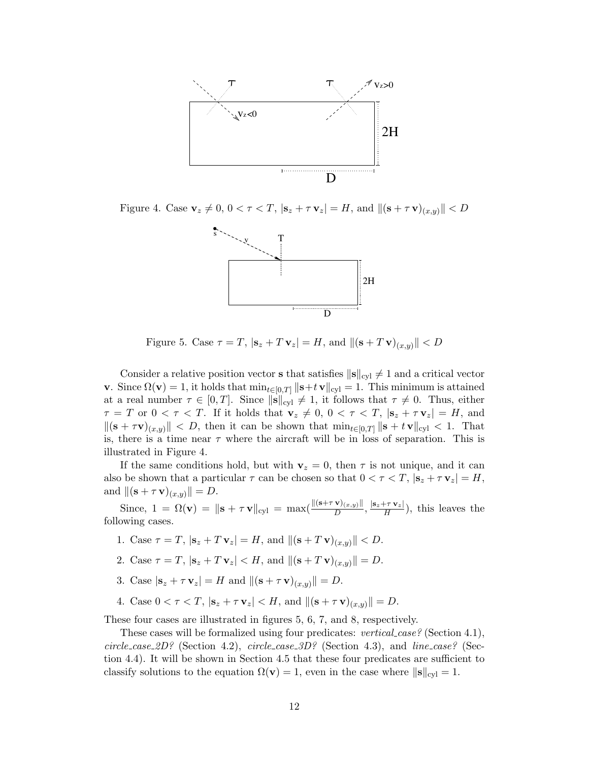Figure 4. Case $\mathbf{v}_z \neq 0$, $0 < \tau < T$, $|\mathbf{s}_z + \tau\,\mathbf{v}_z| = H$, and $\|(\mathbf{s} + \tau\,\mathbf{v})_{(x,y)}\| < D$

Figure 5. Case $\tau = T$, $|\mathbf{s}_z + T\,\mathbf{v}_z| = H$, and $\|(\mathbf{s} + T\,\mathbf{v})_{(x,y)}\| < D$

Consider a relative position vector $\mathbf{s}$ that satisfies $\|\mathbf{s}\|_{\mathrm{cyl}} \neq 1$ and a critical vector $\mathbf{v}$. Since $\Omega(\mathbf{v}) = 1$, it holds that $\min_{t \in [0,T]} \|\mathbf{s}+t\,\mathbf{v}\|_{\mathrm{cyl}} = 1$. This minimum is attained at a real number $\tau \in [0, T]$. Since $\|\mathbf{s}\|_{\mathrm{cyl}} \neq 1$, it follows that $\tau \neq 0$. Thus, either $\tau = T$ or $0 < \tau < T$. If it holds that $\mathbf{v}_z \neq 0$, $0 < \tau < T$, $|\mathbf{s}_z + \tau\,\mathbf{v}_z| = H$, and $\|(\mathbf{s} + \tau\mathbf{v})_{(x,y)}\| < D$, then it can be shown that $\min_{t \in [0,T]} \|\mathbf{s} + t\,\mathbf{v}\|_{\mathrm{cyl}} < 1$. That is, there is a time near $\tau$ where the aircraft will be in loss of separation. This is illustrated in Figure 4.

If the same conditions hold, but with $\mathbf{v}_z = 0$, then $\tau$ is not unique, and it can also be shown that a particular $\tau$ can be chosen so that $0 < \tau < T$, $|\mathbf{s}_z + \tau\,\mathbf{v}_z| = H$, and $\|(\mathbf{s} + \tau\,\mathbf{v})_{(x,y)}\| = D$.

Since, $1 = \Omega(\mathbf{v}) = \|\mathbf{s} + \tau\,\mathbf{v}\|_{\mathrm{cyl}} = \max(\frac{\|(\mathbf{s}+\tau\,\mathbf{v})_{(x,y)}\|}{D}, \frac{|\mathbf{s}_z+\tau\,\mathbf{v}_z|}{H})$, this leaves the following cases.

1. Case $\tau = T$, $|\mathbf{s}_z + T\,\mathbf{v}_z| = H$, and $\|(\mathbf{s} + T\,\mathbf{v})_{(x,y)}\| < D$.
2. Case $\tau = T$, $|\mathbf{s}_z + T\,\mathbf{v}_z| < H$, and $\|(\mathbf{s} + T\,\mathbf{v})_{(x,y)}\| = D$.
3. Case $|\mathbf{s}_z + \tau\,\mathbf{v}_z| = H$ and $\|(\mathbf{s} + \tau\,\mathbf{v})_{(x,y)}\| = D$.
4. Case $0 < \tau < T$, $|\mathbf{s}_z + \tau\,\mathbf{v}_z| < H$, and $\|(\mathbf{s} + \tau\,\mathbf{v})_{(x,y)}\| = D$.

These four cases are illustrated in figures 5, 6, 7, and 8, respectively.

These cases will be formalized using four predicates: *vertical_case?* (Section 4.1), *circle_case_2D?* (Section 4.2), *circle_case_3D?* (Section 4.3), and *line_case?* (Section 4.4). It will be shown in Section 4.5 that these four predicates are sufficient to classify solutions to the equation $\Omega(\mathbf{v}) = 1$, even in the case where $\|\mathbf{s}\|_{\mathrm{cyl}} = 1$.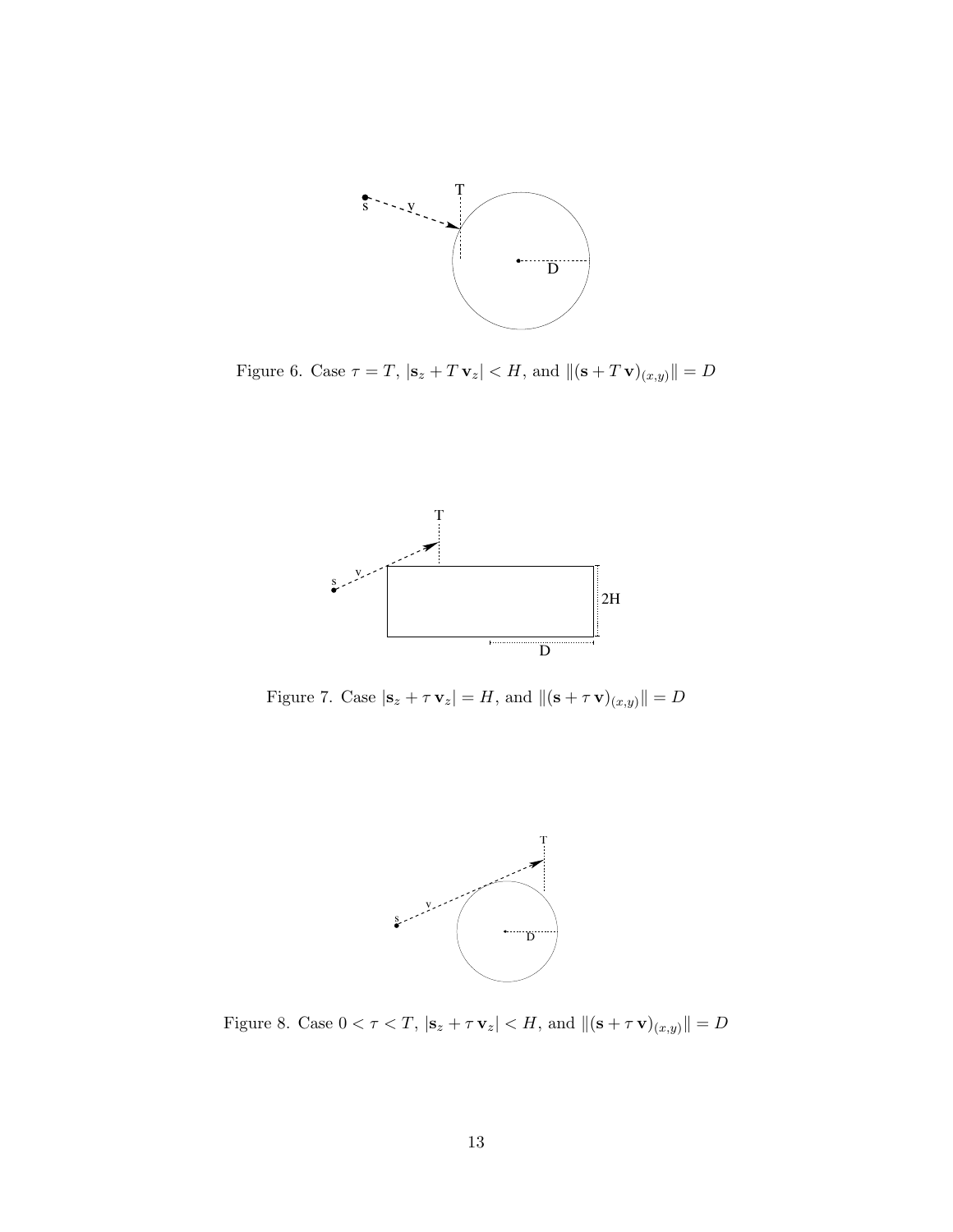Figure 6. Case $\tau = T$, $|\mathbf{s}_z + T\,\mathbf{v}_z| < H$, and $\|(\mathbf{s} + T\,\mathbf{v})_{(x,y)}\| = D$

Figure 7. Case $|\mathbf{s}_z + \tau\,\mathbf{v}_z| = H$, and $\|(\mathbf{s} + \tau\,\mathbf{v})_{(x,y)}\| = D$

Figure 8. Case $0 < \tau < T$, $|\mathbf{s}_z + \tau\,\mathbf{v}_z| < H$, and $\|(\mathbf{s} + \tau\,\mathbf{v})_{(x,y)}\| = D$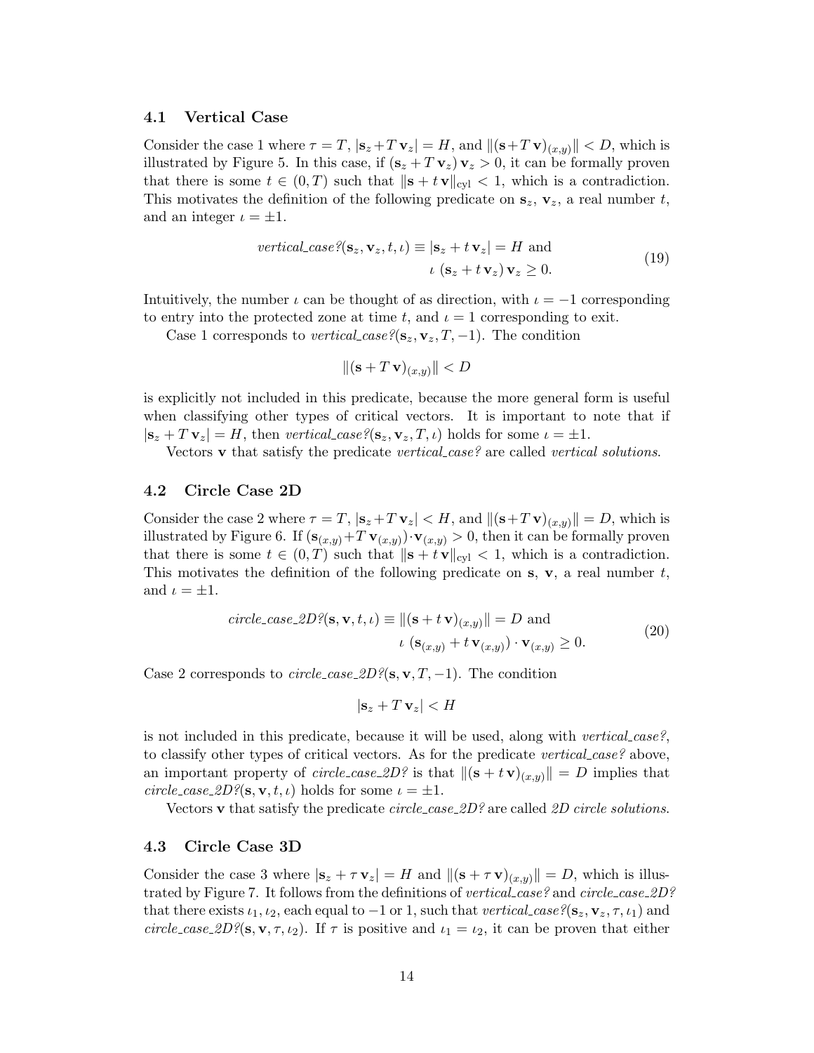### 4.1 Vertical Case

Consider the case 1 where $\tau = T$, $|\mathbf{s}_z + T\,\mathbf{v}_z| = H$, and $\|(\mathbf{s}+T\,\mathbf{v})_{(x,y)}\| < D$, which is illustrated by Figure 5. In this case, if $(\mathbf{s}_z + T\,\mathbf{v}_z)\,\mathbf{v}_z > 0$, it can be formally proven that there is some $t \in (0,T)$ such that $\|\mathbf{s} + t\,\mathbf{v}\|_{\text{cyl}} < 1$, which is a contradiction. This motivates the definition of the following predicate on $\mathbf{s}_z$, $\mathbf{v}_z$, a real number $t$, and an integer $\iota = \pm 1$.

$$
\begin{aligned}
\textit{vertical\_case?}(\mathbf{s}_z, \mathbf{v}_z, t, \iota) \equiv |\mathbf{s}_z + t\,\mathbf{v}_z| = H \text{ and} \\
\iota\;(\mathbf{s}_z + t\,\mathbf{v}_z)\,\mathbf{v}_z \geq 0.
\end{aligned}
\tag{19}
$$

Intuitively, the number $\iota$ can be thought of as direction, with $\iota = -1$ corresponding to entry into the protected zone at time $t$, and $\iota = 1$ corresponding to exit.

Case 1 corresponds to *vertical_case?*$(\mathbf{s}_z, \mathbf{v}_z, T, -1)$. The condition

$$
\|(\mathbf{s} + T\,\mathbf{v})_{(x,y)}\| < D
$$

is explicitly not included in this predicate, because the more general form is useful when classifying other types of critical vectors. It is important to note that if $|\mathbf{s}_z + T\,\mathbf{v}_z| = H$, then *vertical_case?*$(\mathbf{s}_z, \mathbf{v}_z, T, \iota)$ holds for some $\iota = \pm 1$.

Vectors $\mathbf{v}$ that satisfy the predicate *vertical_case?* are called *vertical solutions*.

### 4.2 Circle Case 2D

Consider the case 2 where $\tau = T$, $|\mathbf{s}_z + T\,\mathbf{v}_z| < H$, and $\|(\mathbf{s}+T\,\mathbf{v})_{(x,y)}\| = D$, which is illustrated by Figure 6. If $(\mathbf{s}_{(x,y)} + T\,\mathbf{v}_{(x,y)}) \cdot \mathbf{v}_{(x,y)} > 0$, then it can be formally proven that there is some $t \in (0,T)$ such that $\|\mathbf{s} + t\,\mathbf{v}\|_{\text{cyl}} < 1$, which is a contradiction. This motivates the definition of the following predicate on $\mathbf{s}$, $\mathbf{v}$, a real number $t$, and $\iota = \pm 1$.

$$
\begin{aligned}
\textit{circle\_case\_2D?}(\mathbf{s}, \mathbf{v}, t, \iota) \equiv \|(\mathbf{s} + t\,\mathbf{v})_{(x,y)}\| = D \text{ and} \\
\iota\;(\mathbf{s}_{(x,y)} + t\,\mathbf{v}_{(x,y)}) \cdot \mathbf{v}_{(x,y)} \geq 0.
\end{aligned}
\tag{20}
$$

Case 2 corresponds to *circle_case_2D?*$(\mathbf{s}, \mathbf{v}, T, -1)$. The condition

$$
|\mathbf{s}_z + T\,\mathbf{v}_z| < H
$$

is not included in this predicate, because it will be used, along with *vertical_case?*, to classify other types of critical vectors. As for the predicate *vertical_case?* above, an important property of *circle_case_2D?* is that $\|(\mathbf{s} + t\,\mathbf{v})_{(x,y)}\| = D$ implies that *circle_case_2D?*$(\mathbf{s}, \mathbf{v}, t, \iota)$ holds for some $\iota = \pm 1$.

Vectors $\mathbf{v}$ that satisfy the predicate *circle_case_2D?* are called *2D circle solutions*.

### 4.3 Circle Case 3D

Consider the case 3 where $|\mathbf{s}_z + \tau\,\mathbf{v}_z| = H$ and $\|(\mathbf{s} + \tau\,\mathbf{v})_{(x,y)}\| = D$, which is illustrated by Figure 7. It follows from the definitions of *vertical_case?* and *circle_case_2D?* that there exists $\iota_1, \iota_2$, each equal to $-1$ or $1$, such that *vertical_case?*$(\mathbf{s}_z, \mathbf{v}_z, \tau, \iota_1)$ and *circle_case_2D?*$(\mathbf{s}, \mathbf{v}, \tau, \iota_2)$. If $\tau$ is positive and $\iota_1 = \iota_2$, it can be proven that either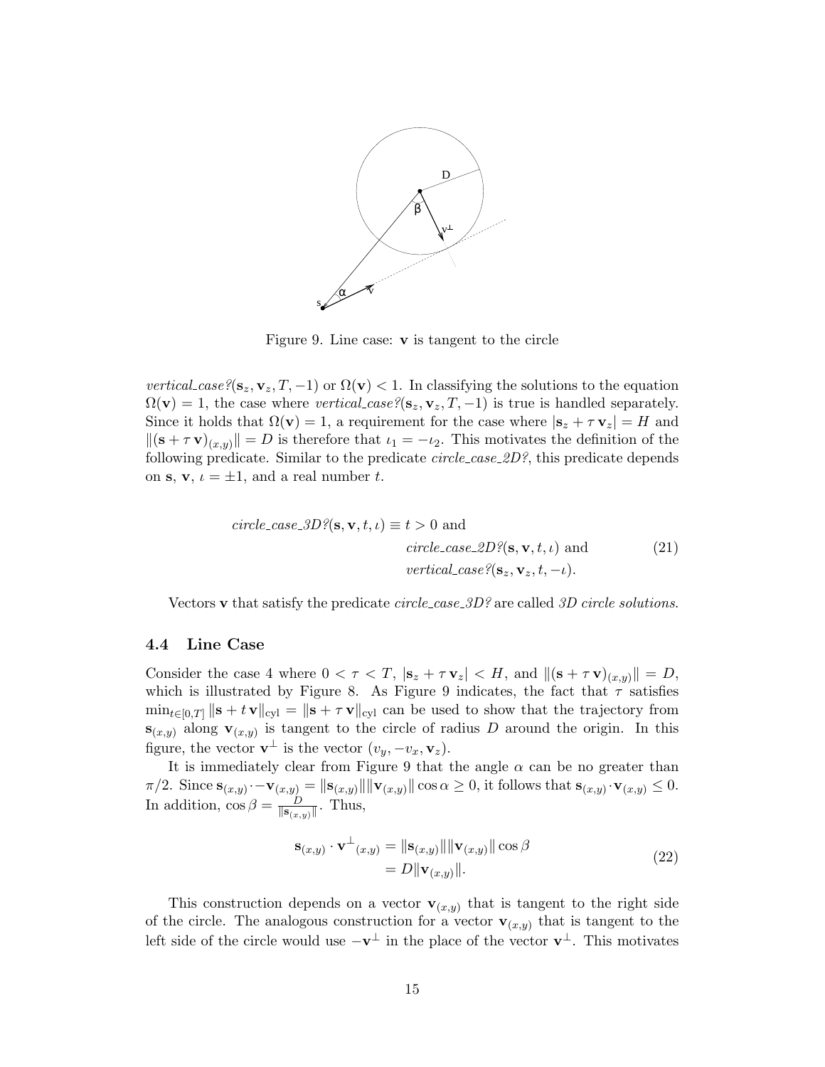Figure 9. Line case: $\mathbf{v}$ is tangent to the circle

*vertical_case?*$(\mathbf{s}_z, \mathbf{v}_z, T, -1)$ or $\Omega(\mathbf{v}) < 1$. In classifying the solutions to the equation $\Omega(\mathbf{v}) = 1$, the case where *vertical_case?*$(\mathbf{s}_z, \mathbf{v}_z, T, -1)$ is true is handled separately. Since it holds that $\Omega(\mathbf{v}) = 1$, a requirement for the case where $|\mathbf{s}_z + \tau\, \mathbf{v}_z| = H$ and $\|(\mathbf{s} + \tau\, \mathbf{v})_{(x,y)}\| = D$ is therefore that $\iota_1 = -\iota_2$. This motivates the definition of the following predicate. Similar to the predicate *circle_case_2D?*, this predicate depends on $\mathbf{s}$, $\mathbf{v}$, $\iota = \pm 1$, and a real number $t$.

$$
\begin{aligned}
\textit{circle\_case\_3D?}(\mathbf{s}, \mathbf{v}, t, \iota) \equiv\ & t > 0 \text{ and} \\
& \textit{circle\_case\_2D?}(\mathbf{s}, \mathbf{v}, t, \iota) \text{ and} \\
& \textit{vertical\_case?}(\mathbf{s}_z, \mathbf{v}_z, t, -\iota).
\end{aligned}
\tag{21}
$$

Vectors $\mathbf{v}$ that satisfy the predicate *circle_case_3D?* are called *3D circle solutions*.

### 4.4 Line Case

Consider the case 4 where $0 < \tau < T$, $|\mathbf{s}_z + \tau\, \mathbf{v}_z| < H$, and $\|(\mathbf{s} + \tau\, \mathbf{v})_{(x,y)}\| = D$, which is illustrated by Figure 8. As Figure 9 indicates, the fact that $\tau$ satisfies $\min_{t \in [0,T]} \|\mathbf{s} + t\, \mathbf{v}\|_{\text{cyl}} = \|\mathbf{s} + \tau\, \mathbf{v}\|_{\text{cyl}}$ can be used to show that the trajectory from $\mathbf{s}_{(x,y)}$ along $\mathbf{v}_{(x,y)}$ is tangent to the circle of radius $D$ around the origin. In this figure, the vector $\mathbf{v}^{\perp}$ is the vector $(v_y, -v_x, \mathbf{v}_z)$.

It is immediately clear from Figure 9 that the angle $\alpha$ can be no greater than $\pi/2$. Since $\mathbf{s}_{(x,y)} \cdot -\mathbf{v}_{(x,y)} = \|\mathbf{s}_{(x,y)}\|\|\mathbf{v}_{(x,y)}\| \cos\alpha \geq 0$, it follows that $\mathbf{s}_{(x,y)} \cdot \mathbf{v}_{(x,y)} \leq 0$. In addition, $\cos\beta = \frac{D}{\|\mathbf{s}_{(x,y)}\|}$. Thus,

$$
\begin{aligned}
\mathbf{s}_{(x,y)} \cdot \mathbf{v}^{\perp}{}_{(x,y)} &= \|\mathbf{s}_{(x,y)}\|\|\mathbf{v}_{(x,y)}\| \cos\beta \\
&= D\|\mathbf{v}_{(x,y)}\|.
\end{aligned}
\tag{22}
$$

This construction depends on a vector $\mathbf{v}_{(x,y)}$ that is tangent to the right side of the circle. The analogous construction for a vector $\mathbf{v}_{(x,y)}$ that is tangent to the left side of the circle would use $-\mathbf{v}^{\perp}$ in the place of the vector $\mathbf{v}^{\perp}$. This motivates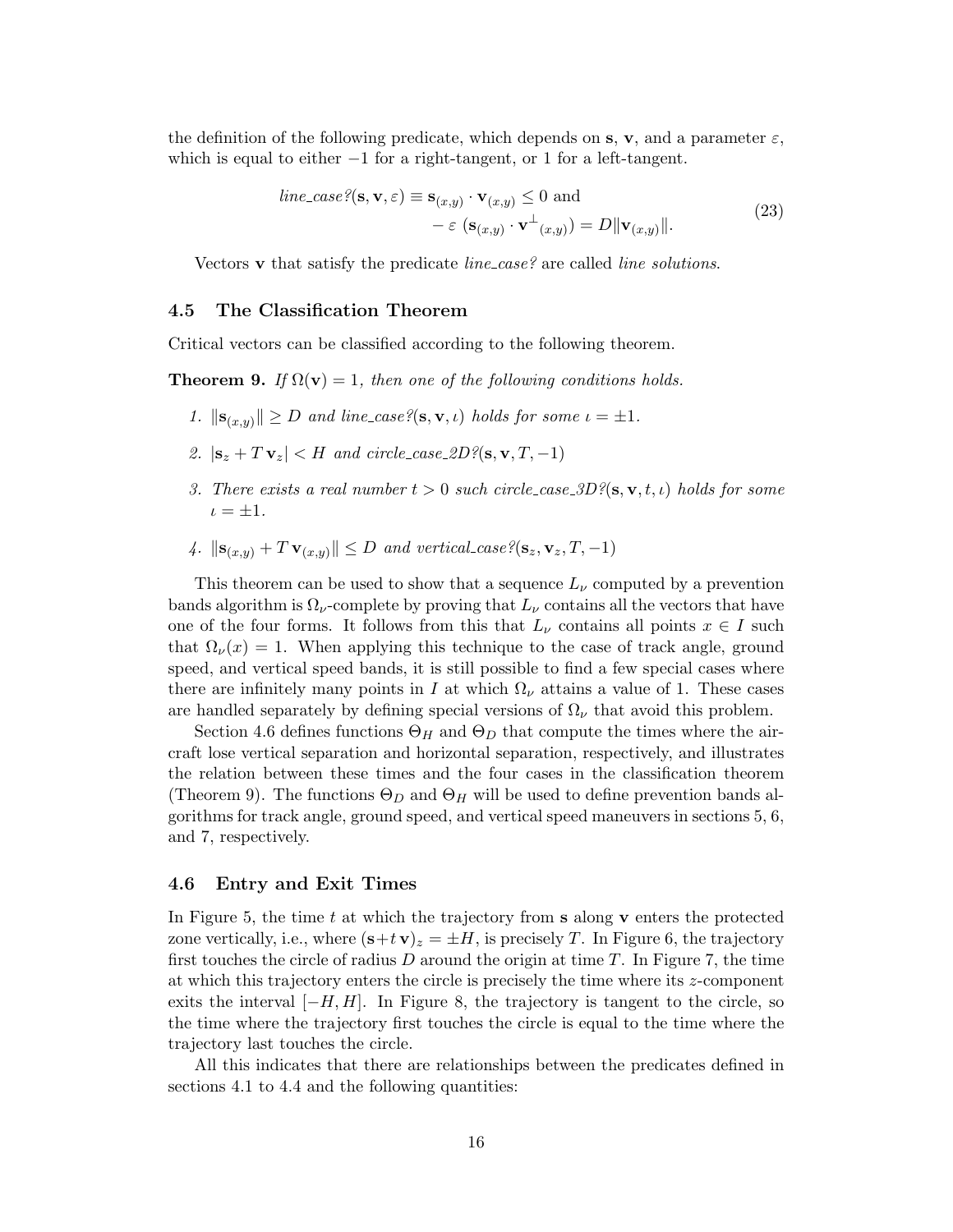the definition of the following predicate, which depends on $\mathbf{s}$, $\mathbf{v}$, and a parameter $\varepsilon$, which is equal to either $-1$ for a right-tangent, or 1 for a left-tangent.

$$
\begin{aligned}
\textit{line\_case?}(\mathbf{s}, \mathbf{v}, \varepsilon) \equiv\ & \mathbf{s}_{(x,y)} \cdot \mathbf{v}_{(x,y)} \leq 0 \text{ and} \\
& -\varepsilon\ (\mathbf{s}_{(x,y)} \cdot {\mathbf{v}^{\perp}}_{(x,y)}) = D\|\mathbf{v}_{(x,y)}\|.
\end{aligned} \tag{23}
$$

Vectors $\mathbf{v}$ that satisfy the predicate *line_case?* are called *line solutions*.

### 4.5 The Classification Theorem

Critical vectors can be classified according to the following theorem.

**Theorem 9.** *If $\Omega(\mathbf{v}) = 1$, then one of the following conditions holds.*

1. *$\|\mathbf{s}_{(x,y)}\| \geq D$ and line_case?$(\mathbf{s}, \mathbf{v}, \iota)$ holds for some $\iota = \pm 1$.*
2. *$|\mathbf{s}_z + T\,\mathbf{v}_z| < H$ and circle_case_2D?$(\mathbf{s}, \mathbf{v}, T, -1)$*
3. *There exists a real number $t > 0$ such circle_case_3D?$(\mathbf{s}, \mathbf{v}, t, \iota)$ holds for some $\iota = \pm 1$.*
4. *$\|\mathbf{s}_{(x,y)} + T\,\mathbf{v}_{(x,y)}\| \leq D$ and vertical_case?$(\mathbf{s}_z, \mathbf{v}_z, T, -1)$*

This theorem can be used to show that a sequence $L_\nu$ computed by a prevention bands algorithm is $\Omega_\nu$-complete by proving that $L_\nu$ contains all the vectors that have one of the four forms. It follows from this that $L_\nu$ contains all points $x \in I$ such that $\Omega_\nu(x) = 1$. When applying this technique to the case of track angle, ground speed, and vertical speed bands, it is still possible to find a few special cases where there are infinitely many points in $I$ at which $\Omega_\nu$ attains a value of 1. These cases are handled separately by defining special versions of $\Omega_\nu$ that avoid this problem.

Section 4.6 defines functions $\Theta_H$ and $\Theta_D$ that compute the times where the aircraft lose vertical separation and horizontal separation, respectively, and illustrates the relation between these times and the four cases in the classification theorem (Theorem 9). The functions $\Theta_D$ and $\Theta_H$ will be used to define prevention bands algorithms for track angle, ground speed, and vertical speed maneuvers in sections 5, 6, and 7, respectively.

### 4.6 Entry and Exit Times

In Figure 5, the time $t$ at which the trajectory from $\mathbf{s}$ along $\mathbf{v}$ enters the protected zone vertically, i.e., where $(\mathbf{s}+t\,\mathbf{v})_z = \pm H$, is precisely $T$. In Figure 6, the trajectory first touches the circle of radius $D$ around the origin at time $T$. In Figure 7, the time at which this trajectory enters the circle is precisely the time where its $z$-component exits the interval $[-H, H]$. In Figure 8, the trajectory is tangent to the circle, so the time where the trajectory first touches the circle is equal to the time where the trajectory last touches the circle.

All this indicates that there are relationships between the predicates defined in sections 4.1 to 4.4 and the following quantities: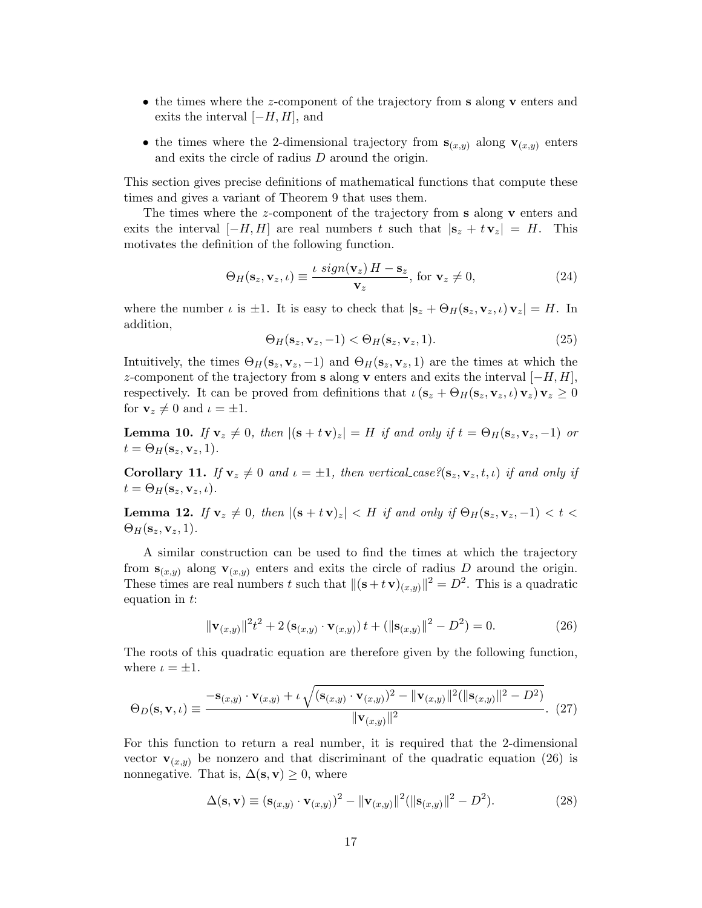- the times where the $z$-component of the trajectory from $\mathbf{s}$ along $\mathbf{v}$ enters and exits the interval $[-H, H]$, and
- the times where the 2-dimensional trajectory from $\mathbf{s}_{(x,y)}$ along $\mathbf{v}_{(x,y)}$ enters and exits the circle of radius $D$ around the origin.

This section gives precise definitions of mathematical functions that compute these times and gives a variant of Theorem 9 that uses them.

The times where the $z$-component of the trajectory from $\mathbf{s}$ along $\mathbf{v}$ enters and exits the interval $[-H, H]$ are real numbers $t$ such that $|\mathbf{s}_z + t\,\mathbf{v}_z| = H$. This motivates the definition of the following function.

$$\Theta_H(\mathbf{s}_z, \mathbf{v}_z, \iota) \equiv \frac{\iota\ sign(\mathbf{v}_z)\,H - \mathbf{s}_z}{\mathbf{v}_z}, \text{ for } \mathbf{v}_z \neq 0, \tag{24}$$

where the number $\iota$ is $\pm 1$. It is easy to check that $|\mathbf{s}_z + \Theta_H(\mathbf{s}_z, \mathbf{v}_z, \iota)\,\mathbf{v}_z| = H$. In addition,

$$\Theta_H(\mathbf{s}_z, \mathbf{v}_z, -1) < \Theta_H(\mathbf{s}_z, \mathbf{v}_z, 1). \tag{25}$$

Intuitively, the times $\Theta_H(\mathbf{s}_z, \mathbf{v}_z, -1)$ and $\Theta_H(\mathbf{s}_z, \mathbf{v}_z, 1)$ are the times at which the $z$-component of the trajectory from $\mathbf{s}$ along $\mathbf{v}$ enters and exits the interval $[-H, H]$, respectively. It can be proved from definitions that $\iota\,(\mathbf{s}_z + \Theta_H(\mathbf{s}_z, \mathbf{v}_z, \iota)\,\mathbf{v}_z)\,\mathbf{v}_z \geq 0$ for $\mathbf{v}_z \neq 0$ and $\iota = \pm 1$.

**Lemma 10.** *If $\mathbf{v}_z \neq 0$, then $|(\mathbf{s} + t\,\mathbf{v})_z| = H$ if and only if $t = \Theta_H(\mathbf{s}_z, \mathbf{v}_z, -1)$ or $t = \Theta_H(\mathbf{s}_z, \mathbf{v}_z, 1)$.*

**Corollary 11.** *If $\mathbf{v}_z \neq 0$ and $\iota = \pm 1$, then vertical_case?$(\mathbf{s}_z, \mathbf{v}_z, t, \iota)$ if and only if $t = \Theta_H(\mathbf{s}_z, \mathbf{v}_z, \iota)$.*

**Lemma 12.** *If $\mathbf{v}_z \neq 0$, then $|(\mathbf{s} + t\,\mathbf{v})_z| < H$ if and only if $\Theta_H(\mathbf{s}_z, \mathbf{v}_z, -1) < t < \Theta_H(\mathbf{s}_z, \mathbf{v}_z, 1)$.*

A similar construction can be used to find the times at which the trajectory from $\mathbf{s}_{(x,y)}$ along $\mathbf{v}_{(x,y)}$ enters and exits the circle of radius $D$ around the origin. These times are real numbers $t$ such that $\|(\mathbf{s} + t\,\mathbf{v})_{(x,y)}\|^2 = D^2$. This is a quadratic equation in $t$:

$$\|\mathbf{v}_{(x,y)}\|^2 t^2 + 2\,(\mathbf{s}_{(x,y)} \cdot \mathbf{v}_{(x,y)})\,t + (\|\mathbf{s}_{(x,y)}\|^2 - D^2) = 0. \tag{26}$$

The roots of this quadratic equation are therefore given by the following function, where $\iota = \pm 1$.

$$\Theta_D(\mathbf{s}, \mathbf{v}, \iota) \equiv \frac{-\mathbf{s}_{(x,y)} \cdot \mathbf{v}_{(x,y)} + \iota\,\sqrt{(\mathbf{s}_{(x,y)} \cdot \mathbf{v}_{(x,y)})^2 - \|\mathbf{v}_{(x,y)}\|^2(\|\mathbf{s}_{(x,y)}\|^2 - D^2)}}{\|\mathbf{v}_{(x,y)}\|^2}. \tag{27}$$

For this function to return a real number, it is required that the 2-dimensional vector $\mathbf{v}_{(x,y)}$ be nonzero and that discriminant of the quadratic equation (26) is nonnegative. That is, $\Delta(\mathbf{s}, \mathbf{v}) \geq 0$, where

$$\Delta(\mathbf{s}, \mathbf{v}) \equiv (\mathbf{s}_{(x,y)} \cdot \mathbf{v}_{(x,y)})^2 - \|\mathbf{v}_{(x,y)}\|^2(\|\mathbf{s}_{(x,y)}\|^2 - D^2). \tag{28}$$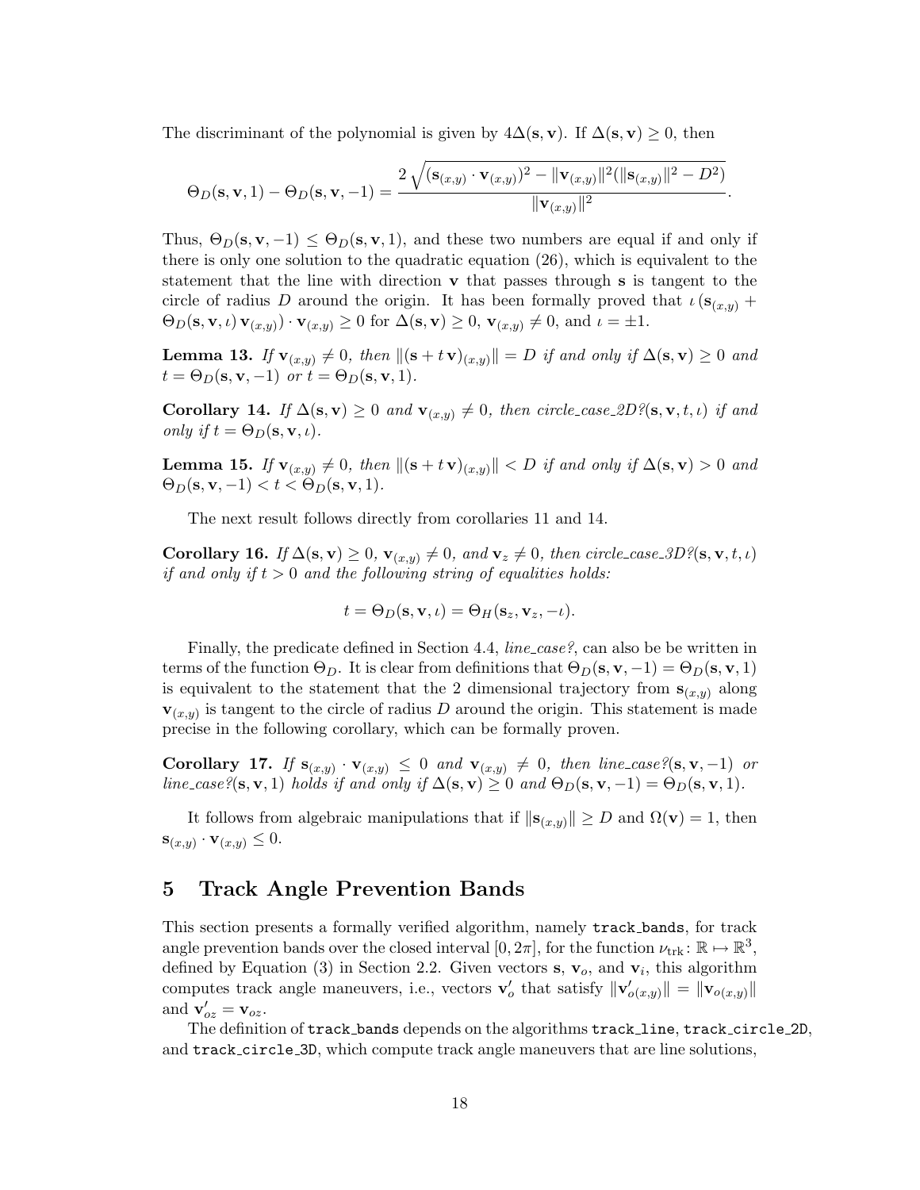The discriminant of the polynomial is given by $4\Delta(\mathbf{s}, \mathbf{v})$. If $\Delta(\mathbf{s}, \mathbf{v}) \geq 0$, then

$$\Theta_D(\mathbf{s}, \mathbf{v}, 1) - \Theta_D(\mathbf{s}, \mathbf{v}, -1) = \frac{2\sqrt{(\mathbf{s}_{(x,y)} \cdot \mathbf{v}_{(x,y)})^2 - \|\mathbf{v}_{(x,y)}\|^2(\|\mathbf{s}_{(x,y)}\|^2 - D^2)}}{\|\mathbf{v}_{(x,y)}\|^2}.$$

Thus, $\Theta_D(\mathbf{s}, \mathbf{v}, -1) \leq \Theta_D(\mathbf{s}, \mathbf{v}, 1)$, and these two numbers are equal if and only if there is only one solution to the quadratic equation (26), which is equivalent to the statement that the line with direction $\mathbf{v}$ that passes through $\mathbf{s}$ is tangent to the circle of radius $D$ around the origin. It has been formally proved that $\iota\,(\mathbf{s}_{(x,y)} + \Theta_D(\mathbf{s}, \mathbf{v}, \iota)\,\mathbf{v}_{(x,y)}) \cdot \mathbf{v}_{(x,y)} \geq 0$ for $\Delta(\mathbf{s}, \mathbf{v}) \geq 0$, $\mathbf{v}_{(x,y)} \neq 0$, and $\iota = \pm 1$.

**Lemma 13.** *If $\mathbf{v}_{(x,y)} \neq 0$, then $\|(\mathbf{s} + t\,\mathbf{v})_{(x,y)}\| = D$ if and only if $\Delta(\mathbf{s}, \mathbf{v}) \geq 0$ and $t = \Theta_D(\mathbf{s}, \mathbf{v}, -1)$ or $t = \Theta_D(\mathbf{s}, \mathbf{v}, 1)$.*

**Corollary 14.** *If $\Delta(\mathbf{s}, \mathbf{v}) \geq 0$ and $\mathbf{v}_{(x,y)} \neq 0$, then circle_case_2D?$(\mathbf{s}, \mathbf{v}, t, \iota)$ if and only if $t = \Theta_D(\mathbf{s}, \mathbf{v}, \iota)$.*

**Lemma 15.** *If $\mathbf{v}_{(x,y)} \neq 0$, then $\|(\mathbf{s} + t\,\mathbf{v})_{(x,y)}\| < D$ if and only if $\Delta(\mathbf{s}, \mathbf{v}) > 0$ and $\Theta_D(\mathbf{s}, \mathbf{v}, -1) < t < \Theta_D(\mathbf{s}, \mathbf{v}, 1)$.*

The next result follows directly from corollaries 11 and 14.

**Corollary 16.** *If $\Delta(\mathbf{s}, \mathbf{v}) \geq 0$, $\mathbf{v}_{(x,y)} \neq 0$, and $\mathbf{v}_z \neq 0$, then circle_case_3D?$(\mathbf{s}, \mathbf{v}, t, \iota)$ if and only if $t > 0$ and the following string of equalities holds:*

$$t = \Theta_D(\mathbf{s}, \mathbf{v}, \iota) = \Theta_H(\mathbf{s}_z, \mathbf{v}_z, -\iota).$$

Finally, the predicate defined in Section 4.4, *line_case?*, can also be be written in terms of the function $\Theta_D$. It is clear from definitions that $\Theta_D(\mathbf{s}, \mathbf{v}, -1) = \Theta_D(\mathbf{s}, \mathbf{v}, 1)$ is equivalent to the statement that the 2 dimensional trajectory from $\mathbf{s}_{(x,y)}$ along $\mathbf{v}_{(x,y)}$ is tangent to the circle of radius $D$ around the origin. This statement is made precise in the following corollary, which can be formally proven.

**Corollary 17.** *If $\mathbf{s}_{(x,y)} \cdot \mathbf{v}_{(x,y)} \leq 0$ and $\mathbf{v}_{(x,y)} \neq 0$, then line_case?$(\mathbf{s}, \mathbf{v}, -1)$ or line_case?$(\mathbf{s}, \mathbf{v}, 1)$ holds if and only if $\Delta(\mathbf{s}, \mathbf{v}) \geq 0$ and $\Theta_D(\mathbf{s}, \mathbf{v}, -1) = \Theta_D(\mathbf{s}, \mathbf{v}, 1)$.*

It follows from algebraic manipulations that if $\|\mathbf{s}_{(x,y)}\| \geq D$ and $\Omega(\mathbf{v}) = 1$, then $\mathbf{s}_{(x,y)} \cdot \mathbf{v}_{(x,y)} \leq 0$.

# 5 Track Angle Prevention Bands

This section presents a formally verified algorithm, namely `track_bands`, for track angle prevention bands over the closed interval $[0, 2\pi]$, for the function $\nu_{\text{trk}} : \mathbb{R} \mapsto \mathbb{R}^3$, defined by Equation (3) in Section 2.2. Given vectors $\mathbf{s}$, $\mathbf{v}_o$, and $\mathbf{v}_i$, this algorithm computes track angle maneuvers, i.e., vectors $\mathbf{v}'_o$ that satisfy $\|\mathbf{v}'_{o(x,y)}\| = \|\mathbf{v}_{o(x,y)}\|$ and $\mathbf{v}'_{oz} = \mathbf{v}_{oz}$.

The definition of `track_bands` depends on the algorithms `track_line`, `track_circle_2D`, and `track_circle_3D`, which compute track angle maneuvers that are line solutions,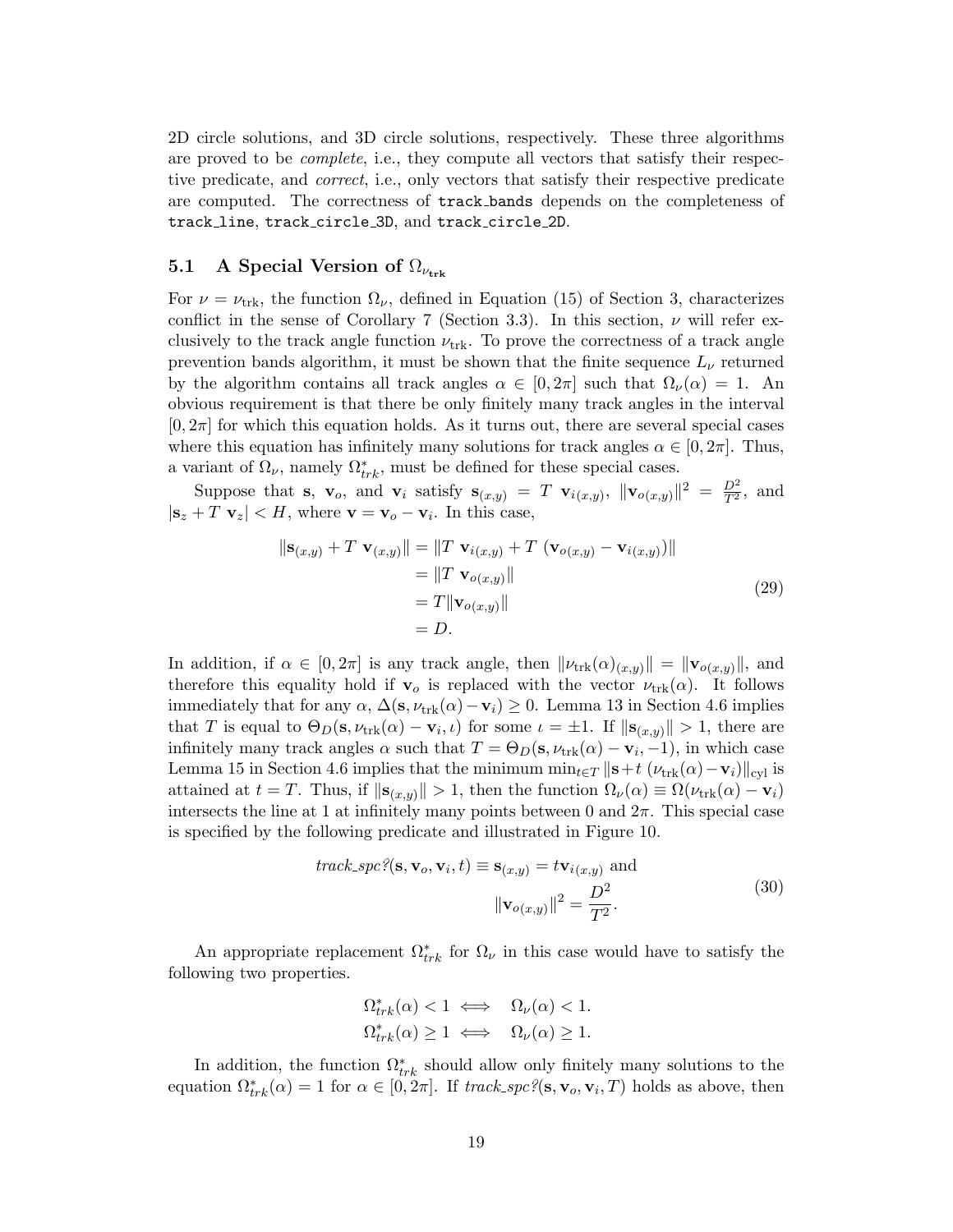2D circle solutions, and 3D circle solutions, respectively. These three algorithms are proved to be *complete*, i.e., they compute all vectors that satisfy their respective predicate, and *correct*, i.e., only vectors that satisfy their respective predicate are computed. The correctness of `track_bands` depends on the completeness of `track_line`, `track_circle_3D`, and `track_circle_2D`.

## 5.1 A Special Version of $\Omega_{\nu_{\text{trk}}}$

For $\nu = \nu_{\text{trk}}$, the function $\Omega_\nu$, defined in Equation (15) of Section 3, characterizes conflict in the sense of Corollary 7 (Section 3.3). In this section, $\nu$ will refer exclusively to the track angle function $\nu_{\text{trk}}$. To prove the correctness of a track angle prevention bands algorithm, it must be shown that the finite sequence $L_\nu$ returned by the algorithm contains all track angles $\alpha \in [0, 2\pi]$ such that $\Omega_\nu(\alpha) = 1$. An obvious requirement is that there be only finitely many track angles in the interval $[0, 2\pi]$ for which this equation holds. As it turns out, there are several special cases where this equation has infinitely many solutions for track angles $\alpha \in [0, 2\pi]$. Thus, a variant of $\Omega_\nu$, namely $\Omega^*_{trk}$, must be defined for these special cases.

Suppose that $\mathbf{s}$, $\mathbf{v}_o$, and $\mathbf{v}_i$ satisfy $\mathbf{s}_{(x,y)} = T\ \mathbf{v}_{i(x,y)}$, $\|\mathbf{v}_{o(x,y)}\|^2 = \frac{D^2}{T^2}$, and $|\mathbf{s}_z + T\ \mathbf{v}_z| < H$, where $\mathbf{v} = \mathbf{v}_o - \mathbf{v}_i$. In this case,

$$
\begin{aligned}
\|\mathbf{s}_{(x,y)} + T\ \mathbf{v}_{(x,y)}\| &= \|T\ \mathbf{v}_{i(x,y)} + T\ (\mathbf{v}_{o(x,y)} - \mathbf{v}_{i(x,y)})\| \\
&= \|T\ \mathbf{v}_{o(x,y)}\| \\
&= T\|\mathbf{v}_{o(x,y)}\| \\
&= D.
\end{aligned}
\tag{29}
$$

In addition, if $\alpha \in [0, 2\pi]$ is any track angle, then $\|\nu_{\text{trk}}(\alpha)_{(x,y)}\| = \|\mathbf{v}_{o(x,y)}\|$, and therefore this equality hold if $\mathbf{v}_o$ is replaced with the vector $\nu_{\text{trk}}(\alpha)$. It follows immediately that for any $\alpha$, $\Delta(\mathbf{s}, \nu_{\text{trk}}(\alpha) - \mathbf{v}_i) \geq 0$. Lemma 13 in Section 4.6 implies that $T$ is equal to $\Theta_D(\mathbf{s}, \nu_{\text{trk}}(\alpha) - \mathbf{v}_i, \iota)$ for some $\iota = \pm 1$. If $\|\mathbf{s}_{(x,y)}\| > 1$, there are infinitely many track angles $\alpha$ such that $T = \Theta_D(\mathbf{s}, \nu_{\text{trk}}(\alpha) - \mathbf{v}_i, -1)$, in which case Lemma 15 in Section 4.6 implies that the minimum $\min_{t \in T} \|\mathbf{s} + t\ (\nu_{\text{trk}}(\alpha) - \mathbf{v}_i)\|_{\text{cyl}}$ is attained at $t = T$. Thus, if $\|\mathbf{s}_{(x,y)}\| > 1$, then the function $\Omega_\nu(\alpha) \equiv \Omega(\nu_{\text{trk}}(\alpha) - \mathbf{v}_i)$ intersects the line at 1 at infinitely many points between 0 and $2\pi$. This special case is specified by the following predicate and illustrated in Figure 10.

$$
\begin{aligned}
\textit{track\_spc?}(\mathbf{s}, \mathbf{v}_o, \mathbf{v}_i, t) \equiv \mathbf{s}_{(x,y)} = t\mathbf{v}_{i(x,y)} \text{ and} \\
\|\mathbf{v}_{o(x,y)}\|^2 = \frac{D^2}{T^2}.
\end{aligned}
\tag{30}
$$

An appropriate replacement $\Omega^*_{trk}$ for $\Omega_\nu$ in this case would have to satisfy the following two properties.

$$
\begin{aligned}
\Omega^*_{trk}(\alpha) < 1 &\iff \Omega_\nu(\alpha) < 1. \\
\Omega^*_{trk}(\alpha) \geq 1 &\iff \Omega_\nu(\alpha) \geq 1.
\end{aligned}
$$

In addition, the function $\Omega^*_{trk}$ should allow only finitely many solutions to the equation $\Omega^*_{trk}(\alpha) = 1$ for $\alpha \in [0, 2\pi]$. If $\textit{track\_spc?}(\mathbf{s}, \mathbf{v}_o, \mathbf{v}_i, T)$ holds as above, then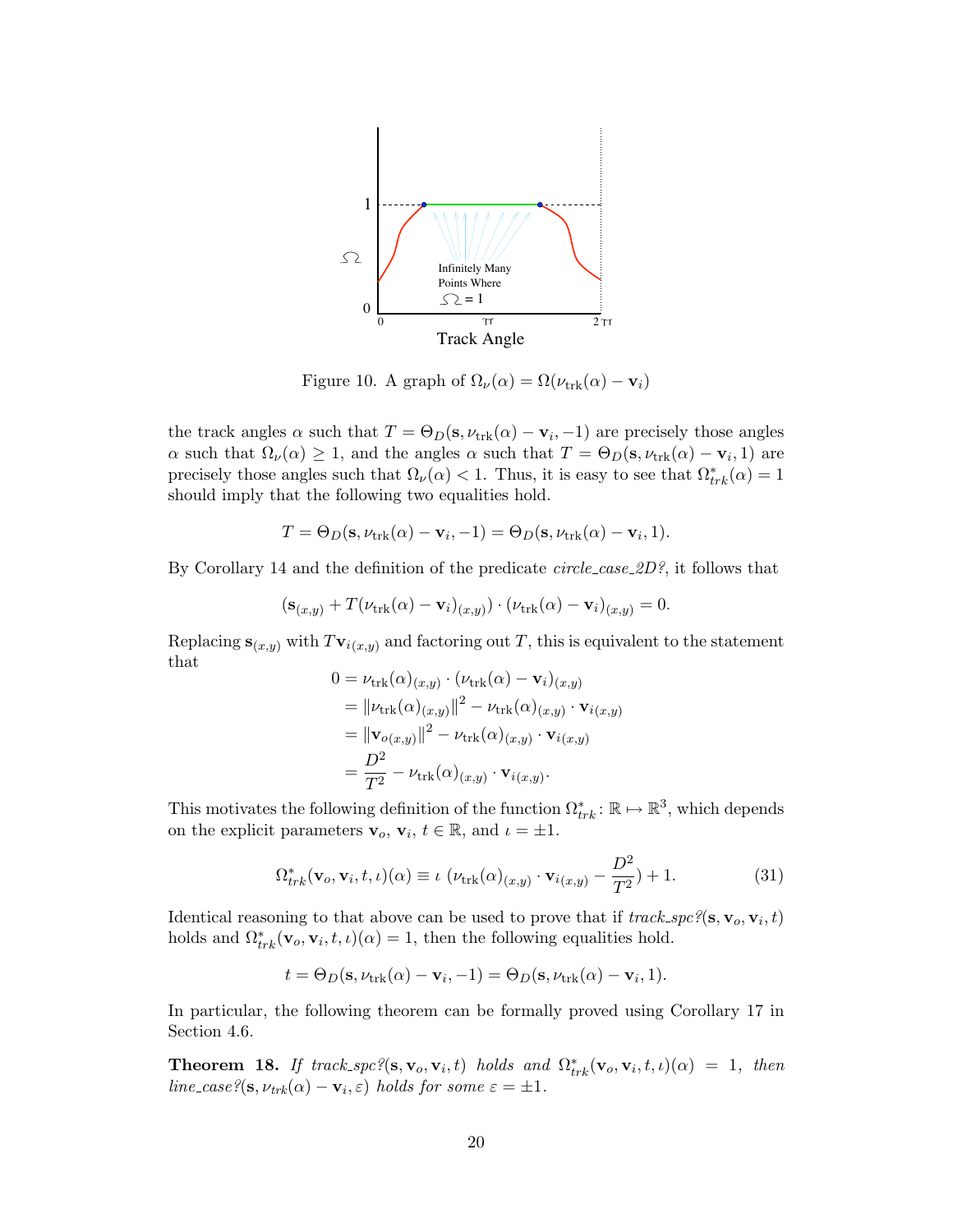Figure 10. A graph of $\Omega_\nu(\alpha) = \Omega(\nu_{\text{trk}}(\alpha) - \mathbf{v}_i)$

the track angles $\alpha$ such that $T = \Theta_D(\mathbf{s}, \nu_{\text{trk}}(\alpha) - \mathbf{v}_i, -1)$ are precisely those angles $\alpha$ such that $\Omega_\nu(\alpha) \geq 1$, and the angles $\alpha$ such that $T = \Theta_D(\mathbf{s}, \nu_{\text{trk}}(\alpha) - \mathbf{v}_i, 1)$ are precisely those angles such that $\Omega_\nu(\alpha) < 1$. Thus, it is easy to see that $\Omega^*_{trk}(\alpha) = 1$ should imply that the following two equalities hold.

$$T = \Theta_D(\mathbf{s}, \nu_{\text{trk}}(\alpha) - \mathbf{v}_i, -1) = \Theta_D(\mathbf{s}, \nu_{\text{trk}}(\alpha) - \mathbf{v}_i, 1).$$

By Corollary 14 and the definition of the predicate *circle_case_2D?*, it follows that

$$(\mathbf{s}_{(x,y)} + T(\nu_{\text{trk}}(\alpha) - \mathbf{v}_i)_{(x,y)}) \cdot (\nu_{\text{trk}}(\alpha) - \mathbf{v}_i)_{(x,y)} = 0.$$

Replacing $\mathbf{s}_{(x,y)}$ with $T\mathbf{v}_{i(x,y)}$ and factoring out $T$, this is equivalent to the statement that

$$\begin{aligned}
0 &= \nu_{\text{trk}}(\alpha)_{(x,y)} \cdot (\nu_{\text{trk}}(\alpha) - \mathbf{v}_i)_{(x,y)} \\
&= \|\nu_{\text{trk}}(\alpha)_{(x,y)}\|^2 - \nu_{\text{trk}}(\alpha)_{(x,y)} \cdot \mathbf{v}_{i(x,y)} \\
&= \|\mathbf{v}_{o(x,y)}\|^2 - \nu_{\text{trk}}(\alpha)_{(x,y)} \cdot \mathbf{v}_{i(x,y)} \\
&= \frac{D^2}{T^2} - \nu_{\text{trk}}(\alpha)_{(x,y)} \cdot \mathbf{v}_{i(x,y)}.
\end{aligned}$$

This motivates the following definition of the function $\Omega^*_{trk} \colon \mathbb{R} \mapsto \mathbb{R}^3$, which depends on the explicit parameters $\mathbf{v}_o$, $\mathbf{v}_i$, $t \in \mathbb{R}$, and $\iota = \pm 1$.

$$\Omega^*_{trk}(\mathbf{v}_o, \mathbf{v}_i, t, \iota)(\alpha) \equiv \iota\ (\nu_{\text{trk}}(\alpha)_{(x,y)} \cdot \mathbf{v}_{i(x,y)} - \frac{D^2}{T^2}) + 1. \tag{31}$$

Identical reasoning to that above can be used to prove that if *track_spc?*$(\mathbf{s}, \mathbf{v}_o, \mathbf{v}_i, t)$ holds and $\Omega^*_{trk}(\mathbf{v}_o, \mathbf{v}_i, t, \iota)(\alpha) = 1$, then the following equalities hold.

$$t = \Theta_D(\mathbf{s}, \nu_{\text{trk}}(\alpha) - \mathbf{v}_i, -1) = \Theta_D(\mathbf{s}, \nu_{\text{trk}}(\alpha) - \mathbf{v}_i, 1).$$

In particular, the following theorem can be formally proved using Corollary 17 in Section 4.6.

**Theorem 18.** *If track_spc?*$(\mathbf{s}, \mathbf{v}_o, \mathbf{v}_i, t)$ *holds and* $\Omega^*_{trk}(\mathbf{v}_o, \mathbf{v}_i, t, \iota)(\alpha) = 1$*, then line_case?*$(\mathbf{s}, \nu_{trk}(\alpha) - \mathbf{v}_i, \varepsilon)$ *holds for some* $\varepsilon = \pm 1$.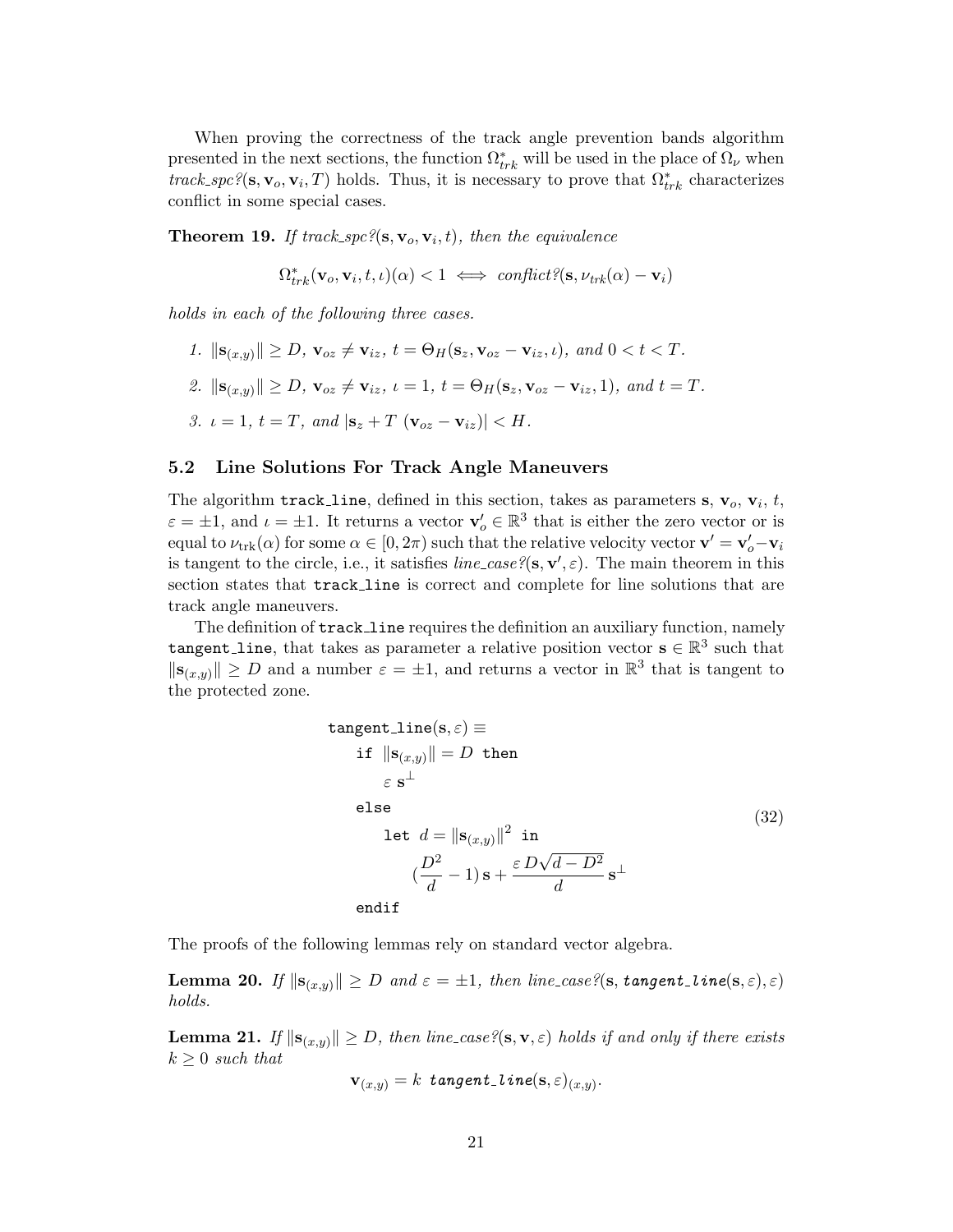When proving the correctness of the track angle prevention bands algorithm presented in the next sections, the function $\Omega^*_{trk}$ will be used in the place of $\Omega_\nu$ when *track_spc?*$(\mathbf{s}, \mathbf{v}_o, \mathbf{v}_i, T)$ holds. Thus, it is necessary to prove that $\Omega^*_{trk}$ characterizes conflict in some special cases.

**Theorem 19.** *If track_spc?*$(\mathbf{s}, \mathbf{v}_o, \mathbf{v}_i, t)$*, then the equivalence*

$$\Omega^*_{trk}(\mathbf{v}_o, \mathbf{v}_i, t, \iota)(\alpha) < 1 \iff \textit{conflict?}(\mathbf{s}, \nu_{trk}(\alpha) - \mathbf{v}_i)$$

*holds in each of the following three cases.*

1. $\|\mathbf{s}_{(x,y)}\| \geq D$*,* $\mathbf{v}_{oz} \neq \mathbf{v}_{iz}$*,* $t = \Theta_H(\mathbf{s}_z, \mathbf{v}_{oz} - \mathbf{v}_{iz}, \iota)$*, and* $0 < t < T$*.*
2. $\|\mathbf{s}_{(x,y)}\| \geq D$*,* $\mathbf{v}_{oz} \neq \mathbf{v}_{iz}$*,* $\iota = 1$*,* $t = \Theta_H(\mathbf{s}_z, \mathbf{v}_{oz} - \mathbf{v}_{iz}, 1)$*, and* $t = T$*.*
3. $\iota = 1$*,* $t = T$*, and* $|\mathbf{s}_z + T\ (\mathbf{v}_{oz} - \mathbf{v}_{iz})| < H$*.*

## 5.2 Line Solutions For Track Angle Maneuvers

The algorithm `track_line`, defined in this section, takes as parameters $\mathbf{s}$, $\mathbf{v}_o$, $\mathbf{v}_i$, $t$, $\varepsilon = \pm 1$, and $\iota = \pm 1$. It returns a vector $\mathbf{v}'_o \in \mathbb{R}^3$ that is either the zero vector or is equal to $\nu_{\text{trk}}(\alpha)$ for some $\alpha \in [0, 2\pi)$ such that the relative velocity vector $\mathbf{v}' = \mathbf{v}'_o - \mathbf{v}_i$ is tangent to the circle, i.e., it satisfies *line_case?*$(\mathbf{s}, \mathbf{v}', \varepsilon)$. The main theorem in this section states that `track_line` is correct and complete for line solutions that are track angle maneuvers.

The definition of `track_line` requires the definition an auxiliary function, namely `tangent_line`, that takes as parameter a relative position vector $\mathbf{s} \in \mathbb{R}^3$ such that $\|\mathbf{s}_{(x,y)}\| \geq D$ and a number $\varepsilon = \pm 1$, and returns a vector in $\mathbb{R}^3$ that is tangent to the protected zone.

$$
\begin{array}{l}
\texttt{tangent\_line}(\mathbf{s}, \varepsilon) \equiv \\
\quad \texttt{if } \|\mathbf{s}_{(x,y)}\| = D \texttt{ then} \\
\quad\quad \varepsilon\, \mathbf{s}^\perp \\
\quad \texttt{else} \\
\quad\quad \texttt{let } d = \|\mathbf{s}_{(x,y)}\|^2 \texttt{ in} \\
\quad\quad\quad (\dfrac{D^2}{d} - 1)\, \mathbf{s} + \dfrac{\varepsilon\, D \sqrt{d - D^2}}{d}\, \mathbf{s}^\perp \\
\quad \texttt{endif}
\end{array}
\tag{32}
$$

The proofs of the following lemmas rely on standard vector algebra.

**Lemma 20.** *If* $\|\mathbf{s}_{(x,y)}\| \geq D$ *and* $\varepsilon = \pm 1$*, then line_case?*$(\mathbf{s}, \textit{tangent\_line}(\mathbf{s}, \varepsilon), \varepsilon)$ *holds.*

**Lemma 21.** *If* $\|\mathbf{s}_{(x,y)}\| \geq D$*, then line_case?*$(\mathbf{s}, \mathbf{v}, \varepsilon)$ *holds if and only if there exists* $k \geq 0$ *such that*

$$\mathbf{v}_{(x,y)} = k\ \textit{tangent\_line}(\mathbf{s}, \varepsilon)_{(x,y)}.$$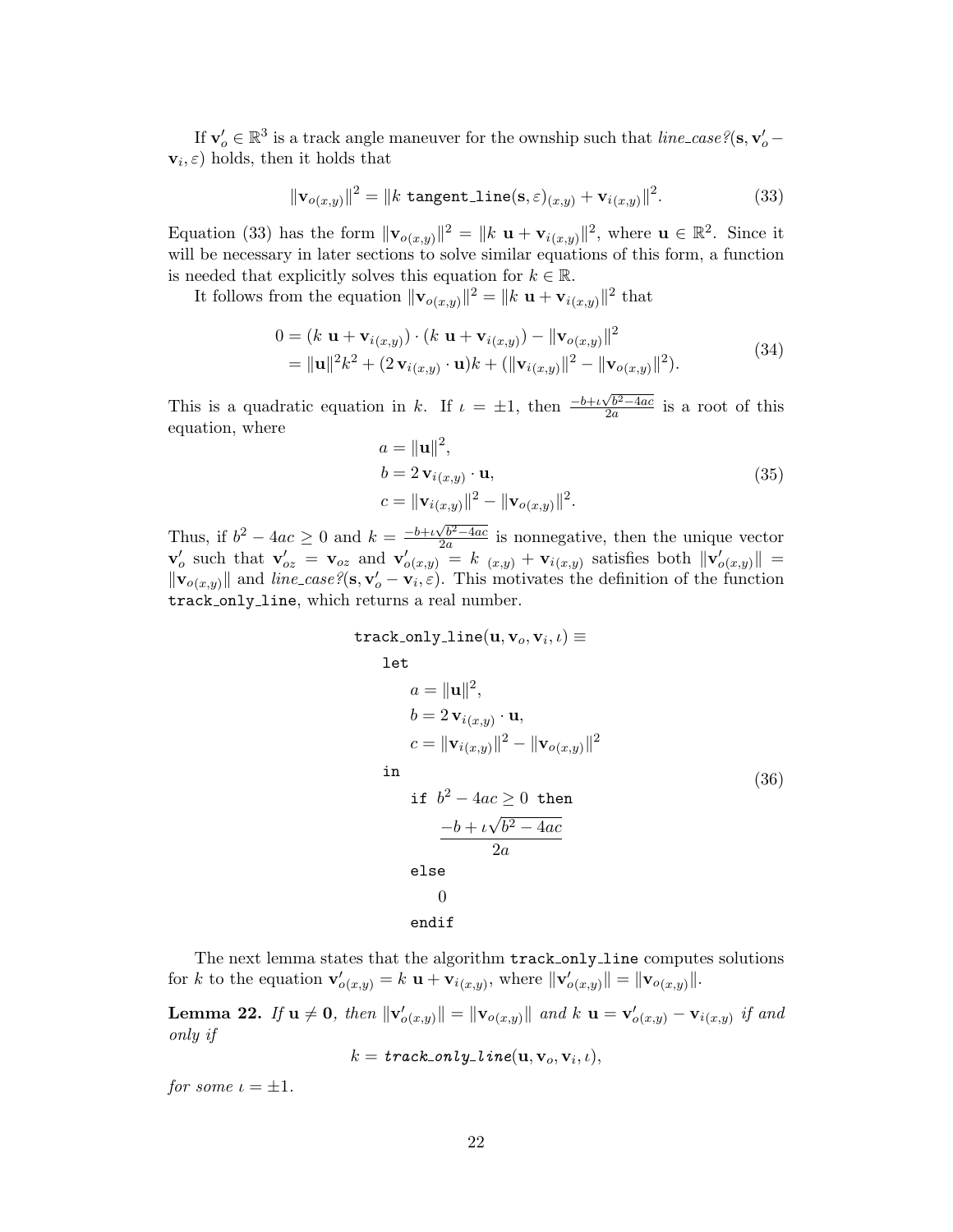If $\mathbf{v}'_o \in \mathbb{R}^3$ is a track angle maneuver for the ownship such that *line_case?*($\mathbf{s}, \mathbf{v}'_o - \mathbf{v}_i, \varepsilon$) holds, then it holds that

$$\|\mathbf{v}_{o(x,y)}\|^2 = \|k \ \texttt{tangent\_line}(\mathbf{s}, \varepsilon)_{(x,y)} + \mathbf{v}_{i(x,y)}\|^2. \tag{33}$$

Equation (33) has the form $\|\mathbf{v}_{o(x,y)}\|^2 = \|k \ \mathbf{u} + \mathbf{v}_{i(x,y)}\|^2$, where $\mathbf{u} \in \mathbb{R}^2$. Since it will be necessary in later sections to solve similar equations of this form, a function is needed that explicitly solves this equation for $k \in \mathbb{R}$.

It follows from the equation $\|\mathbf{v}_{o(x,y)}\|^2 = \|k \ \mathbf{u} + \mathbf{v}_{i(x,y)}\|^2$ that

$$\begin{aligned} 0 &= (k \ \mathbf{u} + \mathbf{v}_{i(x,y)}) \cdot (k \ \mathbf{u} + \mathbf{v}_{i(x,y)}) - \|\mathbf{v}_{o(x,y)}\|^2 \\ &= \|\mathbf{u}\|^2 k^2 + (2 \, \mathbf{v}_{i(x,y)} \cdot \mathbf{u})k + (\|\mathbf{v}_{i(x,y)}\|^2 - \|\mathbf{v}_{o(x,y)}\|^2). \end{aligned} \tag{34}$$

This is a quadratic equation in $k$. If $\iota = \pm 1$, then $\frac{-b+\iota\sqrt{b^2-4ac}}{2a}$ is a root of this equation, where

$$\begin{aligned} a &= \|\mathbf{u}\|^2, \\ b &= 2 \, \mathbf{v}_{i(x,y)} \cdot \mathbf{u}, \\ c &= \|\mathbf{v}_{i(x,y)}\|^2 - \|\mathbf{v}_{o(x,y)}\|^2. \end{aligned} \tag{35}$$

Thus, if $b^2 - 4ac \geq 0$ and $k = \frac{-b+\iota\sqrt{b^2-4ac}}{2a}$ is nonnegative, then the unique vector $\mathbf{v}'_o$ such that $\mathbf{v}'_{oz} = \mathbf{v}_{oz}$ and $\mathbf{v}'_{o(x,y)} = k \ _{(x,y)} + \mathbf{v}_{i(x,y)}$ satisfies both $\|\mathbf{v}'_{o(x,y)}\| = \|\mathbf{v}_{o(x,y)}\|$ and *line_case?*($\mathbf{s}, \mathbf{v}'_o - \mathbf{v}_i, \varepsilon$). This motivates the definition of the function `track_only_line`, which returns a real number.

$$\begin{aligned}
&\texttt{track\_only\_line}(\mathbf{u}, \mathbf{v}_o, \mathbf{v}_i, \iota) \equiv \\
&\quad \texttt{let} \\
&\quad\quad a = \|\mathbf{u}\|^2, \\
&\quad\quad b = 2 \, \mathbf{v}_{i(x,y)} \cdot \mathbf{u}, \\
&\quad\quad c = \|\mathbf{v}_{i(x,y)}\|^2 - \|\mathbf{v}_{o(x,y)}\|^2 \\
&\quad \texttt{in} \\
&\quad\quad \texttt{if } \ b^2 - 4ac \geq 0 \ \texttt{ then} \\
&\quad\quad\quad \frac{-b + \iota\sqrt{b^2 - 4ac}}{2a} \\
&\quad\quad \texttt{else} \\
&\quad\quad\quad 0 \\
&\quad\quad \texttt{endif}
\end{aligned} \tag{36}$$

The next lemma states that the algorithm `track_only_line` computes solutions for $k$ to the equation $\mathbf{v}'_{o(x,y)} = k \ \mathbf{u} + \mathbf{v}_{i(x,y)}$, where $\|\mathbf{v}'_{o(x,y)}\| = \|\mathbf{v}_{o(x,y)}\|$.

**Lemma 22.** *If $\mathbf{u} \neq \mathbf{0}$, then $\|\mathbf{v}'_{o(x,y)}\| = \|\mathbf{v}_{o(x,y)}\|$ and $k \ \mathbf{u} = \mathbf{v}'_{o(x,y)} - \mathbf{v}_{i(x,y)}$ if and only if*

$$k = \textit{track\_only\_line}(\mathbf{u}, \mathbf{v}_o, \mathbf{v}_i, \iota),$$

*for some $\iota = \pm 1$.*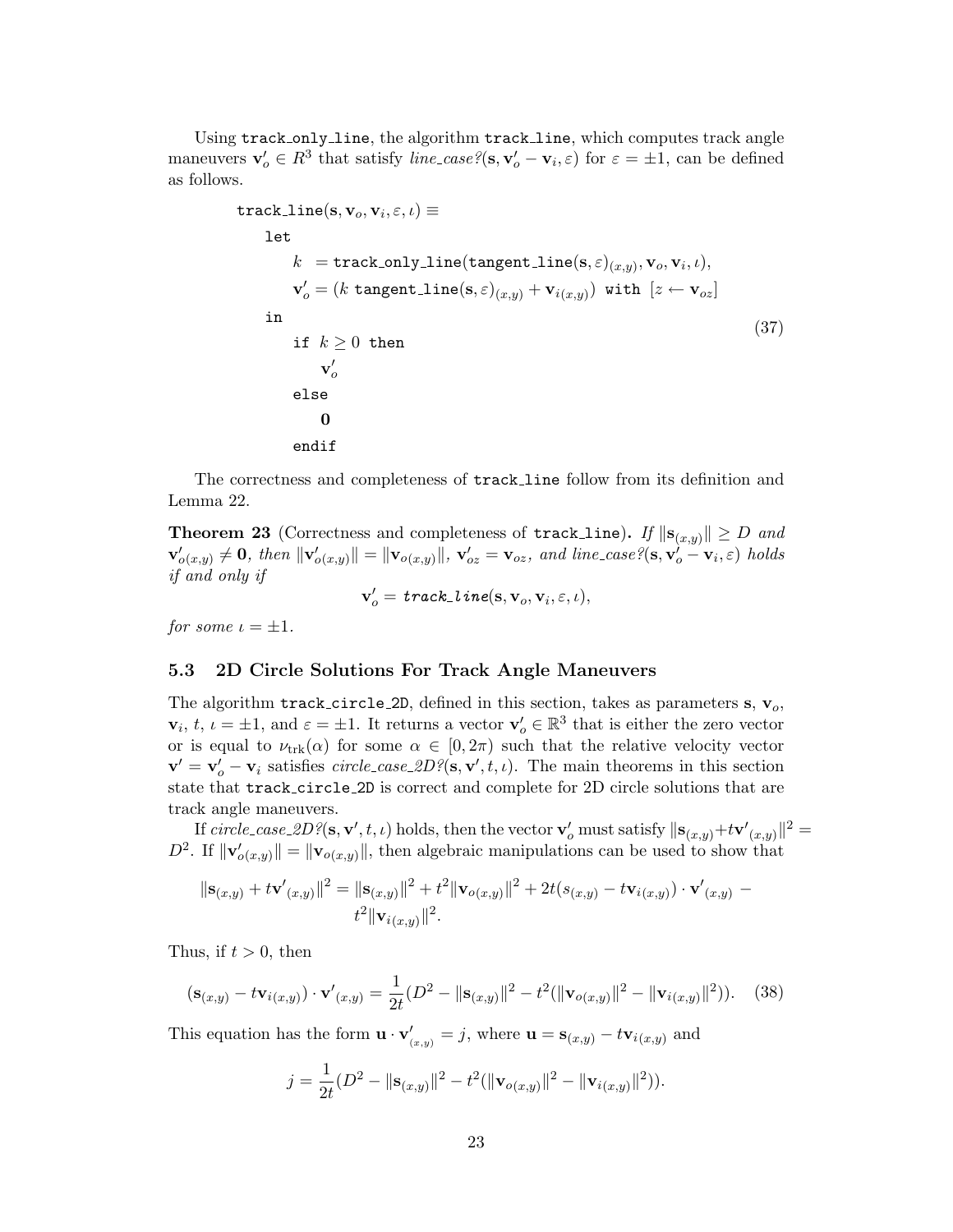Using track_only_line, the algorithm track_line, which computes track angle maneuvers $\mathbf{v}'_o \in R^3$ that satisfy *line_case?*$(\mathbf{s}, \mathbf{v}'_o - \mathbf{v}_i, \varepsilon)$ for $\varepsilon = \pm 1$, can be defined as follows.

$$
\begin{array}{l}
\texttt{track\_line}(\mathbf{s}, \mathbf{v}_o, \mathbf{v}_i, \varepsilon, \iota) \equiv \\
\quad \texttt{let} \\
\quad\quad k \;\; = \texttt{track\_only\_line}(\texttt{tangent\_line}(\mathbf{s}, \varepsilon)_{(x,y)}, \mathbf{v}_o, \mathbf{v}_i, \iota), \\
\quad\quad \mathbf{v}'_o = (k\ \texttt{tangent\_line}(\mathbf{s}, \varepsilon)_{(x,y)} + \mathbf{v}_{i(x,y)})\ \texttt{with}\ [z \leftarrow \mathbf{v}_{oz}] \\
\quad \texttt{in} \\
\quad\quad \texttt{if}\ k \geq 0\ \texttt{then} \\
\quad\quad\quad \mathbf{v}'_o \\
\quad\quad \texttt{else} \\
\quad\quad\quad \mathbf{0} \\
\quad\quad \texttt{endif}
\end{array}
\tag{37}
$$

The correctness and completeness of track_line follow from its definition and Lemma 22.

**Theorem 23** (Correctness and completeness of track_line)**.** *If* $\|\mathbf{s}_{(x,y)}\| \geq D$ *and* $\mathbf{v}'_{o(x,y)} \neq \mathbf{0}$*, then* $\|\mathbf{v}'_{o(x,y)}\| = \|\mathbf{v}_{o(x,y)}\|$*,* $\mathbf{v}'_{oz} = \mathbf{v}_{oz}$*, and line_case?*$(\mathbf{s}, \mathbf{v}'_o - \mathbf{v}_i, \varepsilon)$ *holds if and only if*

$$\mathbf{v}'_o = \textit{track\_line}(\mathbf{s}, \mathbf{v}_o, \mathbf{v}_i, \varepsilon, \iota),$$

*for some* $\iota = \pm 1$.

### 5.3 2D Circle Solutions For Track Angle Maneuvers

The algorithm track_circle_2D, defined in this section, takes as parameters $\mathbf{s}$, $\mathbf{v}_o$, $\mathbf{v}_i$, $t$, $\iota = \pm 1$, and $\varepsilon = \pm 1$. It returns a vector $\mathbf{v}'_o \in \mathbb{R}^3$ that is either the zero vector or is equal to $\nu_{\text{trk}}(\alpha)$ for some $\alpha \in [0, 2\pi)$ such that the relative velocity vector $\mathbf{v}' = \mathbf{v}'_o - \mathbf{v}_i$ satisfies *circle_case_2D?*$(\mathbf{s}, \mathbf{v}', t, \iota)$. The main theorems in this section state that track_circle_2D is correct and complete for 2D circle solutions that are track angle maneuvers.

If *circle_case_2D?*$(\mathbf{s}, \mathbf{v}', t, \iota)$ holds, then the vector $\mathbf{v}'_o$ must satisfy $\|\mathbf{s}_{(x,y)} + t\mathbf{v}'_{(x,y)}\|^2 = D^2$. If $\|\mathbf{v}'_{o(x,y)}\| = \|\mathbf{v}_{o(x,y)}\|$, then algebraic manipulations can be used to show that

$$\|\mathbf{s}_{(x,y)} + t\mathbf{v}'_{(x,y)}\|^2 = \|\mathbf{s}_{(x,y)}\|^2 + t^2\|\mathbf{v}_{o(x,y)}\|^2 + 2t(s_{(x,y)} - t\mathbf{v}_{i(x,y)}) \cdot \mathbf{v}'_{(x,y)} - t^2\|\mathbf{v}_{i(x,y)}\|^2.$$

Thus, if $t > 0$, then

$$(\mathbf{s}_{(x,y)} - t\mathbf{v}_{i(x,y)}) \cdot \mathbf{v}'_{(x,y)} = \frac{1}{2t}(D^2 - \|\mathbf{s}_{(x,y)}\|^2 - t^2(\|\mathbf{v}_{o(x,y)}\|^2 - \|\mathbf{v}_{i(x,y)}\|^2)). \tag{38}$$

This equation has the form $\mathbf{u} \cdot \mathbf{v}'_{o_{(x,y)}} = j$, where $\mathbf{u} = \mathbf{s}_{(x,y)} - t\mathbf{v}_{i(x,y)}$ and

$$j = \frac{1}{2t}(D^2 - \|\mathbf{s}_{(x,y)}\|^2 - t^2(\|\mathbf{v}_{o(x,y)}\|^2 - \|\mathbf{v}_{i(x,y)}\|^2)).$$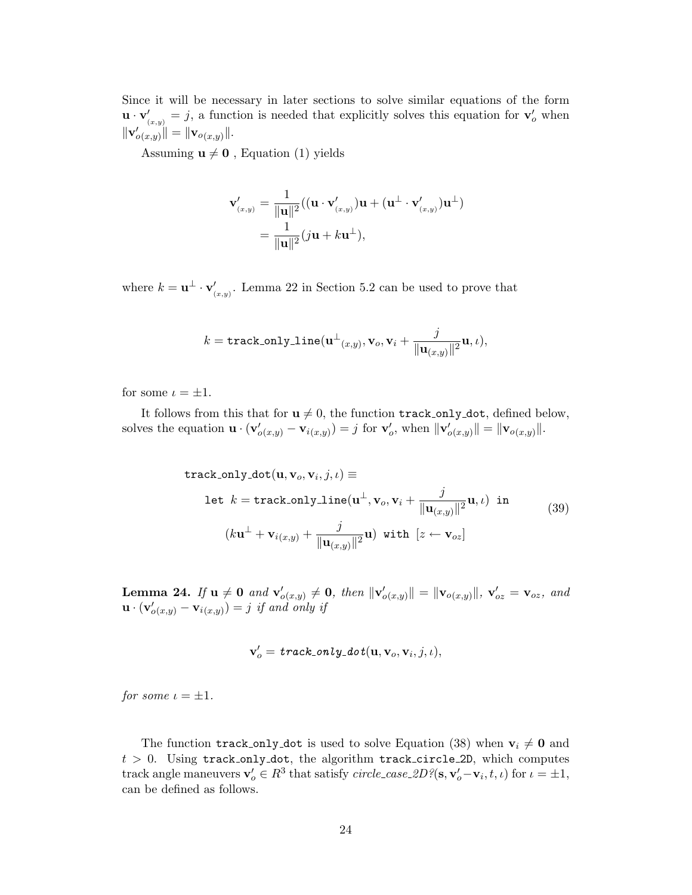Since it will be necessary in later sections to solve similar equations of the form $\mathbf{u} \cdot \mathbf{v}'_{_{(x,y)}} = j$, a function is needed that explicitly solves this equation for $\mathbf{v}'_o$ when $\|\mathbf{v}'_{o(x,y)}\| = \|\mathbf{v}_{o(x,y)}\|$.

Assuming $\mathbf{u} \neq \mathbf{0}$ , Equation (1) yields

$$
\begin{aligned}
\mathbf{v}'_{_{(x,y)}} &= \frac{1}{\|\mathbf{u}\|^2}((\mathbf{u} \cdot \mathbf{v}'_{_{(x,y)}})\mathbf{u} + (\mathbf{u}^\perp \cdot \mathbf{v}'_{_{(x,y)}})\mathbf{u}^\perp) \\
&= \frac{1}{\|\mathbf{u}\|^2}(j\mathbf{u} + k\mathbf{u}^\perp),
\end{aligned}
$$

where $k = \mathbf{u}^\perp \cdot \mathbf{v}'_{_{(x,y)}}$. Lemma 22 in Section 5.2 can be used to prove that

$$
k = \texttt{track\_only\_line}(\mathbf{u}^\perp{}_{(x,y)}, \mathbf{v}_o, \mathbf{v}_i + \frac{j}{\|\mathbf{u}_{(x,y)}\|^2}\mathbf{u}, \iota),
$$

for some $\iota = \pm 1$.

It follows from this that for $\mathbf{u} \neq 0$, the function track_only_dot, defined below, solves the equation $\mathbf{u} \cdot (\mathbf{v}'_{o(x,y)} - \mathbf{v}_{i(x,y)}) = j$ for $\mathbf{v}'_o$, when $\|\mathbf{v}'_{o(x,y)}\| = \|\mathbf{v}_{o(x,y)}\|$.

$$
\begin{aligned}
&\texttt{track\_only\_dot}(\mathbf{u}, \mathbf{v}_o, \mathbf{v}_i, j, \iota) \equiv \\
&\qquad \texttt{let } k = \texttt{track\_only\_line}(\mathbf{u}^\perp, \mathbf{v}_o, \mathbf{v}_i + \frac{j}{\|\mathbf{u}_{(x,y)}\|^2}\mathbf{u}, \iota) \texttt{ in} \\
&\qquad\quad (k\mathbf{u}^\perp + \mathbf{v}_{i(x,y)} + \frac{j}{\|\mathbf{u}_{(x,y)}\|^2}\mathbf{u}) \texttt{ with } [z \leftarrow \mathbf{v}_{oz}]
\end{aligned}
\tag{39}
$$

**Lemma 24.** *If $\mathbf{u} \neq \mathbf{0}$ and $\mathbf{v}'_{o(x,y)} \neq \mathbf{0}$, then $\|\mathbf{v}'_{o(x,y)}\| = \|\mathbf{v}_{o(x,y)}\|$, $\mathbf{v}'_{oz} = \mathbf{v}_{oz}$, and $\mathbf{u} \cdot (\mathbf{v}'_{o(x,y)} - \mathbf{v}_{i(x,y)}) = j$ if and only if*

$$
\mathbf{v}'_o = \texttt{track\_only\_dot}(\mathbf{u}, \mathbf{v}_o, \mathbf{v}_i, j, \iota),
$$

*for some $\iota = \pm 1$.*

The function track_only_dot is used to solve Equation (38) when $\mathbf{v}_i \neq \mathbf{0}$ and $t > 0$. Using track_only_dot, the algorithm track_circle_2D, which computes track angle maneuvers $\mathbf{v}'_o \in R^3$ that satisfy *circle_case_2D?*$(\mathbf{s}, \mathbf{v}'_o - \mathbf{v}_i, t, \iota)$ for $\iota = \pm 1$, can be defined as follows.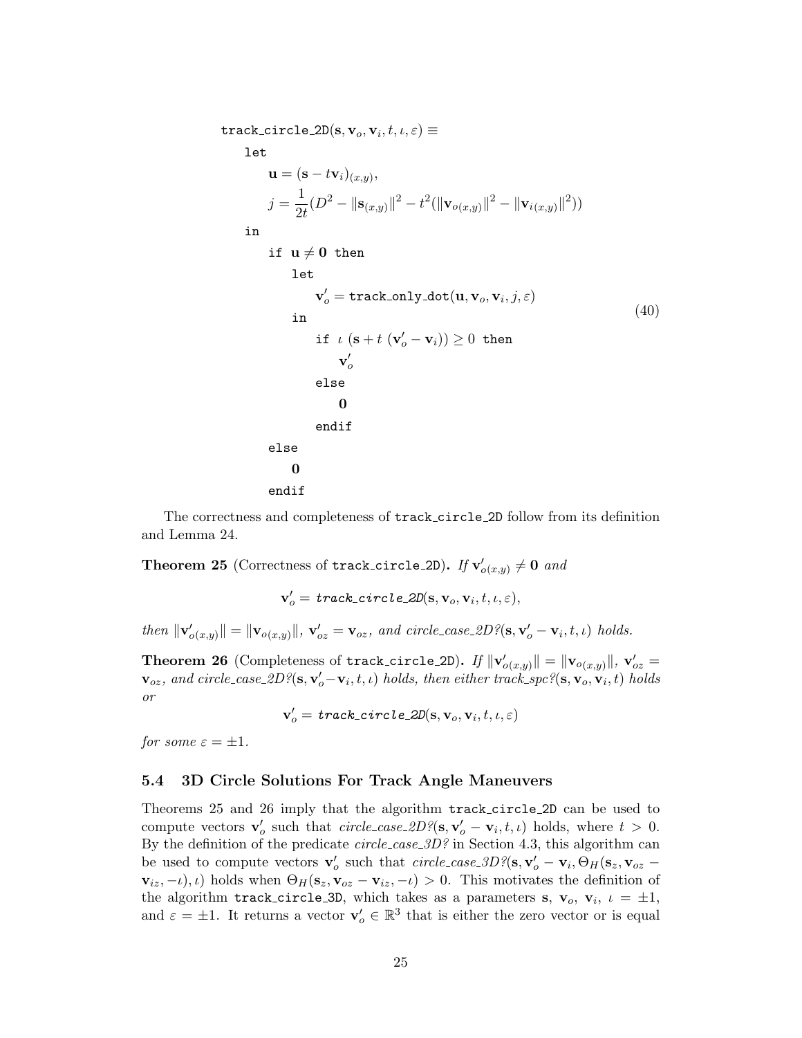```
track_circle_2D(s, v_o, v_i, t, ι, ε) ≡
    let
        u = (s − t v_i)_(x,y),
        j = 1/(2t) (D² − ‖s_(x,y)‖² − t²(‖v_o(x,y)‖² − ‖v_i(x,y)‖²))
    in
        if u ≠ 0 then
            let
                v'_o = track_only_dot(u, v_o, v_i, j, ε)
            in
                if ι (s + t (v'_o − v_i)) ≥ 0 then
                    v'_o
                else
                    0
                endif
        else
            0
        endif
```

(40)

The correctness and completeness of track_circle_2D follow from its definition and Lemma 24.

**Theorem 25** (Correctness of track_circle_2D)**.** *If* $\mathbf{v}'_{o(x,y)} \neq \mathbf{0}$ *and*

$$\mathbf{v}'_o = \textit{track\_circle\_2D}(\mathbf{s}, \mathbf{v}_o, \mathbf{v}_i, t, \iota, \varepsilon),$$

*then* $\|\mathbf{v}'_{o(x,y)}\| = \|\mathbf{v}_{o(x,y)}\|$*,* $\mathbf{v}'_{oz} = \mathbf{v}_{oz}$*, and circle_case_2D?*$(\mathbf{s}, \mathbf{v}'_o - \mathbf{v}_i, t, \iota)$ *holds.*

**Theorem 26** (Completeness of track_circle_2D)**.** *If* $\|\mathbf{v}'_{o(x,y)}\| = \|\mathbf{v}_{o(x,y)}\|$*,* $\mathbf{v}'_{oz} = \mathbf{v}_{oz}$*, and circle_case_2D?*$(\mathbf{s}, \mathbf{v}'_o - \mathbf{v}_i, t, \iota)$ *holds, then either track_spc?*$(\mathbf{s}, \mathbf{v}_o, \mathbf{v}_i, t)$ *holds or*

$$\mathbf{v}'_o = \textit{track\_circle\_2D}(\mathbf{s}, \mathbf{v}_o, \mathbf{v}_i, t, \iota, \varepsilon)$$

*for some* $\varepsilon = \pm 1$*.*

### 5.4 3D Circle Solutions For Track Angle Maneuvers

Theorems 25 and 26 imply that the algorithm track_circle_2D can be used to compute vectors $\mathbf{v}'_o$ such that *circle_case_2D?*$(\mathbf{s}, \mathbf{v}'_o - \mathbf{v}_i, t, \iota)$ holds, where $t > 0$. By the definition of the predicate *circle_case_3D?* in Section 4.3, this algorithm can be used to compute vectors $\mathbf{v}'_o$ such that *circle_case_3D?*$(\mathbf{s}, \mathbf{v}'_o - \mathbf{v}_i, \Theta_H(\mathbf{s}_z, \mathbf{v}_{oz} - \mathbf{v}_{iz}, -\iota), \iota)$ holds when $\Theta_H(\mathbf{s}_z, \mathbf{v}_{oz} - \mathbf{v}_{iz}, -\iota) > 0$. This motivates the definition of the algorithm track_circle_3D, which takes as a parameters $\mathbf{s}$, $\mathbf{v}_o$, $\mathbf{v}_i$, $\iota = \pm 1$, and $\varepsilon = \pm 1$. It returns a vector $\mathbf{v}'_o \in \mathbb{R}^3$ that is either the zero vector or is equal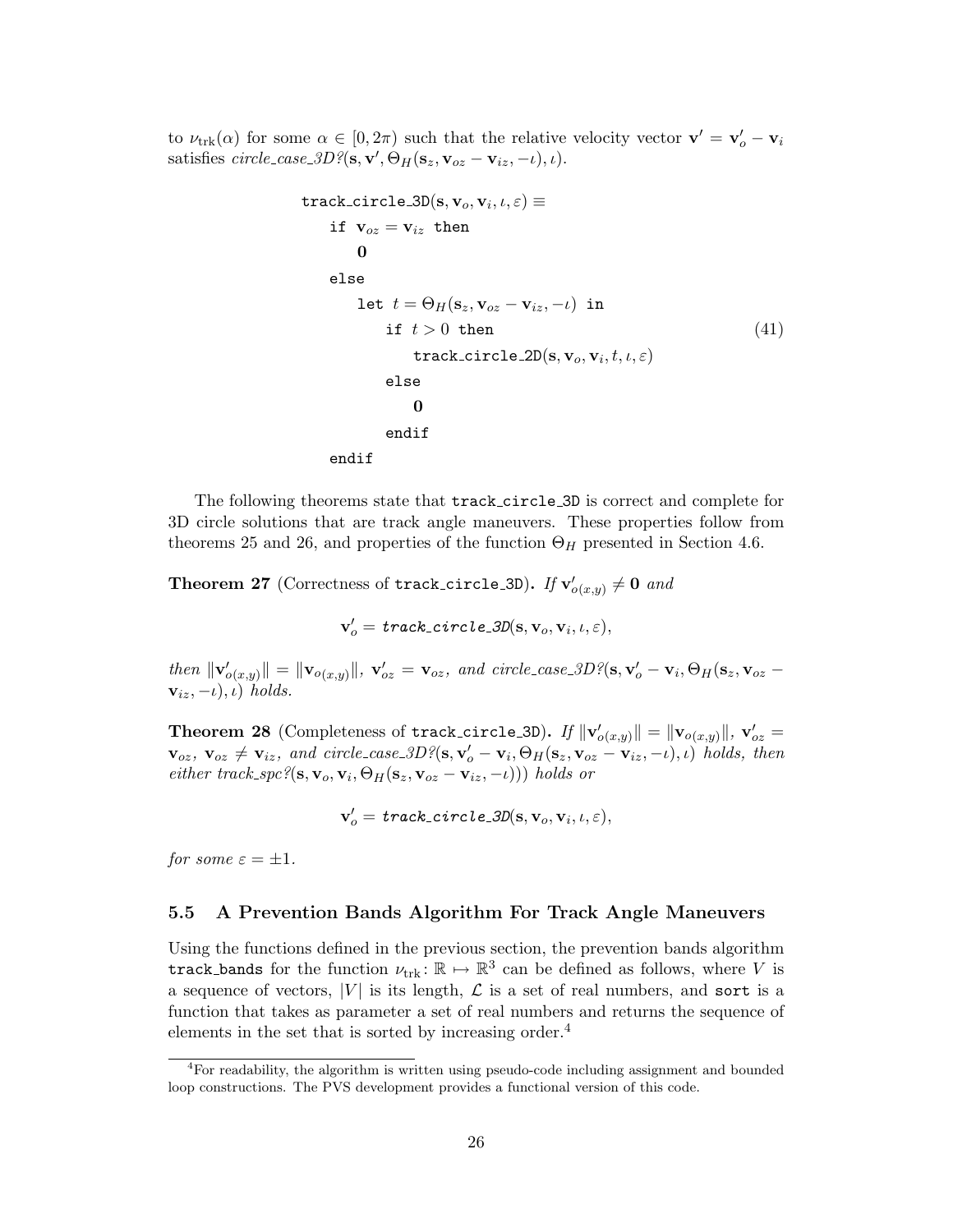to $\nu_{\text{trk}}(\alpha)$ for some $\alpha \in [0, 2\pi)$ such that the relative velocity vector $\mathbf{v}' = \mathbf{v}'_o - \mathbf{v}_i$ satisfies *circle_case_3D?*$(\mathbf{s}, \mathbf{v}', \Theta_H(\mathbf{s}_z, \mathbf{v}_{oz} - \mathbf{v}_{iz}, -\iota), \iota)$.

$$
\begin{array}{l}
\texttt{track\_circle\_3D}(\mathbf{s}, \mathbf{v}_o, \mathbf{v}_i, \iota, \varepsilon) \equiv \\
\quad \texttt{if } \mathbf{v}_{oz} = \mathbf{v}_{iz} \texttt{ then} \\
\quad\quad \mathbf{0} \\
\quad \texttt{else} \\
\quad\quad \texttt{let } t = \Theta_H(\mathbf{s}_z, \mathbf{v}_{oz} - \mathbf{v}_{iz}, -\iota) \texttt{ in} \\
\quad\quad\quad \texttt{if } t > 0 \texttt{ then} \\
\quad\quad\quad\quad \texttt{track\_circle\_2D}(\mathbf{s}, \mathbf{v}_o, \mathbf{v}_i, t, \iota, \varepsilon) \\
\quad\quad\quad \texttt{else} \\
\quad\quad\quad\quad \mathbf{0} \\
\quad\quad\quad \texttt{endif} \\
\quad \texttt{endif}
\end{array}
\tag{41}
$$

The following theorems state that `track_circle_3D` is correct and complete for 3D circle solutions that are track angle maneuvers. These properties follow from theorems 25 and 26, and properties of the function $\Theta_H$ presented in Section 4.6.

**Theorem 27** (Correctness of `track_circle_3D`)**.** *If* $\mathbf{v}'_{o(x,y)} \neq \mathbf{0}$ *and*

$$
\mathbf{v}'_o = \textit{track\_circle\_3D}(\mathbf{s}, \mathbf{v}_o, \mathbf{v}_i, \iota, \varepsilon),
$$

*then* $\|\mathbf{v}'_{o(x,y)}\| = \|\mathbf{v}_{o(x,y)}\|$, $\mathbf{v}'_{oz} = \mathbf{v}_{oz}$, *and circle_case_3D?*$(\mathbf{s}, \mathbf{v}'_o - \mathbf{v}_i, \Theta_H(\mathbf{s}_z, \mathbf{v}_{oz} - \mathbf{v}_{iz}, -\iota), \iota)$ *holds.*

**Theorem 28** (Completeness of `track_circle_3D`)**.** *If* $\|\mathbf{v}'_{o(x,y)}\| = \|\mathbf{v}_{o(x,y)}\|$, $\mathbf{v}'_{oz} = \mathbf{v}_{oz}$, $\mathbf{v}_{oz} \neq \mathbf{v}_{iz}$, *and circle_case_3D?*$(\mathbf{s}, \mathbf{v}'_o - \mathbf{v}_i, \Theta_H(\mathbf{s}_z, \mathbf{v}_{oz} - \mathbf{v}_{iz}, -\iota), \iota)$ *holds, then either track_spc?*$(\mathbf{s}, \mathbf{v}_o, \mathbf{v}_i, \Theta_H(\mathbf{s}_z, \mathbf{v}_{oz} - \mathbf{v}_{iz}, -\iota)))$ *holds or*

$$
\mathbf{v}'_o = \textit{track\_circle\_3D}(\mathbf{s}, \mathbf{v}_o, \mathbf{v}_i, \iota, \varepsilon),
$$

*for some* $\varepsilon = \pm 1$.

### 5.5 A Prevention Bands Algorithm For Track Angle Maneuvers

Using the functions defined in the previous section, the prevention bands algorithm `track_bands` for the function $\nu_{\text{trk}} \colon \mathbb{R} \mapsto \mathbb{R}^3$ can be defined as follows, where $V$ is a sequence of vectors, $|V|$ is its length, $\mathcal{L}$ is a set of real numbers, and `sort` is a function that takes as parameter a set of real numbers and returns the sequence of elements in the set that is sorted by increasing order.[4]

[4] For readability, the algorithm is written using pseudo-code including assignment and bounded loop constructions. The PVS development provides a functional version of this code.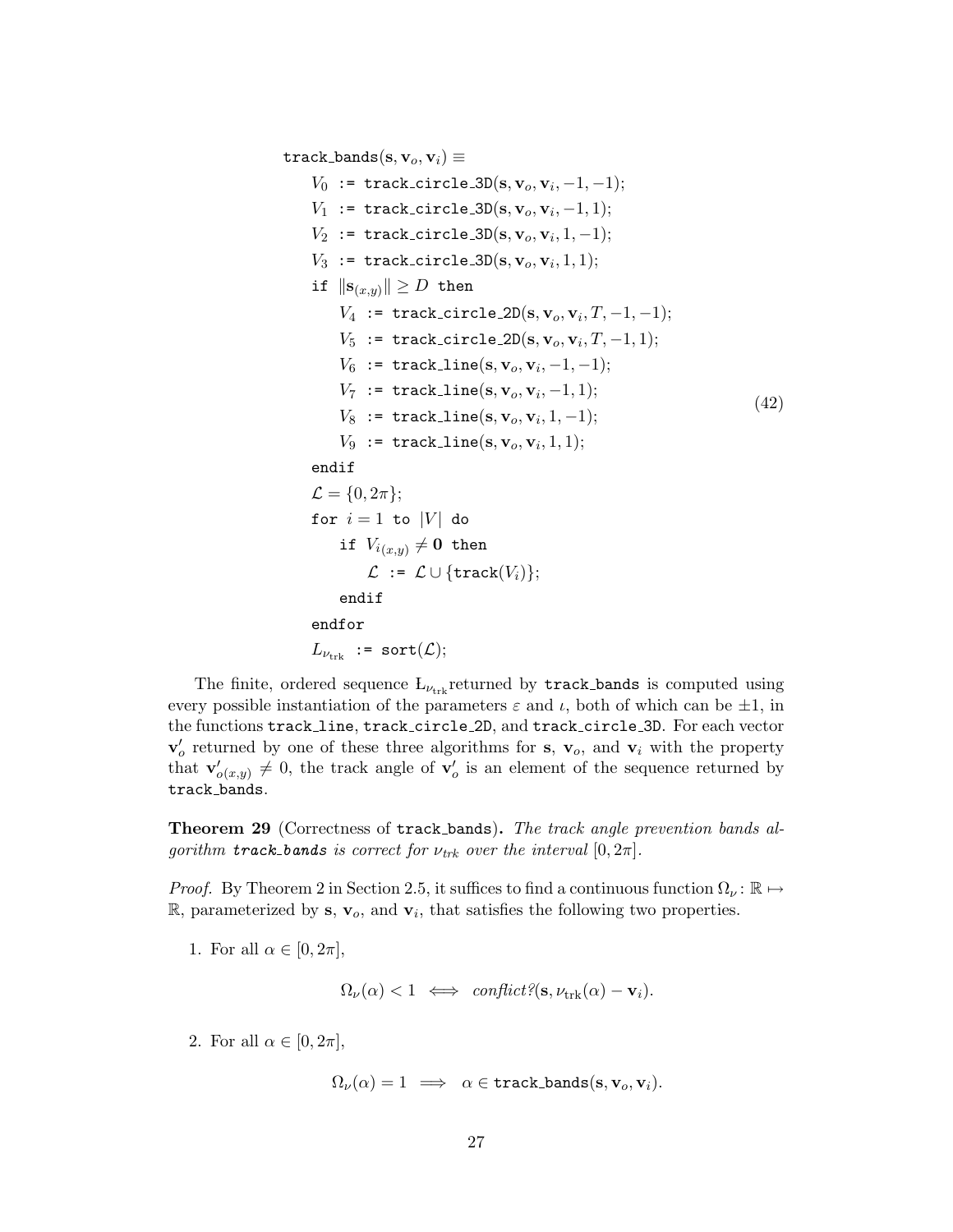$$
\begin{aligned}
&\texttt{track\_bands}(\mathbf{s}, \mathbf{v}_o, \mathbf{v}_i) \equiv \\
&\quad V_0 \ \texttt{:=}\ \texttt{track\_circle\_3D}(\mathbf{s}, \mathbf{v}_o, \mathbf{v}_i, -1, -1); \\
&\quad V_1 \ \texttt{:=}\ \texttt{track\_circle\_3D}(\mathbf{s}, \mathbf{v}_o, \mathbf{v}_i, -1, 1); \\
&\quad V_2 \ \texttt{:=}\ \texttt{track\_circle\_3D}(\mathbf{s}, \mathbf{v}_o, \mathbf{v}_i, 1, -1); \\
&\quad V_3 \ \texttt{:=}\ \texttt{track\_circle\_3D}(\mathbf{s}, \mathbf{v}_o, \mathbf{v}_i, 1, 1); \\
&\quad \texttt{if}\ \|\mathbf{s}_{(x,y)}\| \geq D\ \texttt{then} \\
&\quad\quad V_4 \ \texttt{:=}\ \texttt{track\_circle\_2D}(\mathbf{s}, \mathbf{v}_o, \mathbf{v}_i, T, -1, -1); \\
&\quad\quad V_5 \ \texttt{:=}\ \texttt{track\_circle\_2D}(\mathbf{s}, \mathbf{v}_o, \mathbf{v}_i, T, -1, 1); \\
&\quad\quad V_6 \ \texttt{:=}\ \texttt{track\_line}(\mathbf{s}, \mathbf{v}_o, \mathbf{v}_i, -1, -1); \\
&\quad\quad V_7 \ \texttt{:=}\ \texttt{track\_line}(\mathbf{s}, \mathbf{v}_o, \mathbf{v}_i, -1, 1); \\
&\quad\quad V_8 \ \texttt{:=}\ \texttt{track\_line}(\mathbf{s}, \mathbf{v}_o, \mathbf{v}_i, 1, -1); \\
&\quad\quad V_9 \ \texttt{:=}\ \texttt{track\_line}(\mathbf{s}, \mathbf{v}_o, \mathbf{v}_i, 1, 1); \\
&\quad \texttt{endif} \\
&\quad \mathcal{L} = \{0, 2\pi\}; \\
&\quad \texttt{for}\ i = 1\ \texttt{to}\ |V|\ \texttt{do} \\
&\quad\quad \texttt{if}\ V_{i(x,y)} \neq \mathbf{0}\ \texttt{then} \\
&\quad\quad\quad \mathcal{L}\ \texttt{:=}\ \mathcal{L} \cup \{\texttt{track}(V_i)\}; \\
&\quad\quad \texttt{endif} \\
&\quad \texttt{endfor} \\
&\quad L_{\nu_{\text{trk}}}\ \texttt{:=}\ \texttt{sort}(\mathcal{L});
\end{aligned}
\tag{42}
$$

The finite, ordered sequence $L_{\nu_{\text{trk}}}$ returned by `track_bands` is computed using every possible instantiation of the parameters $\varepsilon$ and $\iota$, both of which can be $\pm 1$, in the functions `track_line`, `track_circle_2D`, and `track_circle_3D`. For each vector $\mathbf{v}'_o$ returned by one of these three algorithms for $\mathbf{s}$, $\mathbf{v}_o$, and $\mathbf{v}_i$ with the property that $\mathbf{v}'_{o(x,y)} \neq 0$, the track angle of $\mathbf{v}'_o$ is an element of the sequence returned by `track_bands`.

**Theorem 29** (Correctness of `track_bands`)**.** *The track angle prevention bands algorithm `track_bands` is correct for $\nu_{trk}$ over the interval $[0, 2\pi]$.*

*Proof.* By Theorem 2 in Section 2.5, it suffices to find a continuous function $\Omega_\nu \colon \mathbb{R} \mapsto \mathbb{R}$, parameterized by $\mathbf{s}$, $\mathbf{v}_o$, and $\mathbf{v}_i$, that satisfies the following two properties.

1. For all $\alpha \in [0, 2\pi]$,

$$\Omega_\nu(\alpha) < 1 \iff \textit{conflict?}(\mathbf{s}, \nu_{\text{trk}}(\alpha) - \mathbf{v}_i).$$

2. For all $\alpha \in [0, 2\pi]$,

$$\Omega_\nu(\alpha) = 1 \implies \alpha \in \texttt{track\_bands}(\mathbf{s}, \mathbf{v}_o, \mathbf{v}_i).$$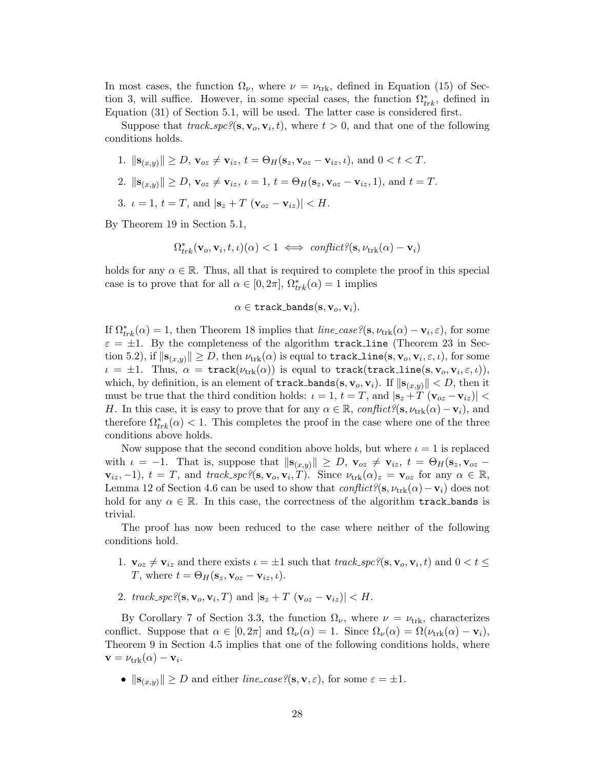In most cases, the function $\Omega_\nu$, where $\nu = \nu_{\text{trk}}$, defined in Equation (15) of Section 3, will suffice. However, in some special cases, the function $\Omega^*_{trk}$, defined in Equation (31) of Section 5.1, will be used. The latter case is considered first.

Suppose that *track_spc?*$(\mathbf{s}, \mathbf{v}_o, \mathbf{v}_i, t)$, where $t > 0$, and that one of the following conditions holds.

1. $\|\mathbf{s}_{(x,y)}\| \geq D$, $\mathbf{v}_{oz} \neq \mathbf{v}_{iz}$, $t = \Theta_H(\mathbf{s}_z, \mathbf{v}_{oz} - \mathbf{v}_{iz}, \iota)$, and $0 < t < T$.
2. $\|\mathbf{s}_{(x,y)}\| \geq D$, $\mathbf{v}_{oz} \neq \mathbf{v}_{iz}$, $\iota = 1$, $t = \Theta_H(\mathbf{s}_z, \mathbf{v}_{oz} - \mathbf{v}_{iz}, 1)$, and $t = T$.
3. $\iota = 1$, $t = T$, and $|\mathbf{s}_z + T\ (\mathbf{v}_{oz} - \mathbf{v}_{iz})| < H$.

By Theorem 19 in Section 5.1,

$$\Omega^*_{trk}(\mathbf{v}_o, \mathbf{v}_i, t, \iota)(\alpha) < 1 \iff \textit{conflict?}(\mathbf{s}, \nu_{\text{trk}}(\alpha) - \mathbf{v}_i)$$

holds for any $\alpha \in \mathbb{R}$. Thus, all that is required to complete the proof in this special case is to prove that for all $\alpha \in [0, 2\pi]$, $\Omega^*_{trk}(\alpha) = 1$ implies

$$\alpha \in \texttt{track\_bands}(\mathbf{s}, \mathbf{v}_o, \mathbf{v}_i).$$

If $\Omega^*_{trk}(\alpha) = 1$, then Theorem 18 implies that *line_case?*$(\mathbf{s}, \nu_{\text{trk}}(\alpha) - \mathbf{v}_i, \varepsilon)$, for some $\varepsilon = \pm 1$. By the completeness of the algorithm `track_line` (Theorem 23 in Section 5.2), if $\|\mathbf{s}_{(x,y)}\| \geq D$, then $\nu_{\text{trk}}(\alpha)$ is equal to `track_line`$(\mathbf{s}, \mathbf{v}_o, \mathbf{v}_i, \varepsilon, \iota)$, for some $\iota = \pm 1$. Thus, $\alpha =$ `track`$(\nu_{\text{trk}}(\alpha))$ is equal to `track`(`track_line`$(\mathbf{s}, \mathbf{v}_o, \mathbf{v}_i, \varepsilon, \iota)$), which, by definition, is an element of `track_bands`$(\mathbf{s}, \mathbf{v}_o, \mathbf{v}_i)$. If $\|\mathbf{s}_{(x,y)}\| < D$, then it must be true that the third condition holds: $\iota = 1$, $t = T$, and $|\mathbf{s}_z + T\ (\mathbf{v}_{oz} - \mathbf{v}_{iz})| < H$. In this case, it is easy to prove that for any $\alpha \in \mathbb{R}$, *conflict?*$(\mathbf{s}, \nu_{\text{trk}}(\alpha) - \mathbf{v}_i)$, and therefore $\Omega^*_{trk}(\alpha) < 1$. This completes the proof in the case where one of the three conditions above holds.

Now suppose that the second condition above holds, but where $\iota = 1$ is replaced with $\iota = -1$. That is, suppose that $\|\mathbf{s}_{(x,y)}\| \geq D$, $\mathbf{v}_{oz} \neq \mathbf{v}_{iz}$, $t = \Theta_H(\mathbf{s}_z, \mathbf{v}_{oz} - \mathbf{v}_{iz}, -1)$, $t = T$, and *track_spc?*$(\mathbf{s}, \mathbf{v}_o, \mathbf{v}_i, T)$. Since $\nu_{\text{trk}}(\alpha)_z = \mathbf{v}_{oz}$ for any $\alpha \in \mathbb{R}$, Lemma 12 of Section 4.6 can be used to show that *conflict?*$(\mathbf{s}, \nu_{\text{trk}}(\alpha) - \mathbf{v}_i)$ does not hold for any $\alpha \in \mathbb{R}$. In this case, the correctness of the algorithm `track_bands` is trivial.

The proof has now been reduced to the case where neither of the following conditions hold.

1. $\mathbf{v}_{oz} \neq \mathbf{v}_{iz}$ and there exists $\iota = \pm 1$ such that *track_spc?*$(\mathbf{s}, \mathbf{v}_o, \mathbf{v}_i, t)$ and $0 < t \leq T$, where $t = \Theta_H(\mathbf{s}_z, \mathbf{v}_{oz} - \mathbf{v}_{iz}, \iota)$.
2. *track_spc?*$(\mathbf{s}, \mathbf{v}_o, \mathbf{v}_i, T)$ and $|\mathbf{s}_z + T\ (\mathbf{v}_{oz} - \mathbf{v}_{iz})| < H$.

By Corollary 7 of Section 3.3, the function $\Omega_\nu$, where $\nu = \nu_{\text{trk}}$, characterizes conflict. Suppose that $\alpha \in [0, 2\pi]$ and $\Omega_\nu(\alpha) = 1$. Since $\Omega_\nu(\alpha) = \Omega(\nu_{\text{trk}}(\alpha) - \mathbf{v}_i)$, Theorem 9 in Section 4.5 implies that one of the following conditions holds, where $\mathbf{v} = \nu_{\text{trk}}(\alpha) - \mathbf{v}_i$.

- $\|\mathbf{s}_{(x,y)}\| \geq D$ and either *line_case?*$(\mathbf{s}, \mathbf{v}, \varepsilon)$, for some $\varepsilon = \pm 1$.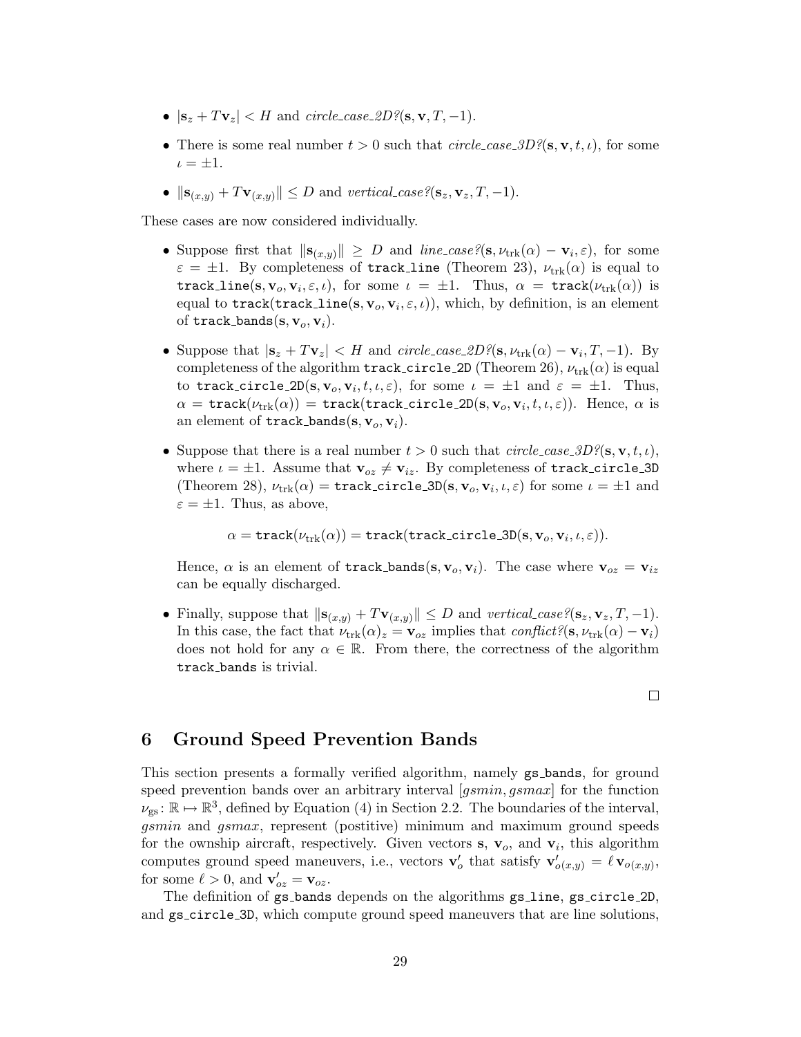- $|\mathbf{s}_z + T\mathbf{v}_z| < H$ and *circle_case_2D?*$(\mathbf{s}, \mathbf{v}, T, -1)$.
- There is some real number $t > 0$ such that *circle_case_3D?*$(\mathbf{s}, \mathbf{v}, t, \iota)$, for some $\iota = \pm 1$.
- $\|\mathbf{s}_{(x,y)} + T\mathbf{v}_{(x,y)}\| \leq D$ and *vertical_case?*$(\mathbf{s}_z, \mathbf{v}_z, T, -1)$.

These cases are now considered individually.

- Suppose first that $\|\mathbf{s}_{(x,y)}\| \geq D$ and *line_case?*$(\mathbf{s}, \nu_{\text{trk}}(\alpha) - \mathbf{v}_i, \varepsilon)$, for some $\varepsilon = \pm 1$. By completeness of `track_line` (Theorem 23), $\nu_{\text{trk}}(\alpha)$ is equal to `track_line`$(\mathbf{s}, \mathbf{v}_o, \mathbf{v}_i, \varepsilon, \iota)$, for some $\iota = \pm 1$. Thus, $\alpha =$ `track`$(\nu_{\text{trk}}(\alpha))$ is equal to `track`(`track_line`$(\mathbf{s}, \mathbf{v}_o, \mathbf{v}_i, \varepsilon, \iota)$), which, by definition, is an element of `track_bands`$(\mathbf{s}, \mathbf{v}_o, \mathbf{v}_i)$.
- Suppose that $|\mathbf{s}_z + T\mathbf{v}_z| < H$ and *circle_case_2D?*$(\mathbf{s}, \nu_{\text{trk}}(\alpha) - \mathbf{v}_i, T, -1)$. By completeness of the algorithm `track_circle_2D` (Theorem 26), $\nu_{\text{trk}}(\alpha)$ is equal to `track_circle_2D`$(\mathbf{s}, \mathbf{v}_o, \mathbf{v}_i, t, \iota, \varepsilon)$, for some $\iota = \pm 1$ and $\varepsilon = \pm 1$. Thus, $\alpha =$ `track`$(\nu_{\text{trk}}(\alpha)) =$ `track`(`track_circle_2D`$(\mathbf{s}, \mathbf{v}_o, \mathbf{v}_i, t, \iota, \varepsilon)$). Hence, $\alpha$ is an element of `track_bands`$(\mathbf{s}, \mathbf{v}_o, \mathbf{v}_i)$.
- Suppose that there is a real number $t > 0$ such that *circle_case_3D?*$(\mathbf{s}, \mathbf{v}, t, \iota)$, where $\iota = \pm 1$. Assume that $\mathbf{v}_{oz} \neq \mathbf{v}_{iz}$. By completeness of `track_circle_3D` (Theorem 28), $\nu_{\text{trk}}(\alpha) =$ `track_circle_3D`$(\mathbf{s}, \mathbf{v}_o, \mathbf{v}_i, \iota, \varepsilon)$ for some $\iota = \pm 1$ and $\varepsilon = \pm 1$. Thus, as above,

  $$\alpha = \texttt{track}(\nu_{\text{trk}}(\alpha)) = \texttt{track}(\texttt{track\_circle\_3D}(\mathbf{s}, \mathbf{v}_o, \mathbf{v}_i, \iota, \varepsilon)).$$

  Hence, $\alpha$ is an element of `track_bands`$(\mathbf{s}, \mathbf{v}_o, \mathbf{v}_i)$. The case where $\mathbf{v}_{oz} = \mathbf{v}_{iz}$ can be equally discharged.
- Finally, suppose that $\|\mathbf{s}_{(x,y)} + T\mathbf{v}_{(x,y)}\| \leq D$ and *vertical_case?*$(\mathbf{s}_z, \mathbf{v}_z, T, -1)$. In this case, the fact that $\nu_{\text{trk}}(\alpha)_z = \mathbf{v}_{oz}$ implies that *conflict?*$(\mathbf{s}, \nu_{\text{trk}}(\alpha) - \mathbf{v}_i)$ does not hold for any $\alpha \in \mathbb{R}$. From there, the correctness of the algorithm `track_bands` is trivial.

□

## 6 Ground Speed Prevention Bands

This section presents a formally verified algorithm, namely `gs_bands`, for ground speed prevention bands over an arbitrary interval $[gsmin, gsmax]$ for the function $\nu_{\text{gs}} : \mathbb{R} \mapsto \mathbb{R}^3$, defined by Equation (4) in Section 2.2. The boundaries of the interval, $gsmin$ and $gsmax$, represent (postitive) minimum and maximum ground speeds for the ownship aircraft, respectively. Given vectors $\mathbf{s}$, $\mathbf{v}_o$, and $\mathbf{v}_i$, this algorithm computes ground speed maneuvers, i.e., vectors $\mathbf{v}'_o$ that satisfy $\mathbf{v}'_{o(x,y)} = \ell\,\mathbf{v}_{o(x,y)}$, for some $\ell > 0$, and $\mathbf{v}'_{oz} = \mathbf{v}_{oz}$.

The definition of `gs_bands` depends on the algorithms `gs_line`, `gs_circle_2D`, and `gs_circle_3D`, which compute ground speed maneuvers that are line solutions,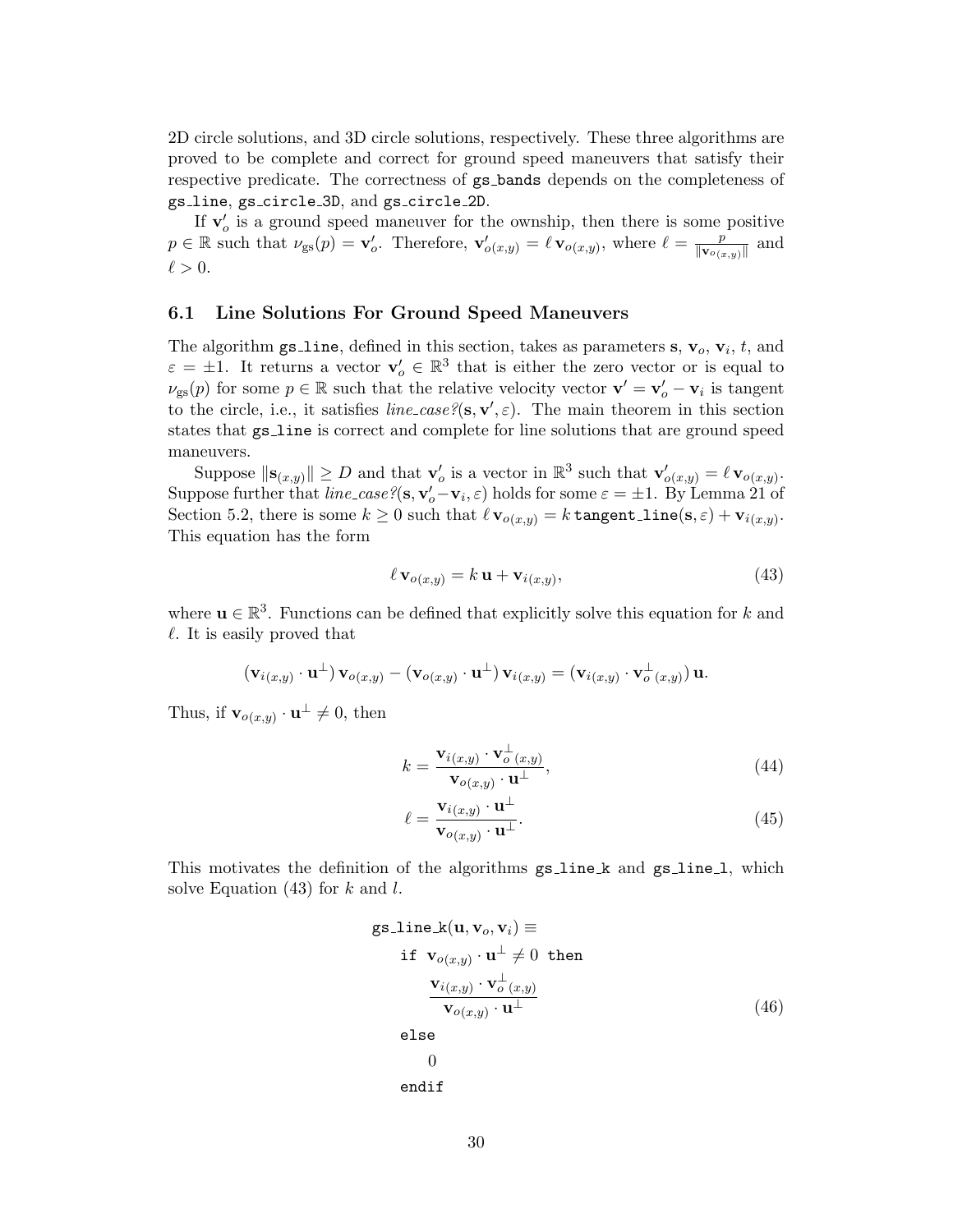2D circle solutions, and 3D circle solutions, respectively. These three algorithms are proved to be complete and correct for ground speed maneuvers that satisfy their respective predicate. The correctness of `gs_bands` depends on the completeness of `gs_line`, `gs_circle_3D`, and `gs_circle_2D`.

If $\mathbf{v}'_o$ is a ground speed maneuver for the ownship, then there is some positive $p \in \mathbb{R}$ such that $\nu_{\text{gs}}(p) = \mathbf{v}'_o$. Therefore, $\mathbf{v}'_{o(x,y)} = \ell\, \mathbf{v}_{o(x,y)}$, where $\ell = \frac{p}{\|\mathbf{v}_{o(x,y)}\|}$ and $\ell > 0$.

### 6.1 Line Solutions For Ground Speed Maneuvers

The algorithm `gs_line`, defined in this section, takes as parameters $\mathbf{s}$, $\mathbf{v}_o$, $\mathbf{v}_i$, $t$, and $\varepsilon = \pm 1$. It returns a vector $\mathbf{v}'_o \in \mathbb{R}^3$ that is either the zero vector or is equal to $\nu_{\text{gs}}(p)$ for some $p \in \mathbb{R}$ such that the relative velocity vector $\mathbf{v}' = \mathbf{v}'_o - \mathbf{v}_i$ is tangent to the circle, i.e., it satisfies *line_case?*$(\mathbf{s}, \mathbf{v}', \varepsilon)$. The main theorem in this section states that `gs_line` is correct and complete for line solutions that are ground speed maneuvers.

Suppose $\|\mathbf{s}_{(x,y)}\| \geq D$ and that $\mathbf{v}'_o$ is a vector in $\mathbb{R}^3$ such that $\mathbf{v}'_{o(x,y)} = \ell\, \mathbf{v}_{o(x,y)}$. Suppose further that *line_case?*$(\mathbf{s}, \mathbf{v}'_o - \mathbf{v}_i, \varepsilon)$ holds for some $\varepsilon = \pm 1$. By Lemma 21 of Section 5.2, there is some $k \geq 0$ such that $\ell\, \mathbf{v}_{o(x,y)} = k\, \texttt{tangent\_line}(\mathbf{s}, \varepsilon) + \mathbf{v}_{i(x,y)}$. This equation has the form

$$\ell\, \mathbf{v}_{o(x,y)} = k\, \mathbf{u} + \mathbf{v}_{i(x,y)}, \tag{43}$$

where $\mathbf{u} \in \mathbb{R}^3$. Functions can be defined that explicitly solve this equation for $k$ and $\ell$. It is easily proved that

$$(\mathbf{v}_{i(x,y)} \cdot \mathbf{u}^\perp)\, \mathbf{v}_{o(x,y)} - (\mathbf{v}_{o(x,y)} \cdot \mathbf{u}^\perp)\, \mathbf{v}_{i(x,y)} = (\mathbf{v}_{i(x,y)} \cdot \mathbf{v}_{o\,(x,y)}^\perp)\, \mathbf{u}.$$

Thus, if $\mathbf{v}_{o(x,y)} \cdot \mathbf{u}^\perp \neq 0$, then

$$k = \frac{\mathbf{v}_{i(x,y)} \cdot \mathbf{v}_{o\,(x,y)}^\perp}{\mathbf{v}_{o(x,y)} \cdot \mathbf{u}^\perp}, \tag{44}$$

$$\ell = \frac{\mathbf{v}_{i(x,y)} \cdot \mathbf{u}^\perp}{\mathbf{v}_{o(x,y)} \cdot \mathbf{u}^\perp}. \tag{45}$$

This motivates the definition of the algorithms `gs_line_k` and `gs_line_l`, which solve Equation (43) for $k$ and $l$.

$$
\begin{array}{l}
\texttt{gs\_line\_k}(\mathbf{u}, \mathbf{v}_o, \mathbf{v}_i) \equiv \\
\quad \texttt{if}\ \ \mathbf{v}_{o(x,y)} \cdot \mathbf{u}^\perp \neq 0\ \ \texttt{then} \\
\quad\quad \dfrac{\mathbf{v}_{i(x,y)} \cdot \mathbf{v}_{o\,(x,y)}^\perp}{\mathbf{v}_{o(x,y)} \cdot \mathbf{u}^\perp} \\
\quad \texttt{else} \\
\quad\quad 0 \\
\quad \texttt{endif}
\end{array}
\tag{46}
$$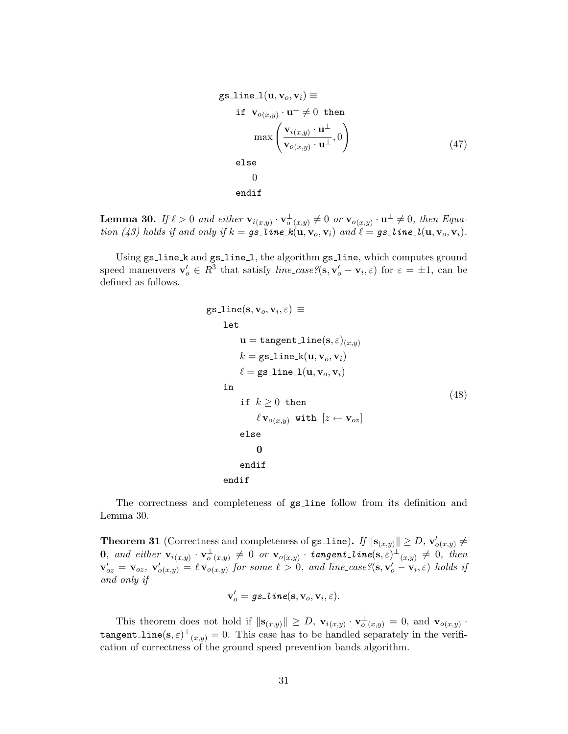$$
\begin{array}{l}
\texttt{gs\_line\_l}(\mathbf{u}, \mathbf{v}_o, \mathbf{v}_i) \equiv \\
\quad \texttt{if } \mathbf{v}_{o(x,y)} \cdot \mathbf{u}^{\perp} \neq 0 \texttt{ then} \\
\quad\quad \max\left(\dfrac{\mathbf{v}_{i(x,y)} \cdot \mathbf{u}^{\perp}}{\mathbf{v}_{o(x,y)} \cdot \mathbf{u}^{\perp}}, 0\right) \\
\quad \texttt{else} \\
\quad\quad 0 \\
\quad \texttt{endif}
\end{array}
\tag{47}
$$

**Lemma 30.** *If $\ell > 0$ and either $\mathbf{v}_{i(x,y)} \cdot \mathbf{v}_{o\,(x,y)}^{\perp} \neq 0$ or $\mathbf{v}_{o(x,y)} \cdot \mathbf{u}^{\perp} \neq 0$, then Equation (43) holds if and only if $k =$ gs\_line\_k$(\mathbf{u}, \mathbf{v}_o, \mathbf{v}_i)$ and $\ell =$ gs\_line\_l$(\mathbf{u}, \mathbf{v}_o, \mathbf{v}_i)$.*

Using `gs_line_k` and `gs_line_l`, the algorithm `gs_line`, which computes ground speed maneuvers $\mathbf{v}'_o \in R^3$ that satisfy *line\_case?*$(\mathbf{s}, \mathbf{v}'_o - \mathbf{v}_i, \varepsilon)$ for $\varepsilon = \pm 1$, can be defined as follows.

$$
\begin{array}{l}
\texttt{gs\_line}(\mathbf{s}, \mathbf{v}_o, \mathbf{v}_i, \varepsilon) \equiv \\
\quad \texttt{let} \\
\quad\quad \mathbf{u} = \texttt{tangent\_line}(\mathbf{s}, \varepsilon)_{(x,y)} \\
\quad\quad k = \texttt{gs\_line\_k}(\mathbf{u}, \mathbf{v}_o, \mathbf{v}_i) \\
\quad\quad \ell = \texttt{gs\_line\_l}(\mathbf{u}, \mathbf{v}_o, \mathbf{v}_i) \\
\quad \texttt{in} \\
\quad\quad \texttt{if } k \geq 0 \texttt{ then} \\
\quad\quad\quad \ell\, \mathbf{v}_{o(x,y)} \texttt{ with } [z \leftarrow \mathbf{v}_{oz}] \\
\quad\quad \texttt{else} \\
\quad\quad\quad \mathbf{0} \\
\quad\quad \texttt{endif} \\
\quad \texttt{endif}
\end{array}
\tag{48}
$$

The correctness and completeness of `gs_line` follow from its definition and Lemma 30.

**Theorem 31** (Correctness and completeness of `gs_line`)**.** *If $\|\mathbf{s}_{(x,y)}\| \geq D$, $\mathbf{v}'_{o(x,y)} \neq \mathbf{0}$, and either $\mathbf{v}_{i(x,y)} \cdot \mathbf{v}_{o\,(x,y)}^{\perp} \neq 0$ or $\mathbf{v}_{o(x,y)} \cdot$ tangent\_line$(\mathbf{s}, \varepsilon)^{\perp}{}_{(x,y)} \neq 0$, then $\mathbf{v}'_{oz} = \mathbf{v}_{oz}$, $\mathbf{v}'_{o(x,y)} = \ell\, \mathbf{v}_{o(x,y)}$ for some $\ell > 0$, and line\_case?$(\mathbf{s}, \mathbf{v}'_o - \mathbf{v}_i, \varepsilon)$ holds if and only if*

$$\mathbf{v}'_o = \textit{gs\_line}(\mathbf{s}, \mathbf{v}_o, \mathbf{v}_i, \varepsilon).$$

This theorem does not hold if $\|\mathbf{s}_{(x,y)}\| \geq D$, $\mathbf{v}_{i(x,y)} \cdot \mathbf{v}_{o\,(x,y)}^{\perp} = 0$, and $\mathbf{v}_{o(x,y)} \cdot$ `tangent_line`$(\mathbf{s}, \varepsilon)^{\perp}{}_{(x,y)} = 0$. This case has to be handled separately in the verification of correctness of the ground speed prevention bands algorithm.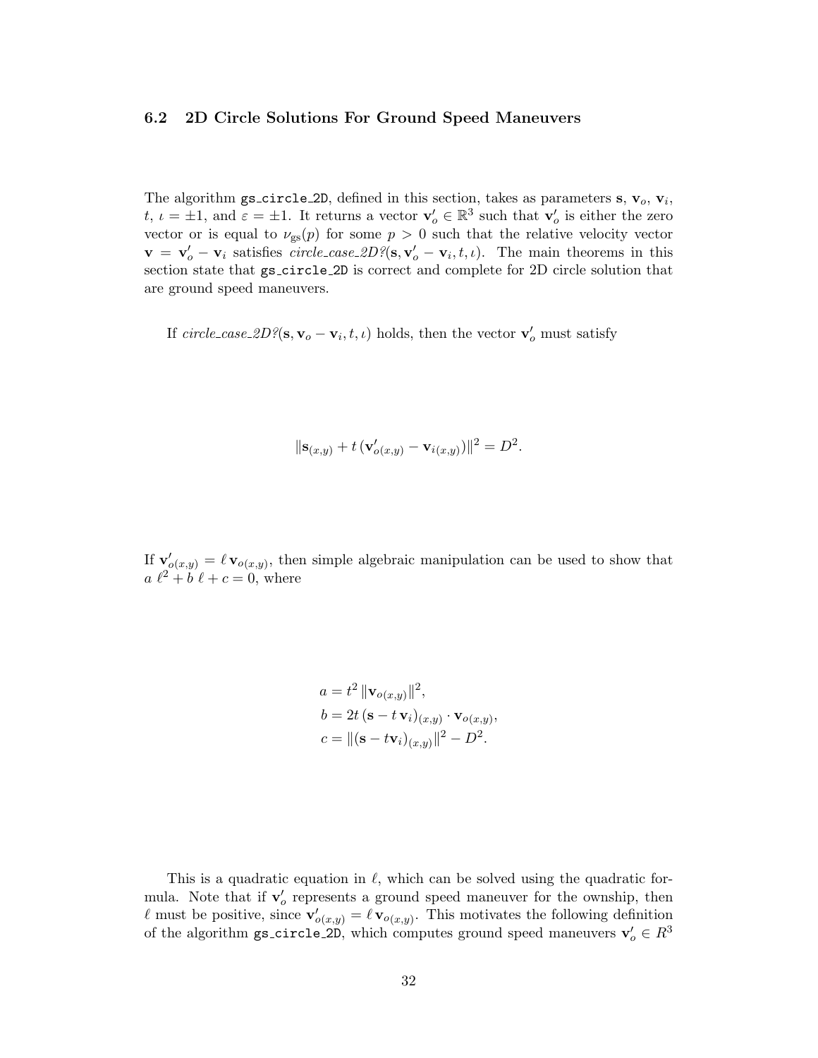### 6.2 2D Circle Solutions For Ground Speed Maneuvers

The algorithm `gs_circle_2D`, defined in this section, takes as parameters $\mathbf{s}$, $\mathbf{v}_o$, $\mathbf{v}_i$, $t$, $\iota = \pm 1$, and $\varepsilon = \pm 1$. It returns a vector $\mathbf{v}'_o \in \mathbb{R}^3$ such that $\mathbf{v}'_o$ is either the zero vector or is equal to $\nu_{\text{gs}}(p)$ for some $p > 0$ such that the relative velocity vector $\mathbf{v} = \mathbf{v}'_o - \mathbf{v}_i$ satisfies *circle_case_2D?*$(\mathbf{s}, \mathbf{v}'_o - \mathbf{v}_i, t, \iota)$. The main theorems in this section state that `gs_circle_2D` is correct and complete for 2D circle solution that are ground speed maneuvers.

If *circle_case_2D?*$(\mathbf{s}, \mathbf{v}_o - \mathbf{v}_i, t, \iota)$ holds, then the vector $\mathbf{v}'_o$ must satisfy

$$\|\mathbf{s}_{(x,y)} + t\,(\mathbf{v}'_{o(x,y)} - \mathbf{v}_{i(x,y)})\|^2 = D^2.$$

If $\mathbf{v}'_{o(x,y)} = \ell\,\mathbf{v}_{o(x,y)}$, then simple algebraic manipulation can be used to show that $a\;\ell^2 + b\;\ell + c = 0$, where

$$\begin{aligned}
a &= t^2\,\|\mathbf{v}_{o(x,y)}\|^2,\\
b &= 2t\,(\mathbf{s} - t\,\mathbf{v}_i)_{(x,y)} \cdot \mathbf{v}_{o(x,y)},\\
c &= \|(\mathbf{s} - t\mathbf{v}_i)_{(x,y)}\|^2 - D^2.
\end{aligned}$$

This is a quadratic equation in $\ell$, which can be solved using the quadratic formula. Note that if $\mathbf{v}'_o$ represents a ground speed maneuver for the ownship, then $\ell$ must be positive, since $\mathbf{v}'_{o(x,y)} = \ell\,\mathbf{v}_{o(x,y)}$. This motivates the following definition of the algorithm `gs_circle_2D`, which computes ground speed maneuvers $\mathbf{v}'_o \in R^3$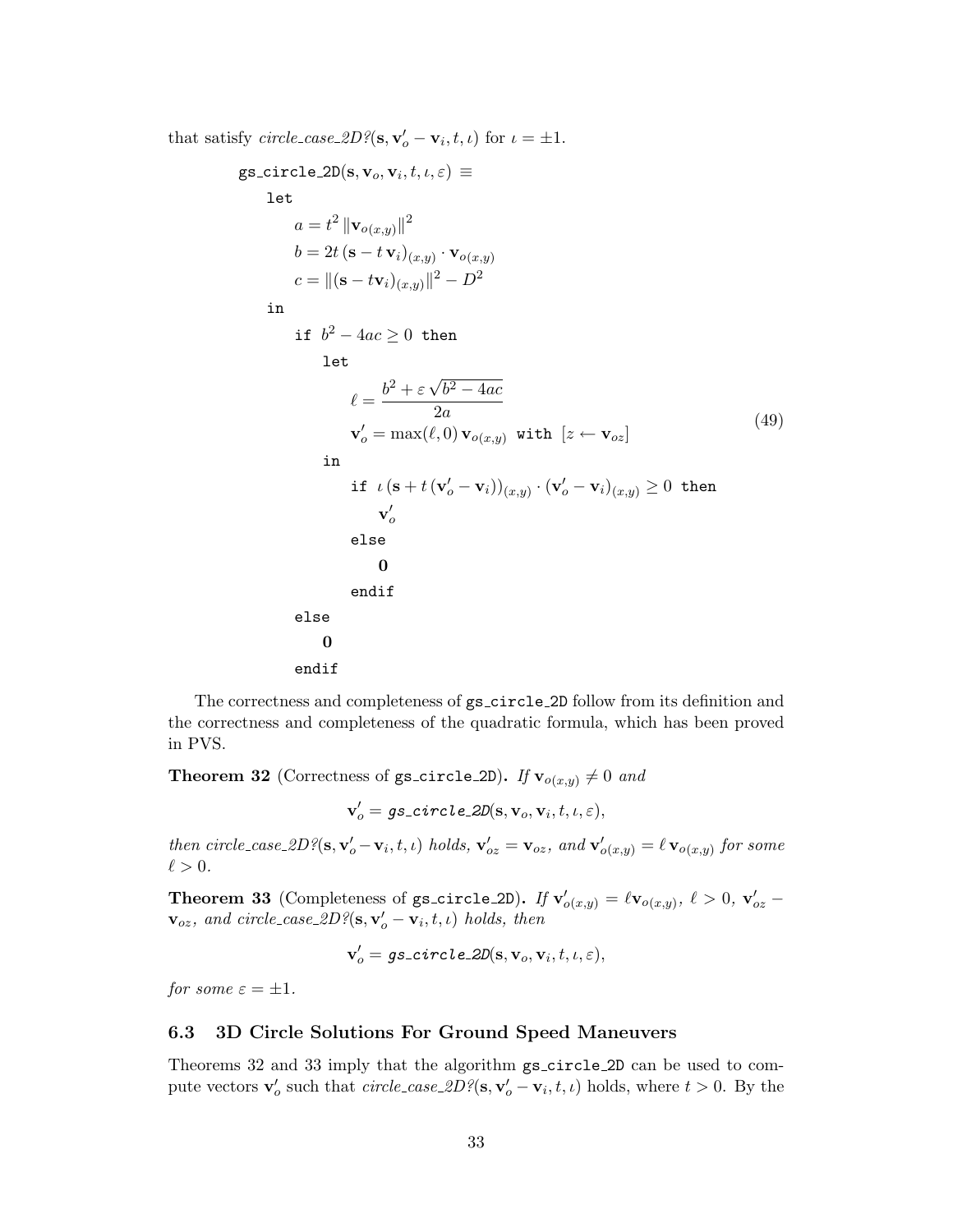that satisfy *circle_case_2D?*$(\mathbf{s}, \mathbf{v}'_o - \mathbf{v}_i, t, \iota)$ for $\iota = \pm 1$.

$$
\begin{array}{l}
\texttt{gs\_circle\_2D}(\mathbf{s}, \mathbf{v}_o, \mathbf{v}_i, t, \iota, \varepsilon) \equiv \\
\quad \texttt{let} \\
\qquad a = t^2 \, \|\mathbf{v}_{o(x,y)}\|^2 \\
\qquad b = 2t \, (\mathbf{s} - t\,\mathbf{v}_i)_{(x,y)} \cdot \mathbf{v}_{o(x,y)} \\
\qquad c = \|(\mathbf{s} - t\mathbf{v}_i)_{(x,y)}\|^2 - D^2 \\
\quad \texttt{in} \\
\qquad \texttt{if } \; b^2 - 4ac \geq 0 \; \texttt{ then} \\
\qquad\quad \texttt{let} \\
\qquad\qquad \ell = \dfrac{b^2 + \varepsilon \sqrt{b^2 - 4ac}}{2a} \\
\qquad\qquad \mathbf{v}'_o = \max(\ell, 0)\, \mathbf{v}_{o(x,y)} \;\; \texttt{with } \; [z \leftarrow \mathbf{v}_{oz}] \\
\qquad\quad \texttt{in} \\
\qquad\qquad \texttt{if } \; \iota \, (\mathbf{s} + t\,(\mathbf{v}'_o - \mathbf{v}_i))_{(x,y)} \cdot (\mathbf{v}'_o - \mathbf{v}_i)_{(x,y)} \geq 0 \; \texttt{ then} \\
\qquad\qquad\quad \mathbf{v}'_o \\
\qquad\qquad \texttt{else} \\
\qquad\qquad\quad \mathbf{0} \\
\qquad\qquad \texttt{endif} \\
\qquad \texttt{else} \\
\qquad\quad \mathbf{0} \\
\qquad \texttt{endif}
\end{array}
\tag{49}
$$

The correctness and completeness of `gs_circle_2D` follow from its definition and the correctness and completeness of the quadratic formula, which has been proved in PVS.

**Theorem 32** (Correctness of `gs_circle_2D`)**.** *If* $\mathbf{v}_{o(x,y)} \neq 0$ *and*

$$\mathbf{v}'_o = \textit{gs\_circle\_2D}(\mathbf{s}, \mathbf{v}_o, \mathbf{v}_i, t, \iota, \varepsilon),$$

*then circle_case_2D?*$(\mathbf{s}, \mathbf{v}'_o - \mathbf{v}_i, t, \iota)$ *holds,* $\mathbf{v}'_{oz} = \mathbf{v}_{oz}$*, and* $\mathbf{v}'_{o(x,y)} = \ell\, \mathbf{v}_{o(x,y)}$ *for some* $\ell > 0$*.*

**Theorem 33** (Completeness of `gs_circle_2D`)**.** *If* $\mathbf{v}'_{o(x,y)} = \ell \mathbf{v}_{o(x,y)}$*,* $\ell > 0$*,* $\mathbf{v}'_{oz} - \mathbf{v}_{oz}$*, and circle_case_2D?*$(\mathbf{s}, \mathbf{v}'_o - \mathbf{v}_i, t, \iota)$ *holds, then*

$$\mathbf{v}'_o = \textit{gs\_circle\_2D}(\mathbf{s}, \mathbf{v}_o, \mathbf{v}_i, t, \iota, \varepsilon),$$

*for some* $\varepsilon = \pm 1$*.*

### 6.3 3D Circle Solutions For Ground Speed Maneuvers

Theorems 32 and 33 imply that the algorithm `gs_circle_2D` can be used to compute vectors $\mathbf{v}'_o$ such that *circle_case_2D?*$(\mathbf{s}, \mathbf{v}'_o - \mathbf{v}_i, t, \iota)$ holds, where $t > 0$. By the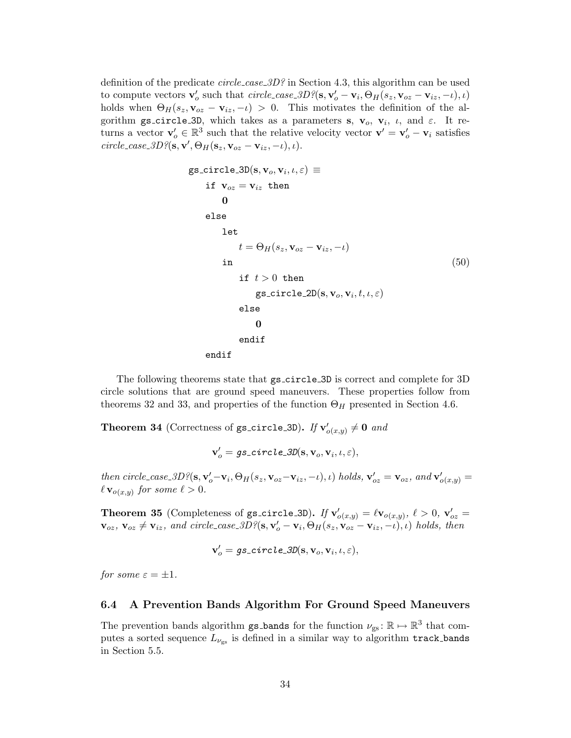definition of the predicate *circle_case_3D?* in Section 4.3, this algorithm can be used to compute vectors $\mathbf{v}'_o$ such that *circle_case_3D?*$(\mathbf{s}, \mathbf{v}'_o - \mathbf{v}_i, \Theta_H(s_z, \mathbf{v}_{oz} - \mathbf{v}_{iz}, -\iota), \iota)$ holds when $\Theta_H(s_z, \mathbf{v}_{oz} - \mathbf{v}_{iz}, -\iota) > 0$. This motivates the definition of the algorithm `gs_circle_3D`, which takes as a parameters $\mathbf{s}$, $\mathbf{v}_o$, $\mathbf{v}_i$, $\iota$, and $\varepsilon$. It returns a vector $\mathbf{v}'_o \in \mathbb{R}^3$ such that the relative velocity vector $\mathbf{v}' = \mathbf{v}'_o - \mathbf{v}_i$ satisfies *circle_case_3D?*$(\mathbf{s}, \mathbf{v}', \Theta_H(\mathbf{s}_z, \mathbf{v}_{oz} - \mathbf{v}_{iz}, -\iota), \iota)$.

$$
\begin{array}{l}
\texttt{gs\_circle\_3D}(\mathbf{s}, \mathbf{v}_o, \mathbf{v}_i, \iota, \varepsilon) \equiv \\
\quad \texttt{if } \mathbf{v}_{oz} = \mathbf{v}_{iz} \texttt{ then} \\
\quad\quad \mathbf{0} \\
\quad \texttt{else} \\
\quad\quad \texttt{let} \\
\quad\quad\quad t = \Theta_H(s_z, \mathbf{v}_{oz} - \mathbf{v}_{iz}, -\iota) \\
\quad\quad \texttt{in} \\
\quad\quad\quad \texttt{if } t > 0 \texttt{ then} \\
\quad\quad\quad\quad \texttt{gs\_circle\_2D}(\mathbf{s}, \mathbf{v}_o, \mathbf{v}_i, t, \iota, \varepsilon) \\
\quad\quad\quad \texttt{else} \\
\quad\quad\quad\quad \mathbf{0} \\
\quad\quad\quad \texttt{endif} \\
\quad \texttt{endif}
\end{array}
\tag{50}
$$

The following theorems state that `gs_circle_3D` is correct and complete for 3D circle solutions that are ground speed maneuvers. These properties follow from theorems 32 and 33, and properties of the function $\Theta_H$ presented in Section 4.6.

**Theorem 34** (Correctness of `gs_circle_3D`)**.** *If* $\mathbf{v}'_{o(x,y)} \neq \mathbf{0}$ *and*

$$\mathbf{v}'_o = \textit{gs\_circle\_3D}(\mathbf{s}, \mathbf{v}_o, \mathbf{v}_i, \iota, \varepsilon),$$

*then circle_case_3D?*$(\mathbf{s}, \mathbf{v}'_o - \mathbf{v}_i, \Theta_H(s_z, \mathbf{v}_{oz} - \mathbf{v}_{iz}, -\iota), \iota)$ *holds,* $\mathbf{v}'_{oz} = \mathbf{v}_{oz}$*, and* $\mathbf{v}'_{o(x,y)} = \ell\, \mathbf{v}_{o(x,y)}$ *for some* $\ell > 0$*.*

**Theorem 35** (Completeness of `gs_circle_3D`)**.** *If* $\mathbf{v}'_{o(x,y)} = \ell \mathbf{v}_{o(x,y)}$*,* $\ell > 0$*,* $\mathbf{v}'_{oz} = \mathbf{v}_{oz}$*,* $\mathbf{v}_{oz} \neq \mathbf{v}_{iz}$*, and circle_case_3D?*$(\mathbf{s}, \mathbf{v}'_o - \mathbf{v}_i, \Theta_H(s_z, \mathbf{v}_{oz} - \mathbf{v}_{iz}, -\iota), \iota)$ *holds, then*

$$\mathbf{v}'_o = \textit{gs\_circle\_3D}(\mathbf{s}, \mathbf{v}_o, \mathbf{v}_i, \iota, \varepsilon),$$

*for some* $\varepsilon = \pm 1$*.*

### 6.4 A Prevention Bands Algorithm For Ground Speed Maneuvers

The prevention bands algorithm `gs_bands` for the function $\nu_{\text{gs}} \colon \mathbb{R} \mapsto \mathbb{R}^3$ that computes a sorted sequence $L_{\nu_{\text{gs}}}$ is defined in a similar way to algorithm `track_bands` in Section 5.5.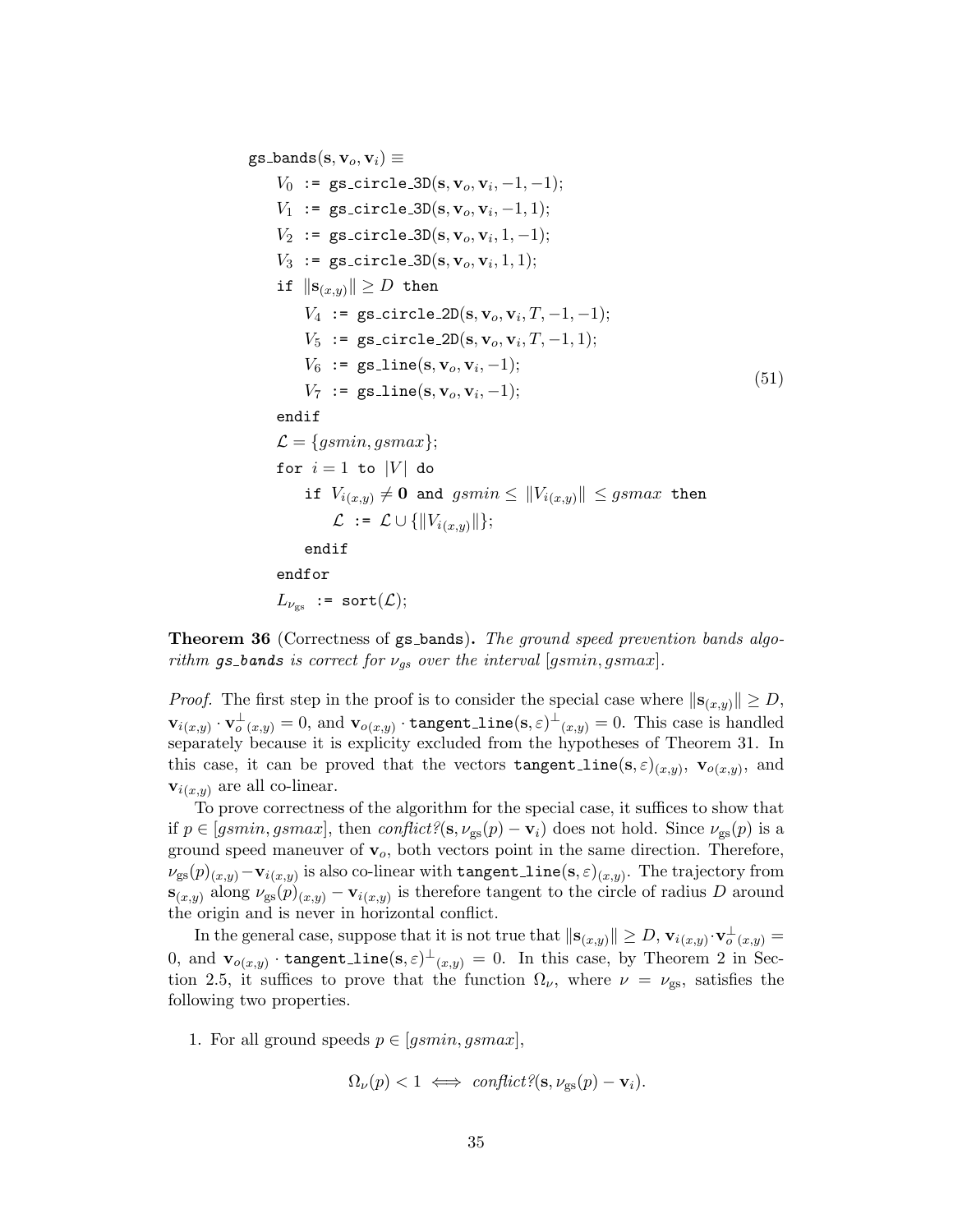$$
\begin{array}{l}
\texttt{gs\_bands}(\mathbf{s}, \mathbf{v}_o, \mathbf{v}_i) \equiv \\
\quad V_0 \;\texttt{:=}\; \texttt{gs\_circle\_3D}(\mathbf{s}, \mathbf{v}_o, \mathbf{v}_i, -1, -1); \\
\quad V_1 \;\texttt{:=}\; \texttt{gs\_circle\_3D}(\mathbf{s}, \mathbf{v}_o, \mathbf{v}_i, -1, 1); \\
\quad V_2 \;\texttt{:=}\; \texttt{gs\_circle\_3D}(\mathbf{s}, \mathbf{v}_o, \mathbf{v}_i, 1, -1); \\
\quad V_3 \;\texttt{:=}\; \texttt{gs\_circle\_3D}(\mathbf{s}, \mathbf{v}_o, \mathbf{v}_i, 1, 1); \\
\quad \texttt{if}\ \|\mathbf{s}_{(x,y)}\| \geq D\ \texttt{then} \\
\quad\quad V_4 \;\texttt{:=}\; \texttt{gs\_circle\_2D}(\mathbf{s}, \mathbf{v}_o, \mathbf{v}_i, T, -1, -1); \\
\quad\quad V_5 \;\texttt{:=}\; \texttt{gs\_circle\_2D}(\mathbf{s}, \mathbf{v}_o, \mathbf{v}_i, T, -1, 1); \\
\quad\quad V_6 \;\texttt{:=}\; \texttt{gs\_line}(\mathbf{s}, \mathbf{v}_o, \mathbf{v}_i, -1); \\
\quad\quad V_7 \;\texttt{:=}\; \texttt{gs\_line}(\mathbf{s}, \mathbf{v}_o, \mathbf{v}_i, -1); \\
\quad \texttt{endif} \\
\quad \mathcal{L} = \{gsmin, gsmax\}; \\
\quad \texttt{for}\ i = 1\ \texttt{to}\ |V|\ \texttt{do} \\
\quad\quad \texttt{if}\ V_{i(x,y)} \neq \mathbf{0}\ \texttt{and}\ gsmin \leq \|V_{i(x,y)}\| \leq gsmax\ \texttt{then} \\
\quad\quad\quad \mathcal{L} \;\texttt{:=}\; \mathcal{L} \cup \{\|V_{i(x,y)}\|\}; \\
\quad\quad \texttt{endif} \\
\quad \texttt{endfor} \\
\quad L_{\nu_{\text{gs}}} \;\texttt{:=}\; \texttt{sort}(\mathcal{L});
\end{array}
\tag{51}
$$

**Theorem 36** (Correctness of `gs_bands`). *The ground speed prevention bands algorithm* ***gs_bands*** *is correct for $\nu_{gs}$ over the interval $[gsmin, gsmax]$.*

*Proof.* The first step in the proof is to consider the special case where $\|\mathbf{s}_{(x,y)}\| \geq D$, $\mathbf{v}_{i(x,y)} \cdot \mathbf{v}_o^{\perp}{}_{(x,y)} = 0$, and $\mathbf{v}_{o(x,y)} \cdot \texttt{tangent\_line}(\mathbf{s}, \varepsilon)^{\perp}{}_{(x,y)} = 0$. This case is handled separately because it is explicity excluded from the hypotheses of Theorem 31. In this case, it can be proved that the vectors $\texttt{tangent\_line}(\mathbf{s}, \varepsilon)_{(x,y)}$, $\mathbf{v}_{o(x,y)}$, and $\mathbf{v}_{i(x,y)}$ are all co-linear.

To prove correctness of the algorithm for the special case, it suffices to show that if $p \in [gsmin, gsmax]$, then *conflict?*$(\mathbf{s}, \nu_{\text{gs}}(p) - \mathbf{v}_i)$ does not hold. Since $\nu_{\text{gs}}(p)$ is a ground speed maneuver of $\mathbf{v}_o$, both vectors point in the same direction. Therefore, $\nu_{\text{gs}}(p)_{(x,y)} - \mathbf{v}_{i(x,y)}$ is also co-linear with $\texttt{tangent\_line}(\mathbf{s}, \varepsilon)_{(x,y)}$. The trajectory from $\mathbf{s}_{(x,y)}$ along $\nu_{\text{gs}}(p)_{(x,y)} - \mathbf{v}_{i(x,y)}$ is therefore tangent to the circle of radius $D$ around the origin and is never in horizontal conflict.

In the general case, suppose that it is not true that $\|\mathbf{s}_{(x,y)}\| \geq D$, $\mathbf{v}_{i(x,y)} \cdot \mathbf{v}_o^{\perp}{}_{(x,y)} = 0$, and $\mathbf{v}_{o(x,y)} \cdot \texttt{tangent\_line}(\mathbf{s}, \varepsilon)^{\perp}{}_{(x,y)} = 0$. In this case, by Theorem 2 in Section 2.5, it suffices to prove that the function $\Omega_\nu$, where $\nu = \nu_{\text{gs}}$, satisfies the following two properties.

1. For all ground speeds $p \in [gsmin, gsmax]$,

$$\Omega_\nu(p) < 1 \iff \textit{conflict?}(\mathbf{s}, \nu_{\text{gs}}(p) - \mathbf{v}_i).$$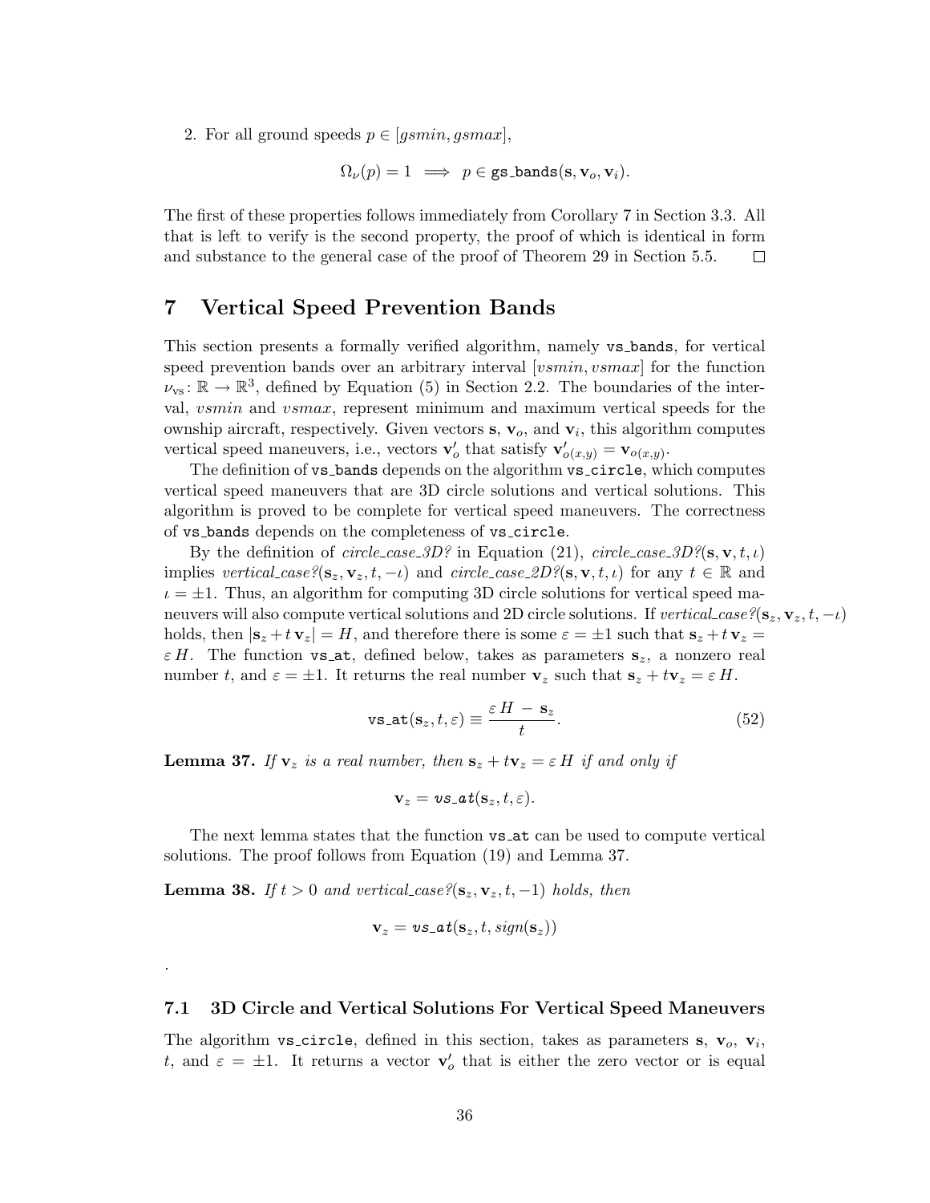2. For all ground speeds $p \in [gsmin, gsmax]$,

$$\Omega_\nu(p) = 1 \implies p \in \texttt{gs\_bands}(\mathbf{s}, \mathbf{v}_o, \mathbf{v}_i).$$

The first of these properties follows immediately from Corollary 7 in Section 3.3. All that is left to verify is the second property, the proof of which is identical in form and substance to the general case of the proof of Theorem 29 in Section 5.5. □

# 7 Vertical Speed Prevention Bands

This section presents a formally verified algorithm, namely `vs_bands`, for vertical speed prevention bands over an arbitrary interval $[vsmin, vsmax]$ for the function $\nu_{\text{vs}} \colon \mathbb{R} \to \mathbb{R}^3$, defined by Equation (5) in Section 2.2. The boundaries of the interval, $vsmin$ and $vsmax$, represent minimum and maximum vertical speeds for the ownship aircraft, respectively. Given vectors $\mathbf{s}$, $\mathbf{v}_o$, and $\mathbf{v}_i$, this algorithm computes vertical speed maneuvers, i.e., vectors $\mathbf{v}'_o$ that satisfy $\mathbf{v}'_{o(x,y)} = \mathbf{v}_{o(x,y)}$.

The definition of `vs_bands` depends on the algorithm `vs_circle`, which computes vertical speed maneuvers that are 3D circle solutions and vertical solutions. This algorithm is proved to be complete for vertical speed maneuvers. The correctness of `vs_bands` depends on the completeness of `vs_circle`.

By the definition of *circle_case_3D?* in Equation (21), *circle_case_3D?*$(\mathbf{s}, \mathbf{v}, t, \iota)$ implies *vertical_case?*$(\mathbf{s}_z, \mathbf{v}_z, t, -\iota)$ and *circle_case_2D?*$(\mathbf{s}, \mathbf{v}, t, \iota)$ for any $t \in \mathbb{R}$ and $\iota = \pm 1$. Thus, an algorithm for computing 3D circle solutions for vertical speed maneuvers will also compute vertical solutions and 2D circle solutions. If *vertical_case?*$(\mathbf{s}_z, \mathbf{v}_z, t, -\iota)$ holds, then $|\mathbf{s}_z + t\,\mathbf{v}_z| = H$, and therefore there is some $\varepsilon = \pm 1$ such that $\mathbf{s}_z + t\,\mathbf{v}_z = \varepsilon\, H$. The function `vs_at`, defined below, takes as parameters $\mathbf{s}_z$, a nonzero real number $t$, and $\varepsilon = \pm 1$. It returns the real number $\mathbf{v}_z$ such that $\mathbf{s}_z + t\mathbf{v}_z = \varepsilon\, H$.

$$\texttt{vs\_at}(\mathbf{s}_z, t, \varepsilon) \equiv \frac{\varepsilon\, H \,-\, \mathbf{s}_z}{t}. \tag{52}$$

**Lemma 37.** *If $\mathbf{v}_z$ is a real number, then $\mathbf{s}_z + t\mathbf{v}_z = \varepsilon\, H$ if and only if*

$$\mathbf{v}_z = \textit{vs\_at}(\mathbf{s}_z, t, \varepsilon).$$

The next lemma states that the function `vs_at` can be used to compute vertical solutions. The proof follows from Equation (19) and Lemma 37.

**Lemma 38.** *If $t > 0$ and vertical_case?$(\mathbf{s}_z, \mathbf{v}_z, t, -1)$ holds, then*

$$\mathbf{v}_z = \textit{vs\_at}(\mathbf{s}_z, t, \textit{sign}(\mathbf{s}_z))$$

.

## 7.1 3D Circle and Vertical Solutions For Vertical Speed Maneuvers

The algorithm `vs_circle`, defined in this section, takes as parameters $\mathbf{s}$, $\mathbf{v}_o$, $\mathbf{v}_i$, $t$, and $\varepsilon = \pm 1$. It returns a vector $\mathbf{v}'_o$ that is either the zero vector or is equal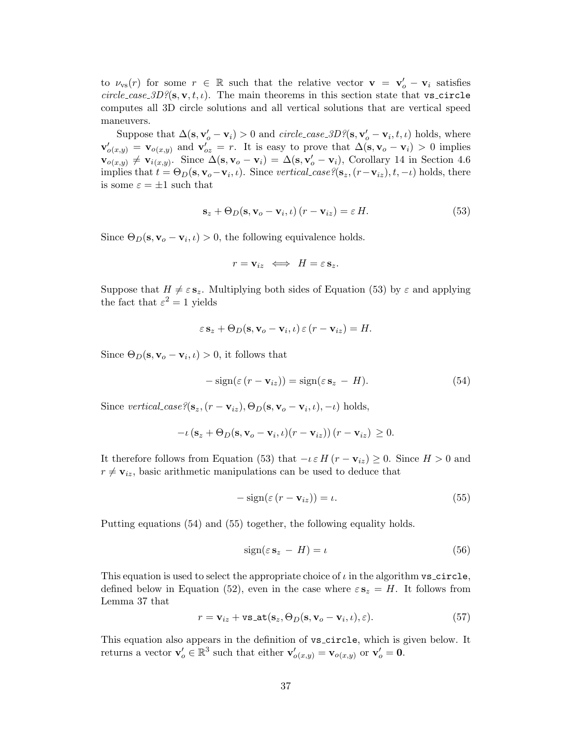to $\nu_{\text{vs}}(r)$ for some $r \in \mathbb{R}$ such that the relative vector $\mathbf{v} = \mathbf{v}'_o - \mathbf{v}_i$ satisfies *circle_case_3D?*$(\mathbf{s}, \mathbf{v}, t, \iota)$. The main theorems in this section state that `vs_circle` computes all 3D circle solutions and all vertical solutions that are vertical speed maneuvers.

Suppose that $\Delta(\mathbf{s}, \mathbf{v}'_o - \mathbf{v}_i) > 0$ and *circle_case_3D?*$(\mathbf{s}, \mathbf{v}'_o - \mathbf{v}_i, t, \iota)$ holds, where $\mathbf{v}'_{o(x,y)} = \mathbf{v}_{o(x,y)}$ and $\mathbf{v}'_{oz} = r$. It is easy to prove that $\Delta(\mathbf{s}, \mathbf{v}_o - \mathbf{v}_i) > 0$ implies $\mathbf{v}_{o(x,y)} \neq \mathbf{v}_{i(x,y)}$. Since $\Delta(\mathbf{s}, \mathbf{v}_o - \mathbf{v}_i) = \Delta(\mathbf{s}, \mathbf{v}'_o - \mathbf{v}_i)$, Corollary 14 in Section 4.6 implies that $t = \Theta_D(\mathbf{s}, \mathbf{v}_o - \mathbf{v}_i, \iota)$. Since *vertical_case?*$(\mathbf{s}_z, (r - \mathbf{v}_{iz}), t, -\iota)$ holds, there is some $\varepsilon = \pm 1$ such that

$$\mathbf{s}_z + \Theta_D(\mathbf{s}, \mathbf{v}_o - \mathbf{v}_i, \iota)\,(r - \mathbf{v}_{iz}) = \varepsilon\, H. \tag{53}$$

Since $\Theta_D(\mathbf{s}, \mathbf{v}_o - \mathbf{v}_i, \iota) > 0$, the following equivalence holds.

$$r = \mathbf{v}_{iz} \iff H = \varepsilon\, \mathbf{s}_z.$$

Suppose that $H \neq \varepsilon\, \mathbf{s}_z$. Multiplying both sides of Equation (53) by $\varepsilon$ and applying the fact that $\varepsilon^2 = 1$ yields

$$\varepsilon\, \mathbf{s}_z + \Theta_D(\mathbf{s}, \mathbf{v}_o - \mathbf{v}_i, \iota)\, \varepsilon\, (r - \mathbf{v}_{iz}) = H.$$

Since $\Theta_D(\mathbf{s}, \mathbf{v}_o - \mathbf{v}_i, \iota) > 0$, it follows that

$$-\operatorname{sign}(\varepsilon\,(r - \mathbf{v}_{iz})) = \operatorname{sign}(\varepsilon\, \mathbf{s}_z \,-\, H). \tag{54}$$

Since *vertical_case?*$(\mathbf{s}_z, (r - \mathbf{v}_{iz}), \Theta_D(\mathbf{s}, \mathbf{v}_o - \mathbf{v}_i, \iota), -\iota)$ holds,

$$-\iota\,(\mathbf{s}_z + \Theta_D(\mathbf{s}, \mathbf{v}_o - \mathbf{v}_i, \iota)(r - \mathbf{v}_{iz}))\,(r - \mathbf{v}_{iz}) \,\geq 0.$$

It therefore follows from Equation (53) that $-\iota\, \varepsilon\, H\, (r - \mathbf{v}_{iz}) \geq 0$. Since $H > 0$ and $r \neq \mathbf{v}_{iz}$, basic arithmetic manipulations can be used to deduce that

$$-\operatorname{sign}(\varepsilon\,(r - \mathbf{v}_{iz})) = \iota. \tag{55}$$

Putting equations (54) and (55) together, the following equality holds.

$$\operatorname{sign}(\varepsilon\, \mathbf{s}_z \,-\, H) = \iota \tag{56}$$

This equation is used to select the appropriate choice of $\iota$ in the algorithm `vs_circle`, defined below in Equation (52), even in the case where $\varepsilon\, \mathbf{s}_z = H$. It follows from Lemma 37 that

$$r = \mathbf{v}_{iz} + \texttt{vs\_at}(\mathbf{s}_z, \Theta_D(\mathbf{s}, \mathbf{v}_o - \mathbf{v}_i, \iota), \varepsilon). \tag{57}$$

This equation also appears in the definition of `vs_circle`, which is given below. It returns a vector $\mathbf{v}'_o \in \mathbb{R}^3$ such that either $\mathbf{v}'_{o(x,y)} = \mathbf{v}_{o(x,y)}$ or $\mathbf{v}'_o = \mathbf{0}$.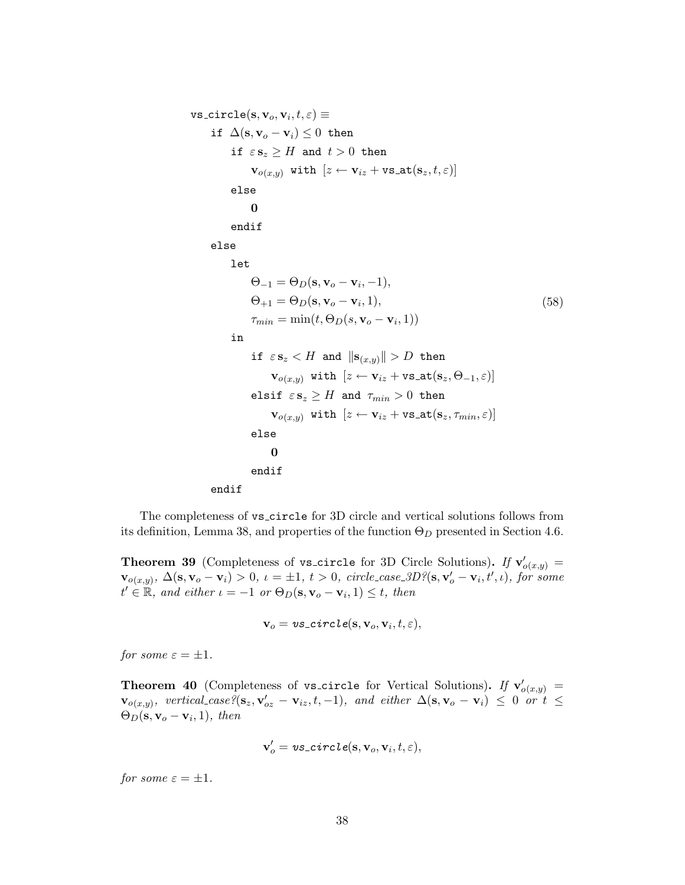$$
\begin{array}{l}
\texttt{vs\_circle}(\mathbf{s}, \mathbf{v}_o, \mathbf{v}_i, t, \varepsilon) \equiv \\
\quad \texttt{if } \Delta(\mathbf{s}, \mathbf{v}_o - \mathbf{v}_i) \leq 0 \texttt{ then} \\
\quad\quad \texttt{if } \varepsilon\, \mathbf{s}_z \geq H \texttt{ and } t > 0 \texttt{ then} \\
\quad\quad\quad \mathbf{v}_{o(x,y)} \texttt{ with } [z \leftarrow \mathbf{v}_{iz} + \texttt{vs\_at}(\mathbf{s}_z, t, \varepsilon)] \\
\quad\quad \texttt{else} \\
\quad\quad\quad \mathbf{0} \\
\quad\quad \texttt{endif} \\
\quad \texttt{else} \\
\quad\quad \texttt{let} \\
\quad\quad\quad \Theta_{-1} = \Theta_D(\mathbf{s}, \mathbf{v}_o - \mathbf{v}_i, -1), \\
\quad\quad\quad \Theta_{+1} = \Theta_D(\mathbf{s}, \mathbf{v}_o - \mathbf{v}_i, 1), \\
\quad\quad\quad \tau_{min} = \min(t, \Theta_D(s, \mathbf{v}_o - \mathbf{v}_i, 1)) \\
\quad\quad \texttt{in} \\
\quad\quad\quad \texttt{if } \varepsilon\, \mathbf{s}_z < H \texttt{ and } \|\mathbf{s}_{(x,y)}\| > D \texttt{ then} \\
\quad\quad\quad\quad \mathbf{v}_{o(x,y)} \texttt{ with } [z \leftarrow \mathbf{v}_{iz} + \texttt{vs\_at}(\mathbf{s}_z, \Theta_{-1}, \varepsilon)] \\
\quad\quad\quad \texttt{elsif } \varepsilon\, \mathbf{s}_z \geq H \texttt{ and } \tau_{min} > 0 \texttt{ then} \\
\quad\quad\quad\quad \mathbf{v}_{o(x,y)} \texttt{ with } [z \leftarrow \mathbf{v}_{iz} + \texttt{vs\_at}(\mathbf{s}_z, \tau_{min}, \varepsilon)] \\
\quad\quad\quad \texttt{else} \\
\quad\quad\quad\quad \mathbf{0} \\
\quad\quad\quad \texttt{endif} \\
\quad \texttt{endif}
\end{array}
\tag{58}
$$

The completeness of vs_circle for 3D circle and vertical solutions follows from its definition, Lemma 38, and properties of the function $\Theta_D$ presented in Section 4.6.

**Theorem 39** (Completeness of vs_circle for 3D Circle Solutions). *If $\mathbf{v}'_{o(x,y)} = \mathbf{v}_{o(x,y)}$, $\Delta(\mathbf{s}, \mathbf{v}_o - \mathbf{v}_i) > 0$, $\iota = \pm 1$, $t > 0$, circle_case_3D?$(\mathbf{s}, \mathbf{v}'_o - \mathbf{v}_i, t', \iota)$, for some $t' \in \mathbb{R}$, and either $\iota = -1$ or $\Theta_D(\mathbf{s}, \mathbf{v}_o - \mathbf{v}_i, 1) \leq t$, then*

$$\mathbf{v}_o = \textit{vs\_circle}(\mathbf{s}, \mathbf{v}_o, \mathbf{v}_i, t, \varepsilon),$$

*for some $\varepsilon = \pm 1$.*

**Theorem 40** (Completeness of vs_circle for Vertical Solutions). *If $\mathbf{v}'_{o(x,y)} = \mathbf{v}_{o(x,y)}$, vertical_case?$(\mathbf{s}_z, \mathbf{v}'_{oz} - \mathbf{v}_{iz}, t, -1)$, and either $\Delta(\mathbf{s}, \mathbf{v}_o - \mathbf{v}_i) \leq 0$ or $t \leq \Theta_D(\mathbf{s}, \mathbf{v}_o - \mathbf{v}_i, 1)$, then*

$$\mathbf{v}'_o = \textit{vs\_circle}(\mathbf{s}, \mathbf{v}_o, \mathbf{v}_i, t, \varepsilon),$$

*for some $\varepsilon = \pm 1$.*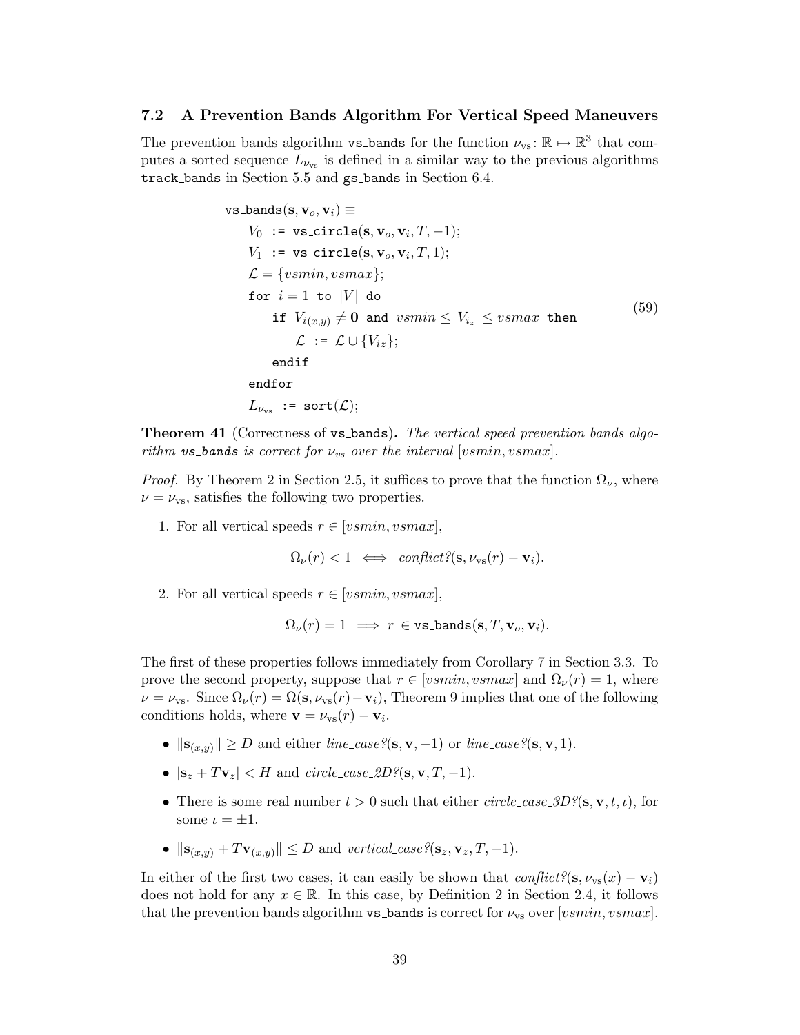### 7.2 A Prevention Bands Algorithm For Vertical Speed Maneuvers

The prevention bands algorithm `vs_bands` for the function $\nu_{\text{vs}} \colon \mathbb{R} \mapsto \mathbb{R}^3$ that computes a sorted sequence $L_{\nu_{\text{vs}}}$ is defined in a similar way to the previous algorithms `track_bands` in Section 5.5 and `gs_bands` in Section 6.4.

$$
\begin{array}{l}
\texttt{vs\_bands}(\mathbf{s}, \mathbf{v}_o, \mathbf{v}_i) \equiv \\
\quad V_0 \ \texttt{:=}\ \texttt{vs\_circle}(\mathbf{s}, \mathbf{v}_o, \mathbf{v}_i, T, -1); \\
\quad V_1 \ \texttt{:=}\ \texttt{vs\_circle}(\mathbf{s}, \mathbf{v}_o, \mathbf{v}_i, T, 1); \\
\quad \mathcal{L} = \{vsmin, vsmax\}; \\
\quad \texttt{for}\ i = 1\ \texttt{to}\ |V|\ \texttt{do} \\
\qquad \texttt{if}\ V_{i(x,y)} \neq \mathbf{0}\ \texttt{and}\ vsmin \leq V_{i_z} \leq vsmax\ \texttt{then} \\
\qquad\quad \mathcal{L}\ \texttt{:=}\ \mathcal{L} \cup \{V_{iz}\}; \\
\qquad \texttt{endif} \\
\quad \texttt{endfor} \\
\quad L_{\nu_{\text{vs}}}\ \texttt{:=}\ \texttt{sort}(\mathcal{L});
\end{array}
\qquad (59)
$$

**Theorem 41** (Correctness of `vs_bands`)**.** *The vertical speed prevention bands algorithm* `vs_bands` *is correct for $\nu_{vs}$ over the interval $[vsmin, vsmax]$.*

*Proof.* By Theorem 2 in Section 2.5, it suffices to prove that the function $\Omega_\nu$, where $\nu = \nu_{\text{vs}}$, satisfies the following two properties.

1. For all vertical speeds $r \in [vsmin, vsmax]$,

$$\Omega_\nu(r) < 1 \iff \textit{conflict?}(\mathbf{s}, \nu_{\text{vs}}(r) - \mathbf{v}_i).$$

2. For all vertical speeds $r \in [vsmin, vsmax]$,

$$\Omega_\nu(r) = 1 \implies r \in \texttt{vs\_bands}(\mathbf{s}, T, \mathbf{v}_o, \mathbf{v}_i).$$

The first of these properties follows immediately from Corollary 7 in Section 3.3. To prove the second property, suppose that $r \in [vsmin, vsmax]$ and $\Omega_\nu(r) = 1$, where $\nu = \nu_{\text{vs}}$. Since $\Omega_\nu(r) = \Omega(\mathbf{s}, \nu_{\text{vs}}(r) - \mathbf{v}_i)$, Theorem 9 implies that one of the following conditions holds, where $\mathbf{v} = \nu_{\text{vs}}(r) - \mathbf{v}_i$.

- $\|\mathbf{s}_{(x,y)}\| \geq D$ and either *line_case?*$(\mathbf{s}, \mathbf{v}, -1)$ or *line_case?*$(\mathbf{s}, \mathbf{v}, 1)$.
- $|\mathbf{s}_z + T\mathbf{v}_z| < H$ and *circle_case_2D?*$(\mathbf{s}, \mathbf{v}, T, -1)$.
- There is some real number $t > 0$ such that either *circle_case_3D?*$(\mathbf{s}, \mathbf{v}, t, \iota)$, for some $\iota = \pm 1$.
- $\|\mathbf{s}_{(x,y)} + T\mathbf{v}_{(x,y)}\| \leq D$ and *vertical_case?*$(\mathbf{s}_z, \mathbf{v}_z, T, -1)$.

In either of the first two cases, it can easily be shown that *conflict?*$(\mathbf{s}, \nu_{\text{vs}}(x) - \mathbf{v}_i)$ does not hold for any $x \in \mathbb{R}$. In this case, by Definition 2 in Section 2.4, it follows that the prevention bands algorithm `vs_bands` is correct for $\nu_{\text{vs}}$ over $[vsmin, vsmax]$.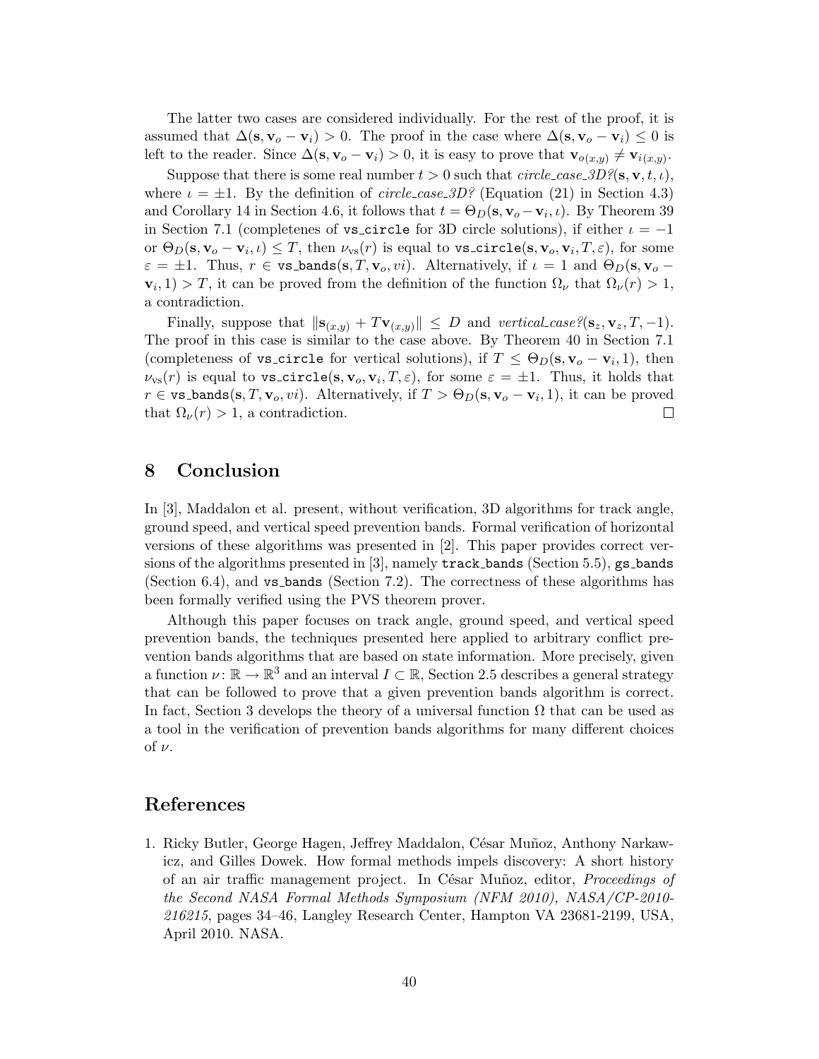The latter two cases are considered individually. For the rest of the proof, it is assumed that $\Delta(\mathbf{s}, \mathbf{v}_o - \mathbf{v}_i) > 0$. The proof in the case where $\Delta(\mathbf{s}, \mathbf{v}_o - \mathbf{v}_i) \leq 0$ is left to the reader. Since $\Delta(\mathbf{s}, \mathbf{v}_o - \mathbf{v}_i) > 0$, it is easy to prove that $\mathbf{v}_{o(x,y)} \neq \mathbf{v}_{i(x,y)}$.

Suppose that there is some real number $t > 0$ such that *circle_case_3D?*$(\mathbf{s}, \mathbf{v}, t, \iota)$, where $\iota = \pm 1$. By the definition of *circle_case_3D?* (Equation (21) in Section 4.3) and Corollary 14 in Section 4.6, it follows that $t = \Theta_D(\mathbf{s}, \mathbf{v}_o - \mathbf{v}_i, \iota)$. By Theorem 39 in Section 7.1 (completenes of `vs_circle` for 3D circle solutions), if either $\iota = -1$ or $\Theta_D(\mathbf{s}, \mathbf{v}_o - \mathbf{v}_i, \iota) \leq T$, then $\nu_{\text{vs}}(r)$ is equal to `vs_circle`$(\mathbf{s}, \mathbf{v}_o, \mathbf{v}_i, T, \varepsilon)$, for some $\varepsilon = \pm 1$. Thus, $r \in$ `vs_bands`$(\mathbf{s}, T, \mathbf{v}_o, vi)$. Alternatively, if $\iota = 1$ and $\Theta_D(\mathbf{s}, \mathbf{v}_o - \mathbf{v}_i, 1) > T$, it can be proved from the definition of the function $\Omega_\nu$ that $\Omega_\nu(r) > 1$, a contradiction.

Finally, suppose that $\|\mathbf{s}_{(x,y)} + T\mathbf{v}_{(x,y)}\| \leq D$ and *vertical_case?*$(\mathbf{s}_z, \mathbf{v}_z, T, -1)$. The proof in this case is similar to the case above. By Theorem 40 in Section 7.1 (completeness of `vs_circle` for vertical solutions), if $T \leq \Theta_D(\mathbf{s}, \mathbf{v}_o - \mathbf{v}_i, 1)$, then $\nu_{\text{vs}}(r)$ is equal to `vs_circle`$(\mathbf{s}, \mathbf{v}_o, \mathbf{v}_i, T, \varepsilon)$, for some $\varepsilon = \pm 1$. Thus, it holds that $r \in$ `vs_bands`$(\mathbf{s}, T, \mathbf{v}_o, vi)$. Alternatively, if $T > \Theta_D(\mathbf{s}, \mathbf{v}_o - \mathbf{v}_i, 1)$, it can be proved that $\Omega_\nu(r) > 1$, a contradiction. □

# 8 Conclusion

In [3], Maddalon et al. present, without verification, 3D algorithms for track angle, ground speed, and vertical speed prevention bands. Formal verification of horizontal versions of these algorithms was presented in [2]. This paper provides correct versions of the algorithms presented in [3], namely `track_bands` (Section 5.5), `gs_bands` (Section 6.4), and `vs_bands` (Section 7.2). The correctness of these algorithms has been formally verified using the PVS theorem prover.

Although this paper focuses on track angle, ground speed, and vertical speed prevention bands, the techniques presented here applied to arbitrary conflict prevention bands algorithms that are based on state information. More precisely, given a function $\nu\colon \mathbb{R} \to \mathbb{R}^3$ and an interval $I \subset \mathbb{R}$, Section 2.5 describes a general strategy that can be followed to prove that a given prevention bands algorithm is correct. In fact, Section 3 develops the theory of a universal function $\Omega$ that can be used as a tool in the verification of prevention bands algorithms for many different choices of $\nu$.

# References

1. Ricky Butler, George Hagen, Jeffrey Maddalon, César Muñoz, Anthony Narkawicz, and Gilles Dowek. How formal methods impels discovery: A short history of an air traffic management project. In César Muñoz, editor, *Proceedings of the Second NASA Formal Methods Symposium (NFM 2010), NASA/CP-2010-216215*, pages 34–46, Langley Research Center, Hampton VA 23681-2199, USA, April 2010. NASA.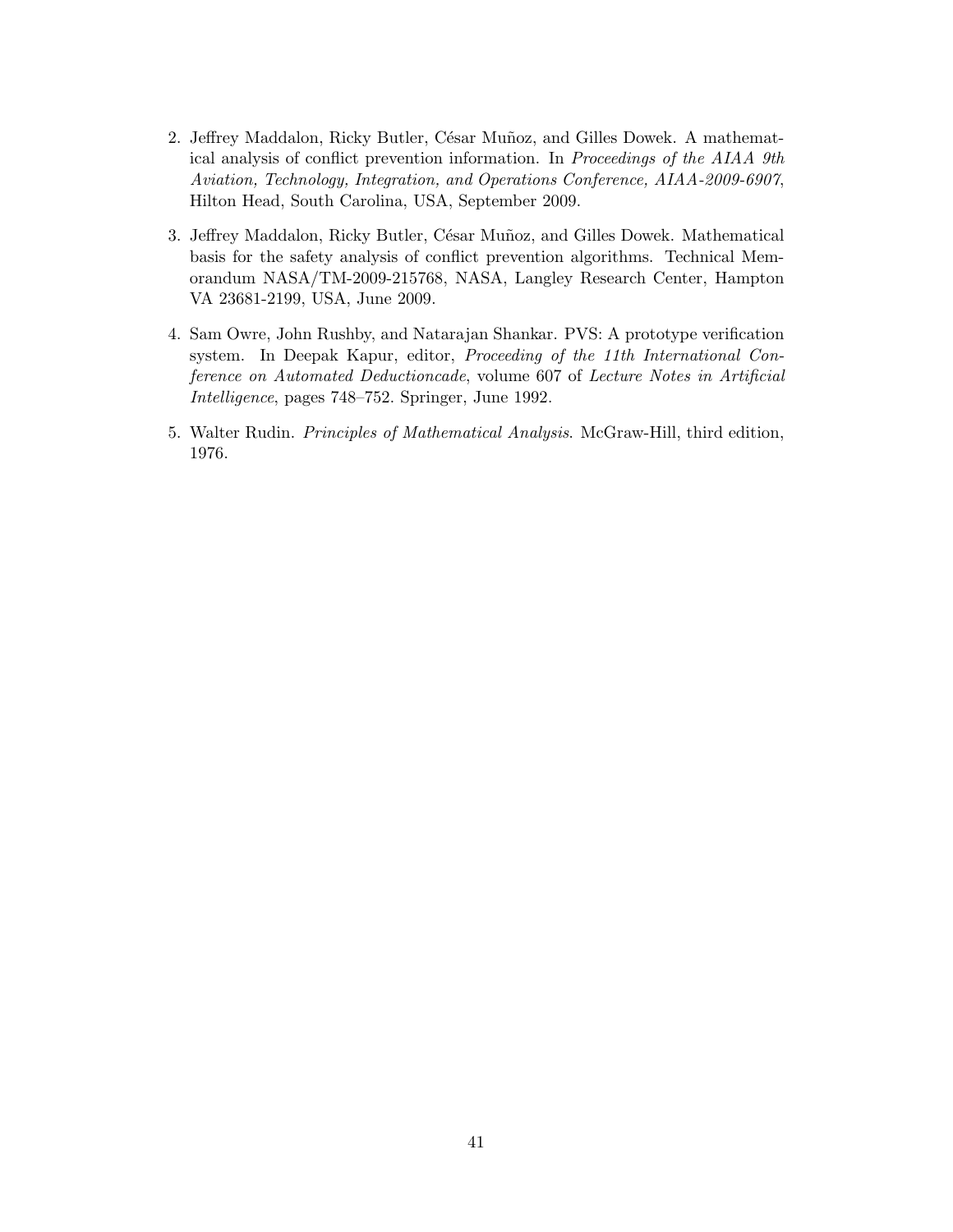2. Jeffrey Maddalon, Ricky Butler, César Muñoz, and Gilles Dowek. A mathematical analysis of conflict prevention information. In *Proceedings of the AIAA 9th Aviation, Technology, Integration, and Operations Conference, AIAA-2009-6907*, Hilton Head, South Carolina, USA, September 2009.

3. Jeffrey Maddalon, Ricky Butler, César Muñoz, and Gilles Dowek. Mathematical basis for the safety analysis of conflict prevention algorithms. Technical Memorandum NASA/TM-2009-215768, NASA, Langley Research Center, Hampton VA 23681-2199, USA, June 2009.

4. Sam Owre, John Rushby, and Natarajan Shankar. PVS: A prototype verification system. In Deepak Kapur, editor, *Proceeding of the 11th International Conference on Automated Deductioncade*, volume 607 of *Lecture Notes in Artificial Intelligence*, pages 748–752. Springer, June 1992.

5. Walter Rudin. *Principles of Mathematical Analysis*. McGraw-Hill, third edition, 1976.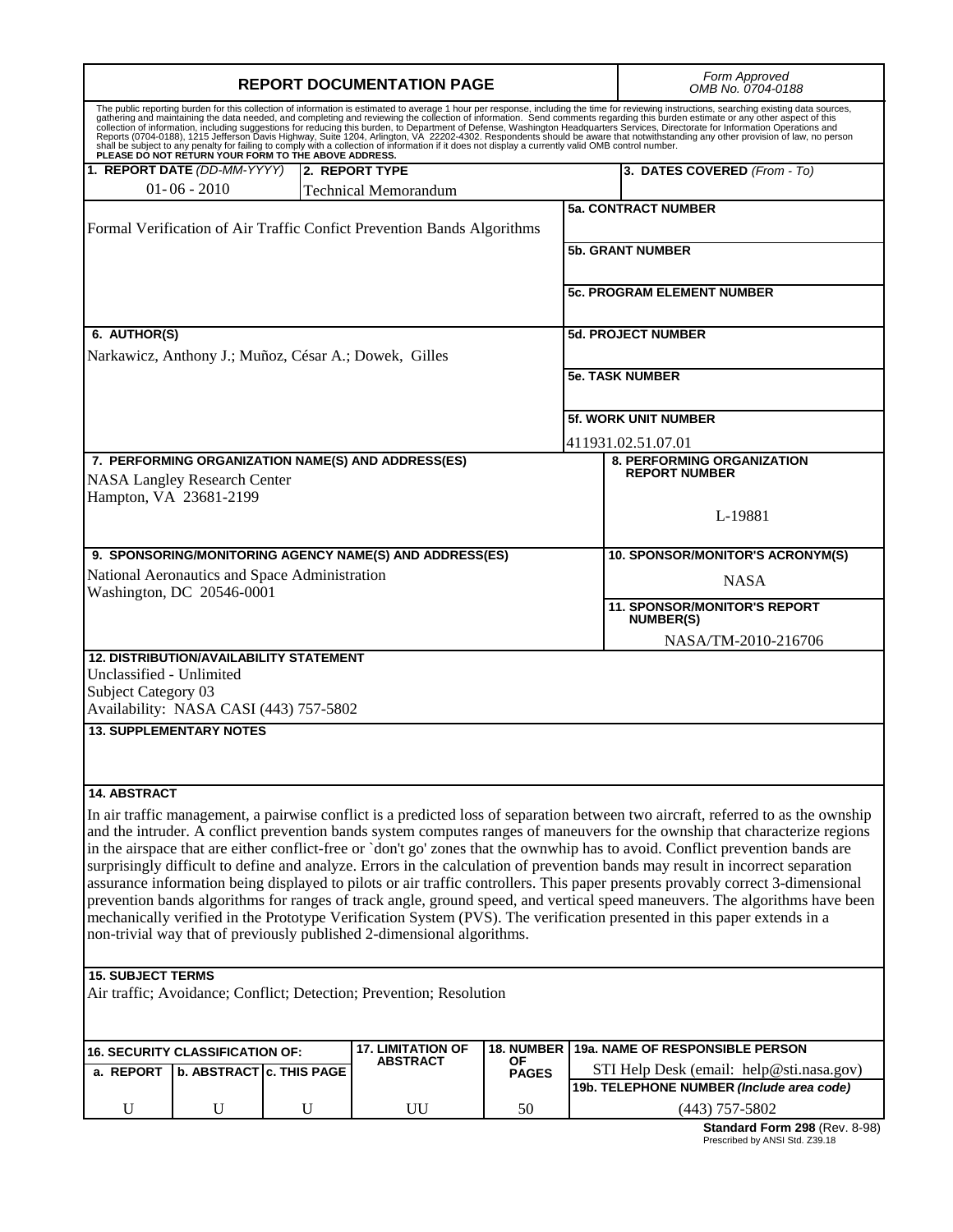# REPORT DOCUMENTATION PAGE

*Form Approved*
*OMB No. 0704-0188*

The public reporting burden for this collection of information is estimated to average 1 hour per response, including the time for reviewing instructions, searching existing data sources, gathering and maintaining the data needed, and completing and reviewing the collection of information. Send comments regarding this burden estimate or any other aspect of this collection of information, including suggestions for reducing this burden, to Department of Defense, Washington Headquarters Services, Directorate for Information Operations and Reports (0704-0188), 1215 Jefferson Davis Highway, Suite 1204, Arlington, VA 22202-4302. Respondents should be aware that notwithstanding any other provision of law, no person shall be subject to any penalty for failing to comply with a collection of information if it does not display a currently valid OMB control number.
**PLEASE DO NOT RETURN YOUR FORM TO THE ABOVE ADDRESS.**

| **1. REPORT DATE** *(DD-MM-YYYY)* | **2. REPORT TYPE** | **3. DATES COVERED** *(From - To)* |
|---|---|---|
| 01- 06 - 2010 | Technical Memorandum | |

**4. TITLE AND SUBTITLE**
Formal Verification of Air Traffic Confict Prevention Bands Algorithms

**5a. CONTRACT NUMBER**

**5b. GRANT NUMBER**

**5c. PROGRAM ELEMENT NUMBER**

**6. AUTHOR(S)**
Narkawicz, Anthony J.; Muñoz, César A.; Dowek, Gilles

**5d. PROJECT NUMBER**

**5e. TASK NUMBER**

**5f. WORK UNIT NUMBER**
411931.02.51.07.01

**7. PERFORMING ORGANIZATION NAME(S) AND ADDRESS(ES)**
NASA Langley Research Center
Hampton, VA 23681-2199

**8. PERFORMING ORGANIZATION REPORT NUMBER**
L-19881

**9. SPONSORING/MONITORING AGENCY NAME(S) AND ADDRESS(ES)**
National Aeronautics and Space Administration
Washington, DC 20546-0001

**10. SPONSOR/MONITOR'S ACRONYM(S)**
NASA

**11. SPONSOR/MONITOR'S REPORT NUMBER(S)**
NASA/TM-2010-216706

**12. DISTRIBUTION/AVAILABILITY STATEMENT**
Unclassified - Unlimited
Subject Category 03
Availability: NASA CASI (443) 757-5802

**13. SUPPLEMENTARY NOTES**

**14. ABSTRACT**
In air traffic management, a pairwise conflict is a predicted loss of separation between two aircraft, referred to as the ownship and the intruder. A conflict prevention bands system computes ranges of maneuvers for the ownship that characterize regions in the airspace that are either conflict-free or `don't go' zones that the ownwhip has to avoid. Conflict prevention bands are surprisingly difficult to define and analyze. Errors in the calculation of prevention bands may result in incorrect separation assurance information being displayed to pilots or air traffic controllers. This paper presents provably correct 3-dimensional prevention bands algorithms for ranges of track angle, ground speed, and vertical speed maneuvers. The algorithms have been mechanically verified in the Prototype Verification System (PVS). The verification presented in this paper extends in a non-trivial way that of previously published 2-dimensional algorithms.

**15. SUBJECT TERMS**
Air traffic; Avoidance; Conflict; Detection; Prevention; Resolution

| **16. SECURITY CLASSIFICATION OF:** | | | **17. LIMITATION OF ABSTRACT** | **18. NUMBER OF PAGES** | **19a. NAME OF RESPONSIBLE PERSON** |
|---|---|---|---|---|---|
| **a. REPORT** | **b. ABSTRACT** | **c. THIS PAGE** | | | STI Help Desk (email: help@sti.nasa.gov) |
| | | | | | **19b. TELEPHONE NUMBER** *(Include area code)* |
| U | U | U | UU | 50 | (443) 757-5802 |

**Standard Form 298** (Rev. 8-98)
Prescribed by ANSI Std. Z39.18